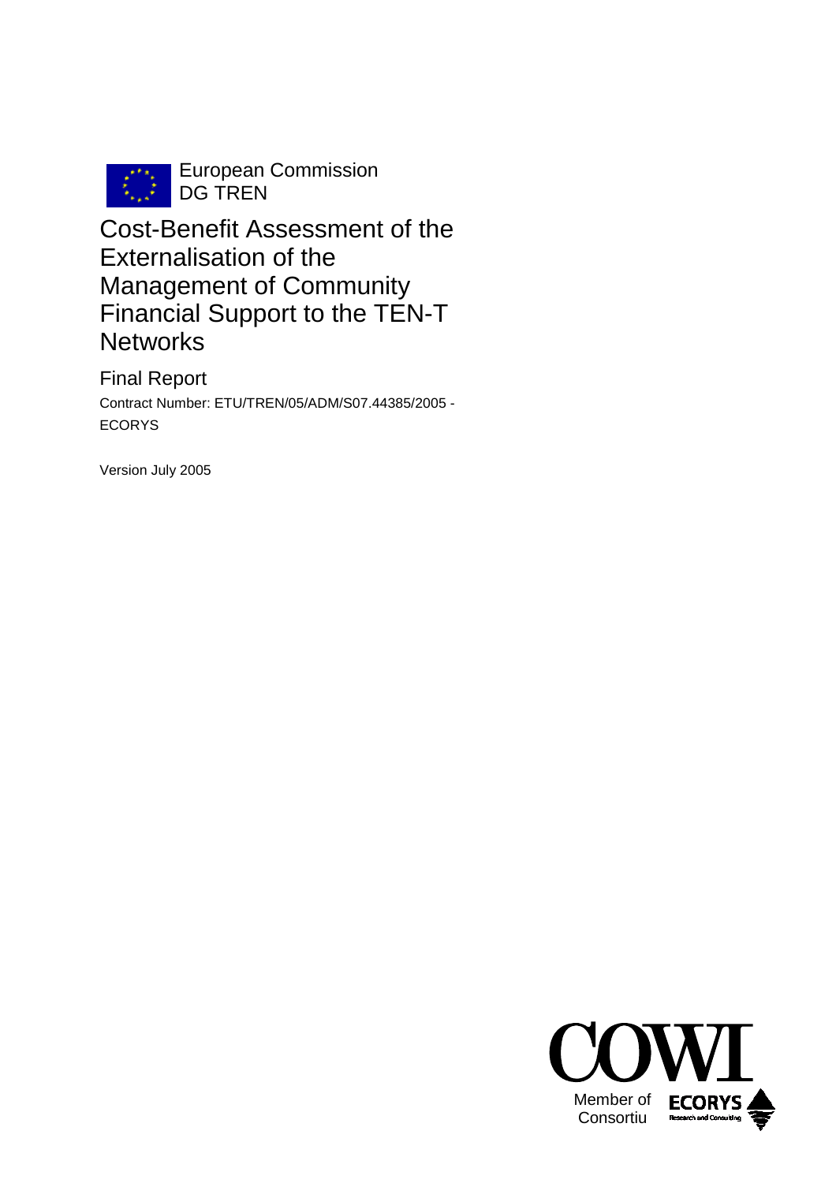European Commission
DG TREN

# Cost-Benefit Assessment of the Externalisation of the Management of Community Financial Support to the TEN-T Networks

## Final Report

Contract Number: ETU/TREN/05/ADM/S07.44385/2005 - ECORYS

Version July 2005

COWI

Member of Consortiu

ECORYS Research and Consulting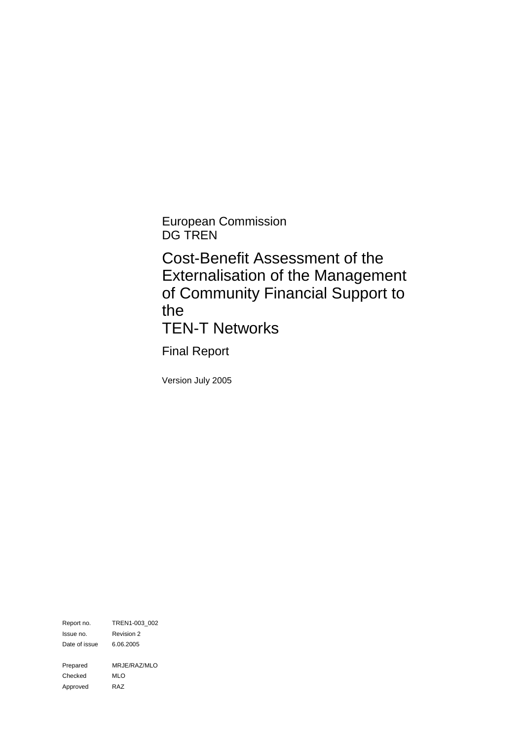European Commission
DG TREN

# Cost-Benefit Assessment of the Externalisation of the Management of Community Financial Support to the TEN-T Networks

Final Report

Version July 2005

| | |
|---|---|
| Report no. | TREN1-003_002 |
| Issue no. | Revision 2 |
| Date of issue | 6.06.2005 |
| | |
| Prepared | MRJE/RAZ/MLO |
| Checked | MLO |
| Approved | RAZ |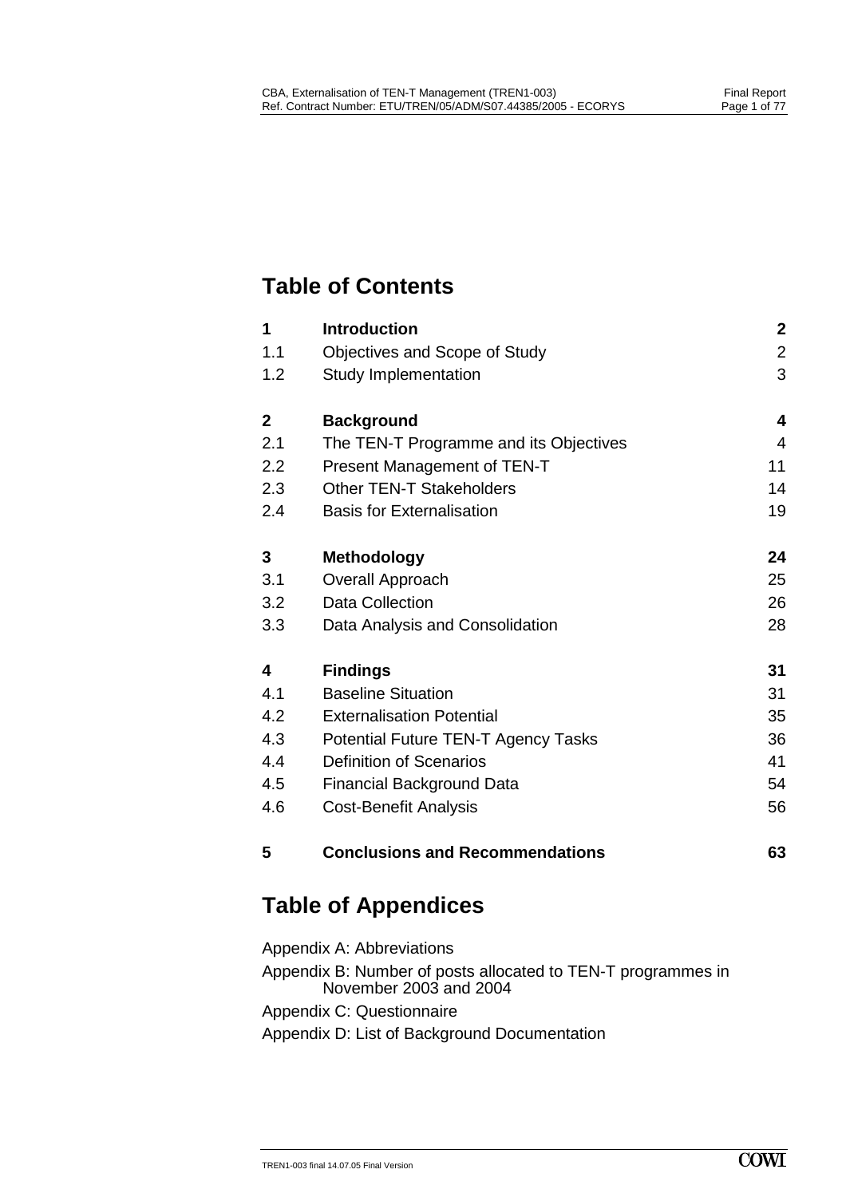# Table of Contents

| | | |
|---|---|---|
| **1** | **Introduction** | **2** |
| 1.1 | Objectives and Scope of Study | 2 |
| 1.2 | Study Implementation | 3 |
| **2** | **Background** | **4** |
| 2.1 | The TEN-T Programme and its Objectives | 4 |
| 2.2 | Present Management of TEN-T | 11 |
| 2.3 | Other TEN-T Stakeholders | 14 |
| 2.4 | Basis for Externalisation | 19 |
| **3** | **Methodology** | **24** |
| 3.1 | Overall Approach | 25 |
| 3.2 | Data Collection | 26 |
| 3.3 | Data Analysis and Consolidation | 28 |
| **4** | **Findings** | **31** |
| 4.1 | Baseline Situation | 31 |
| 4.2 | Externalisation Potential | 35 |
| 4.3 | Potential Future TEN-T Agency Tasks | 36 |
| 4.4 | Definition of Scenarios | 41 |
| 4.5 | Financial Background Data | 54 |
| 4.6 | Cost-Benefit Analysis | 56 |
| **5** | **Conclusions and Recommendations** | **63** |

# Table of Appendices

Appendix A: Abbreviations

Appendix B: Number of posts allocated to TEN-T programmes in November 2003 and 2004

Appendix C: Questionnaire

Appendix D: List of Background Documentation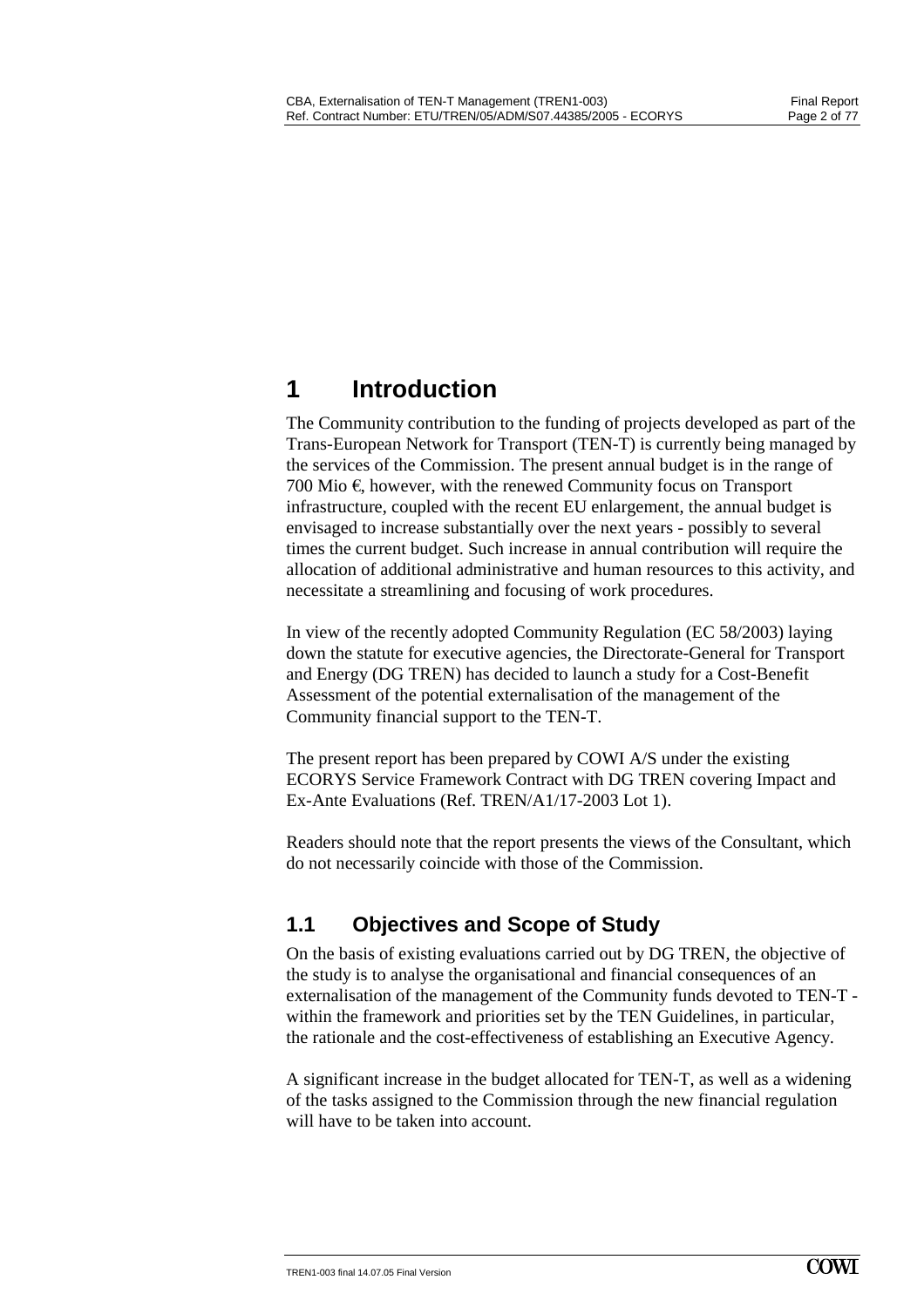# 1 Introduction

The Community contribution to the funding of projects developed as part of the Trans-European Network for Transport (TEN-T) is currently being managed by the services of the Commission. The present annual budget is in the range of 700 Mio €, however, with the renewed Community focus on Transport infrastructure, coupled with the recent EU enlargement, the annual budget is envisaged to increase substantially over the next years - possibly to several times the current budget. Such increase in annual contribution will require the allocation of additional administrative and human resources to this activity, and necessitate a streamlining and focusing of work procedures.

In view of the recently adopted Community Regulation (EC 58/2003) laying down the statute for executive agencies, the Directorate-General for Transport and Energy (DG TREN) has decided to launch a study for a Cost-Benefit Assessment of the potential externalisation of the management of the Community financial support to the TEN-T.

The present report has been prepared by COWI A/S under the existing ECORYS Service Framework Contract with DG TREN covering Impact and Ex-Ante Evaluations (Ref. TREN/A1/17-2003 Lot 1).

Readers should note that the report presents the views of the Consultant, which do not necessarily coincide with those of the Commission.

## 1.1 Objectives and Scope of Study

On the basis of existing evaluations carried out by DG TREN, the objective of the study is to analyse the organisational and financial consequences of an externalisation of the management of the Community funds devoted to TEN-T - within the framework and priorities set by the TEN Guidelines, in particular, the rationale and the cost-effectiveness of establishing an Executive Agency.

A significant increase in the budget allocated for TEN-T, as well as a widening of the tasks assigned to the Commission through the new financial regulation will have to be taken into account.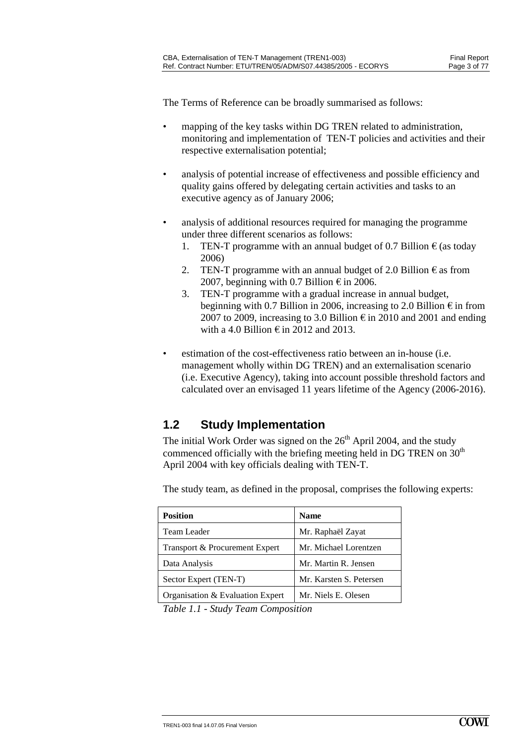The Terms of Reference can be broadly summarised as follows:

- mapping of the key tasks within DG TREN related to administration, monitoring and implementation of TEN-T policies and activities and their respective externalisation potential;

- analysis of potential increase of effectiveness and possible efficiency and quality gains offered by delegating certain activities and tasks to an executive agency as of January 2006;

- analysis of additional resources required for managing the programme under three different scenarios as follows:
  1. TEN-T programme with an annual budget of 0.7 Billion € (as today 2006)
  2. TEN-T programme with an annual budget of 2.0 Billion € as from 2007, beginning with 0.7 Billion € in 2006.
  3. TEN-T programme with a gradual increase in annual budget, beginning with 0.7 Billion in 2006, increasing to 2.0 Billion € in from 2007 to 2009, increasing to 3.0 Billion € in 2010 and 2001 and ending with a 4.0 Billion € in 2012 and 2013.

- estimation of the cost-effectiveness ratio between an in-house (i.e. management wholly within DG TREN) and an externalisation scenario (i.e. Executive Agency), taking into account possible threshold factors and calculated over an envisaged 11 years lifetime of the Agency (2006-2016).

## 1.2 Study Implementation

The initial Work Order was signed on the 26th April 2004, and the study commenced officially with the briefing meeting held in DG TREN on 30th April 2004 with key officials dealing with TEN-T.

The study team, as defined in the proposal, comprises the following experts:

| Position | Name |
|---|---|
| Team Leader | Mr. Raphaël Zayat |
| Transport & Procurement Expert | Mr. Michael Lorentzen |
| Data Analysis | Mr. Martin R. Jensen |
| Sector Expert (TEN-T) | Mr. Karsten S. Petersen |
| Organisation & Evaluation Expert | Mr. Niels E. Olesen |

*Table 1.1 - Study Team Composition*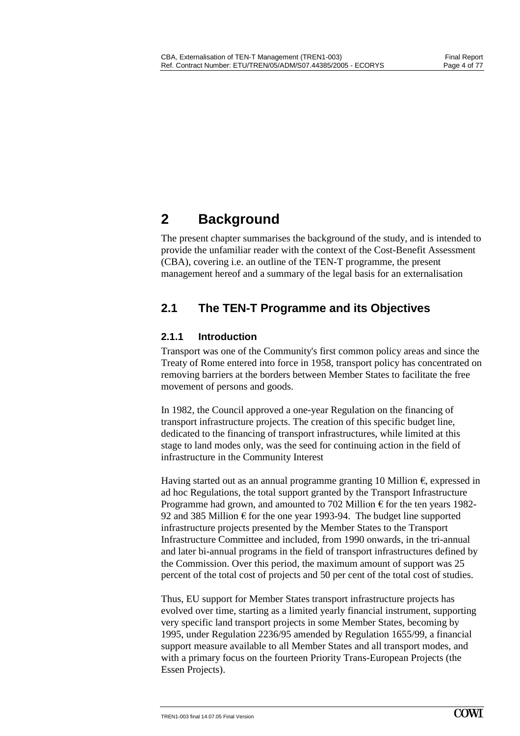# 2 Background

The present chapter summarises the background of the study, and is intended to provide the unfamiliar reader with the context of the Cost-Benefit Assessment (CBA), covering i.e. an outline of the TEN-T programme, the present management hereof and a summary of the legal basis for an externalisation

## 2.1 The TEN-T Programme and its Objectives

### 2.1.1 Introduction

Transport was one of the Community's first common policy areas and since the Treaty of Rome entered into force in 1958, transport policy has concentrated on removing barriers at the borders between Member States to facilitate the free movement of persons and goods.

In 1982, the Council approved a one-year Regulation on the financing of transport infrastructure projects. The creation of this specific budget line, dedicated to the financing of transport infrastructures, while limited at this stage to land modes only, was the seed for continuing action in the field of infrastructure in the Community Interest

Having started out as an annual programme granting 10 Million €, expressed in ad hoc Regulations, the total support granted by the Transport Infrastructure Programme had grown, and amounted to 702 Million € for the ten years 1982-92 and 385 Million € for the one year 1993-94. The budget line supported infrastructure projects presented by the Member States to the Transport Infrastructure Committee and included, from 1990 onwards, in the tri-annual and later bi-annual programs in the field of transport infrastructures defined by the Commission. Over this period, the maximum amount of support was 25 percent of the total cost of projects and 50 per cent of the total cost of studies.

Thus, EU support for Member States transport infrastructure projects has evolved over time, starting as a limited yearly financial instrument, supporting very specific land transport projects in some Member States, becoming by 1995, under Regulation 2236/95 amended by Regulation 1655/99, a financial support measure available to all Member States and all transport modes, and with a primary focus on the fourteen Priority Trans-European Projects (the Essen Projects).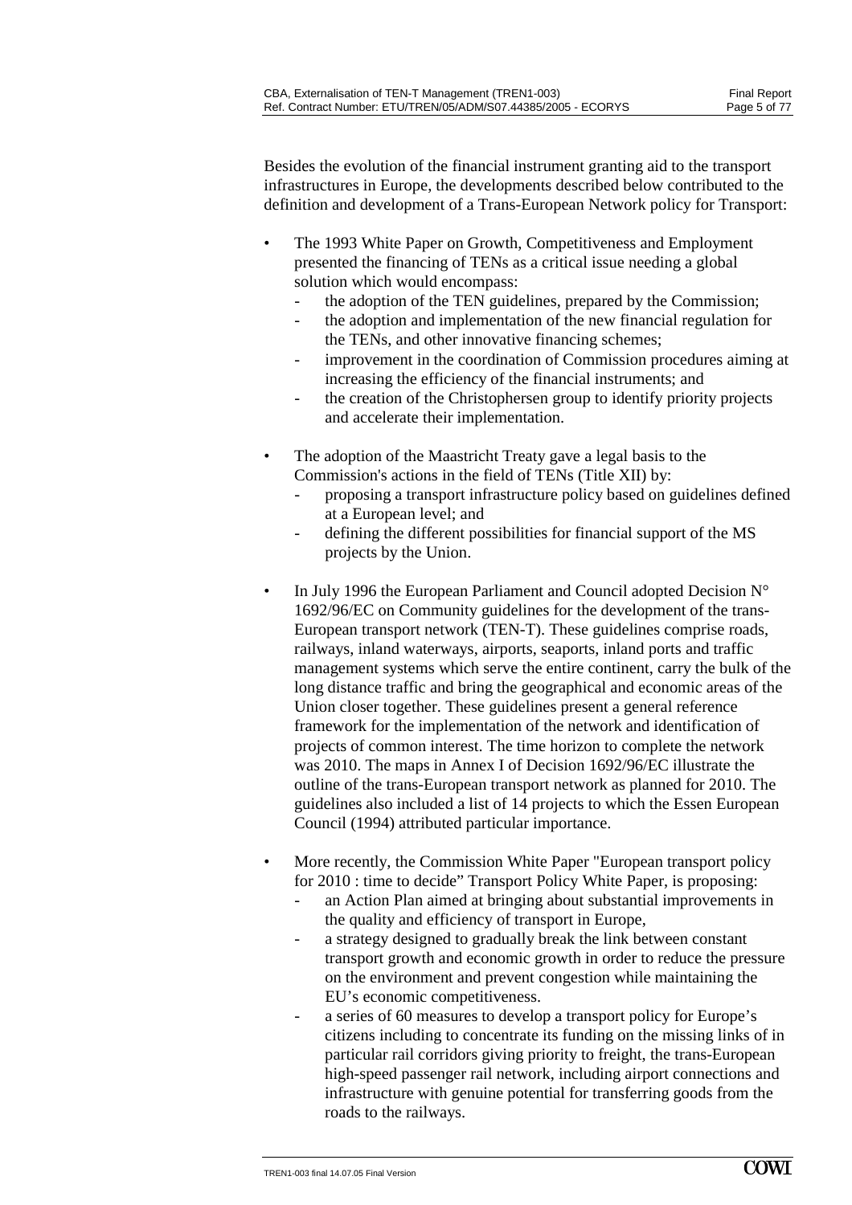Besides the evolution of the financial instrument granting aid to the transport infrastructures in Europe, the developments described below contributed to the definition and development of a Trans-European Network policy for Transport:

- The 1993 White Paper on Growth, Competitiveness and Employment presented the financing of TENs as a critical issue needing a global solution which would encompass:
  - the adoption of the TEN guidelines, prepared by the Commission;
  - the adoption and implementation of the new financial regulation for the TENs, and other innovative financing schemes;
  - improvement in the coordination of Commission procedures aiming at increasing the efficiency of the financial instruments; and
  - the creation of the Christophersen group to identify priority projects and accelerate their implementation.

- The adoption of the Maastricht Treaty gave a legal basis to the Commission's actions in the field of TENs (Title XII) by:
  - proposing a transport infrastructure policy based on guidelines defined at a European level; and
  - defining the different possibilities for financial support of the MS projects by the Union.

- In July 1996 the European Parliament and Council adopted Decision N° 1692/96/EC on Community guidelines for the development of the trans-European transport network (TEN-T). These guidelines comprise roads, railways, inland waterways, airports, seaports, inland ports and traffic management systems which serve the entire continent, carry the bulk of the long distance traffic and bring the geographical and economic areas of the Union closer together. These guidelines present a general reference framework for the implementation of the network and identification of projects of common interest. The time horizon to complete the network was 2010. The maps in Annex I of Decision 1692/96/EC illustrate the outline of the trans-European transport network as planned for 2010. The guidelines also included a list of 14 projects to which the Essen European Council (1994) attributed particular importance.

- More recently, the Commission White Paper "European transport policy for 2010 : time to decide" Transport Policy White Paper, is proposing:
  - an Action Plan aimed at bringing about substantial improvements in the quality and efficiency of transport in Europe,
  - a strategy designed to gradually break the link between constant transport growth and economic growth in order to reduce the pressure on the environment and prevent congestion while maintaining the EU's economic competitiveness.
  - a series of 60 measures to develop a transport policy for Europe's citizens including to concentrate its funding on the missing links of in particular rail corridors giving priority to freight, the trans-European high-speed passenger rail network, including airport connections and infrastructure with genuine potential for transferring goods from the roads to the railways.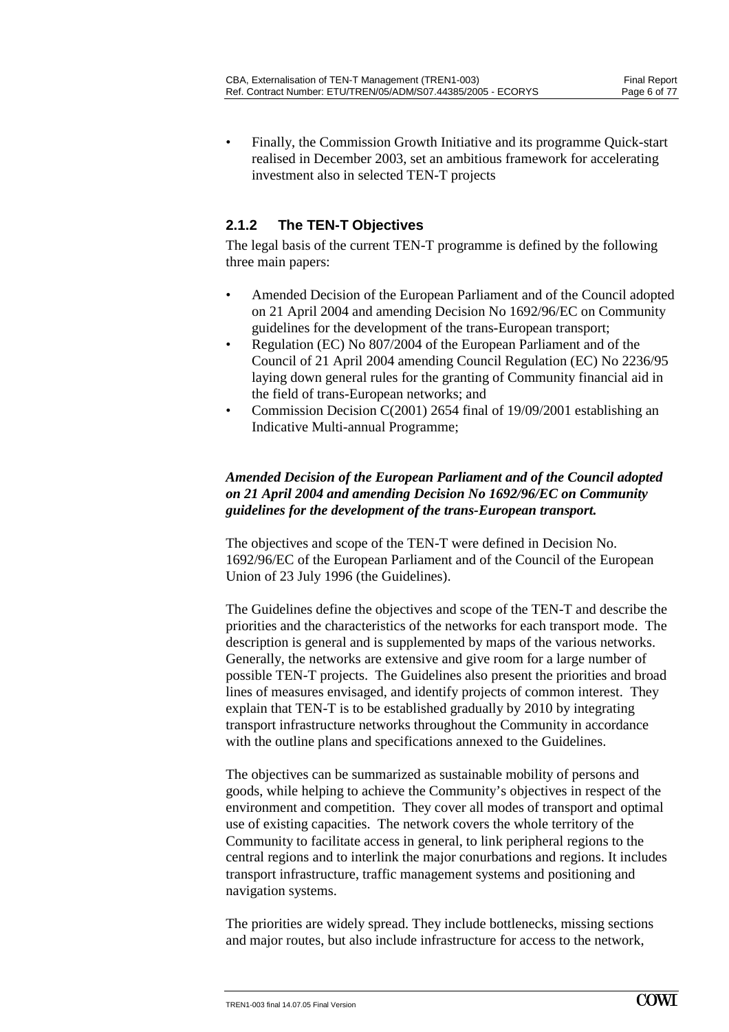- Finally, the Commission Growth Initiative and its programme Quick-start realised in December 2003, set an ambitious framework for accelerating investment also in selected TEN-T projects

### 2.1.2 The TEN-T Objectives

The legal basis of the current TEN-T programme is defined by the following three main papers:

- Amended Decision of the European Parliament and of the Council adopted on 21 April 2004 and amending Decision No 1692/96/EC on Community guidelines for the development of the trans-European transport;
- Regulation (EC) No 807/2004 of the European Parliament and of the Council of 21 April 2004 amending Council Regulation (EC) No 2236/95 laying down general rules for the granting of Community financial aid in the field of trans-European networks; and
- Commission Decision C(2001) 2654 final of 19/09/2001 establishing an Indicative Multi-annual Programme;

***Amended Decision of the European Parliament and of the Council adopted on 21 April 2004 and amending Decision No 1692/96/EC on Community guidelines for the development of the trans-European transport.***

The objectives and scope of the TEN-T were defined in Decision No. 1692/96/EC of the European Parliament and of the Council of the European Union of 23 July 1996 (the Guidelines).

The Guidelines define the objectives and scope of the TEN-T and describe the priorities and the characteristics of the networks for each transport mode. The description is general and is supplemented by maps of the various networks. Generally, the networks are extensive and give room for a large number of possible TEN-T projects. The Guidelines also present the priorities and broad lines of measures envisaged, and identify projects of common interest. They explain that TEN-T is to be established gradually by 2010 by integrating transport infrastructure networks throughout the Community in accordance with the outline plans and specifications annexed to the Guidelines.

The objectives can be summarized as sustainable mobility of persons and goods, while helping to achieve the Community's objectives in respect of the environment and competition. They cover all modes of transport and optimal use of existing capacities. The network covers the whole territory of the Community to facilitate access in general, to link peripheral regions to the central regions and to interlink the major conurbations and regions. It includes transport infrastructure, traffic management systems and positioning and navigation systems.

The priorities are widely spread. They include bottlenecks, missing sections and major routes, but also include infrastructure for access to the network,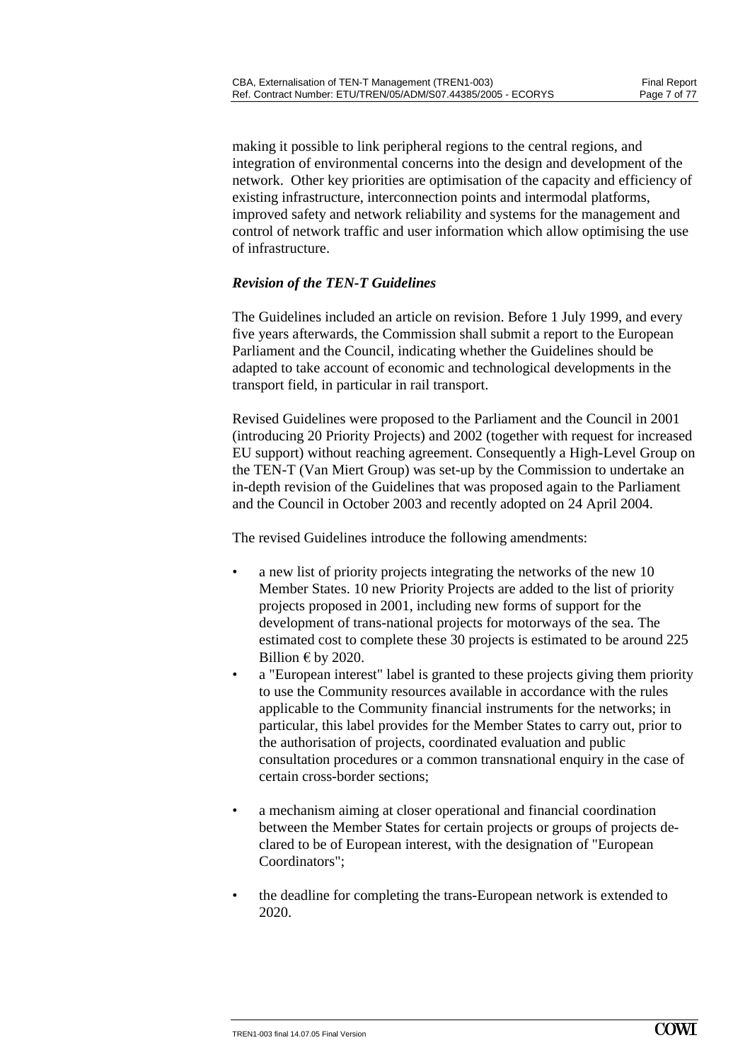making it possible to link peripheral regions to the central regions, and integration of environmental concerns into the design and development of the network. Other key priorities are optimisation of the capacity and efficiency of existing infrastructure, interconnection points and intermodal platforms, improved safety and network reliability and systems for the management and control of network traffic and user information which allow optimising the use of infrastructure.

***Revision of the TEN-T Guidelines***

The Guidelines included an article on revision. Before 1 July 1999, and every five years afterwards, the Commission shall submit a report to the European Parliament and the Council, indicating whether the Guidelines should be adapted to take account of economic and technological developments in the transport field, in particular in rail transport.

Revised Guidelines were proposed to the Parliament and the Council in 2001 (introducing 20 Priority Projects) and 2002 (together with request for increased EU support) without reaching agreement. Consequently a High-Level Group on the TEN-T (Van Miert Group) was set-up by the Commission to undertake an in-depth revision of the Guidelines that was proposed again to the Parliament and the Council in October 2003 and recently adopted on 24 April 2004.

The revised Guidelines introduce the following amendments:

- a new list of priority projects integrating the networks of the new 10 Member States. 10 new Priority Projects are added to the list of priority projects proposed in 2001, including new forms of support for the development of trans-national projects for motorways of the sea. The estimated cost to complete these 30 projects is estimated to be around 225 Billion € by 2020.
- a "European interest" label is granted to these projects giving them priority to use the Community resources available in accordance with the rules applicable to the Community financial instruments for the networks; in particular, this label provides for the Member States to carry out, prior to the authorisation of projects, coordinated evaluation and public consultation procedures or a common transnational enquiry in the case of certain cross-border sections;
- a mechanism aiming at closer operational and financial coordination between the Member States for certain projects or groups of projects declared to be of European interest, with the designation of "European Coordinators";
- the deadline for completing the trans-European network is extended to 2020.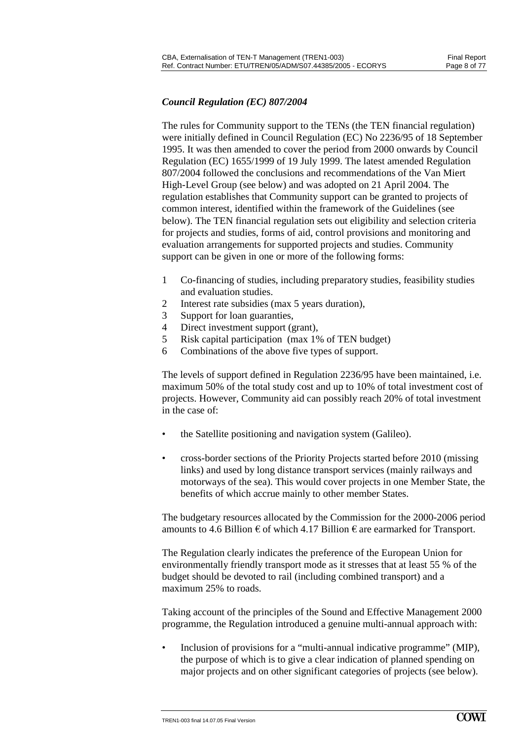### *Council Regulation (EC) 807/2004*

The rules for Community support to the TENs (the TEN financial regulation) were initially defined in Council Regulation (EC) No 2236/95 of 18 September 1995. It was then amended to cover the period from 2000 onwards by Council Regulation (EC) 1655/1999 of 19 July 1999. The latest amended Regulation 807/2004 followed the conclusions and recommendations of the Van Miert High-Level Group (see below) and was adopted on 21 April 2004. The regulation establishes that Community support can be granted to projects of common interest, identified within the framework of the Guidelines (see below). The TEN financial regulation sets out eligibility and selection criteria for projects and studies, forms of aid, control provisions and monitoring and evaluation arrangements for supported projects and studies. Community support can be given in one or more of the following forms:

1. Co-financing of studies, including preparatory studies, feasibility studies and evaluation studies.
2. Interest rate subsidies (max 5 years duration),
3. Support for loan guaranties,
4. Direct investment support (grant),
5. Risk capital participation (max 1% of TEN budget)
6. Combinations of the above five types of support.

The levels of support defined in Regulation 2236/95 have been maintained, i.e. maximum 50% of the total study cost and up to 10% of total investment cost of projects. However, Community aid can possibly reach 20% of total investment in the case of:

- the Satellite positioning and navigation system (Galileo).
- cross-border sections of the Priority Projects started before 2010 (missing links) and used by long distance transport services (mainly railways and motorways of the sea). This would cover projects in one Member State, the benefits of which accrue mainly to other member States.

The budgetary resources allocated by the Commission for the 2000-2006 period amounts to 4.6 Billion € of which 4.17 Billion € are earmarked for Transport.

The Regulation clearly indicates the preference of the European Union for environmentally friendly transport mode as it stresses that at least 55 % of the budget should be devoted to rail (including combined transport) and a maximum 25% to roads.

Taking account of the principles of the Sound and Effective Management 2000 programme, the Regulation introduced a genuine multi-annual approach with:

- Inclusion of provisions for a "multi-annual indicative programme" (MIP), the purpose of which is to give a clear indication of planned spending on major projects and on other significant categories of projects (see below).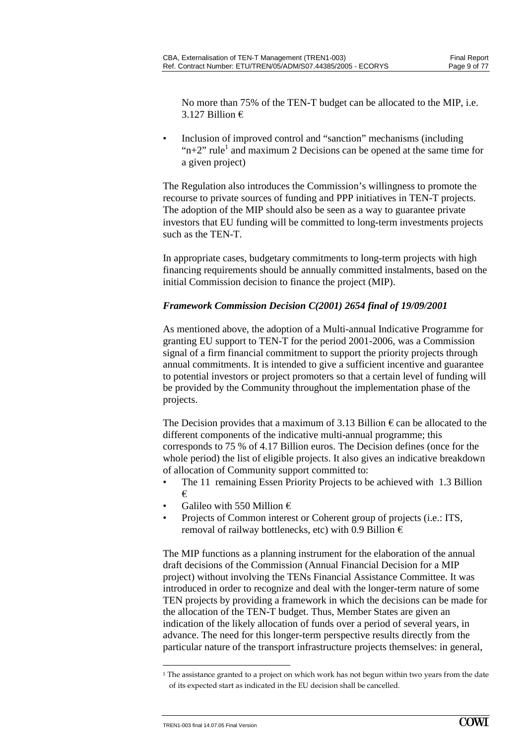No more than 75% of the TEN-T budget can be allocated to the MIP, i.e. 3.127 Billion €

- Inclusion of improved control and "sanction" mechanisms (including "n+2" rule[1] and maximum 2 Decisions can be opened at the same time for a given project)

The Regulation also introduces the Commission's willingness to promote the recourse to private sources of funding and PPP initiatives in TEN-T projects. The adoption of the MIP should also be seen as a way to guarantee private investors that EU funding will be committed to long-term investments projects such as the TEN-T.

In appropriate cases, budgetary commitments to long-term projects with high financing requirements should be annually committed instalments, based on the initial Commission decision to finance the project (MIP).

***Framework Commission Decision C(2001) 2654 final of 19/09/2001***

As mentioned above, the adoption of a Multi-annual Indicative Programme for granting EU support to TEN-T for the period 2001-2006, was a Commission signal of a firm financial commitment to support the priority projects through annual commitments. It is intended to give a sufficient incentive and guarantee to potential investors or project promoters so that a certain level of funding will be provided by the Community throughout the implementation phase of the projects.

The Decision provides that a maximum of 3.13 Billion € can be allocated to the different components of the indicative multi-annual programme; this corresponds to 75 % of 4.17 Billion euros. The Decision defines (once for the whole period) the list of eligible projects. It also gives an indicative breakdown of allocation of Community support committed to:

- The 11 remaining Essen Priority Projects to be achieved with 1.3 Billion €
- Galileo with 550 Million €
- Projects of Common interest or Coherent group of projects (i.e.: ITS, removal of railway bottlenecks, etc) with 0.9 Billion €

The MIP functions as a planning instrument for the elaboration of the annual draft decisions of the Commission (Annual Financial Decision for a MIP project) without involving the TENs Financial Assistance Committee. It was introduced in order to recognize and deal with the longer-term nature of some TEN projects by providing a framework in which the decisions can be made for the allocation of the TEN-T budget. Thus, Member States are given an indication of the likely allocation of funds over a period of several years, in advance. The need for this longer-term perspective results directly from the particular nature of the transport infrastructure projects themselves: in general,

---

[1] The assistance granted to a project on which work has not begun within two years from the date of its expected start as indicated in the EU decision shall be cancelled.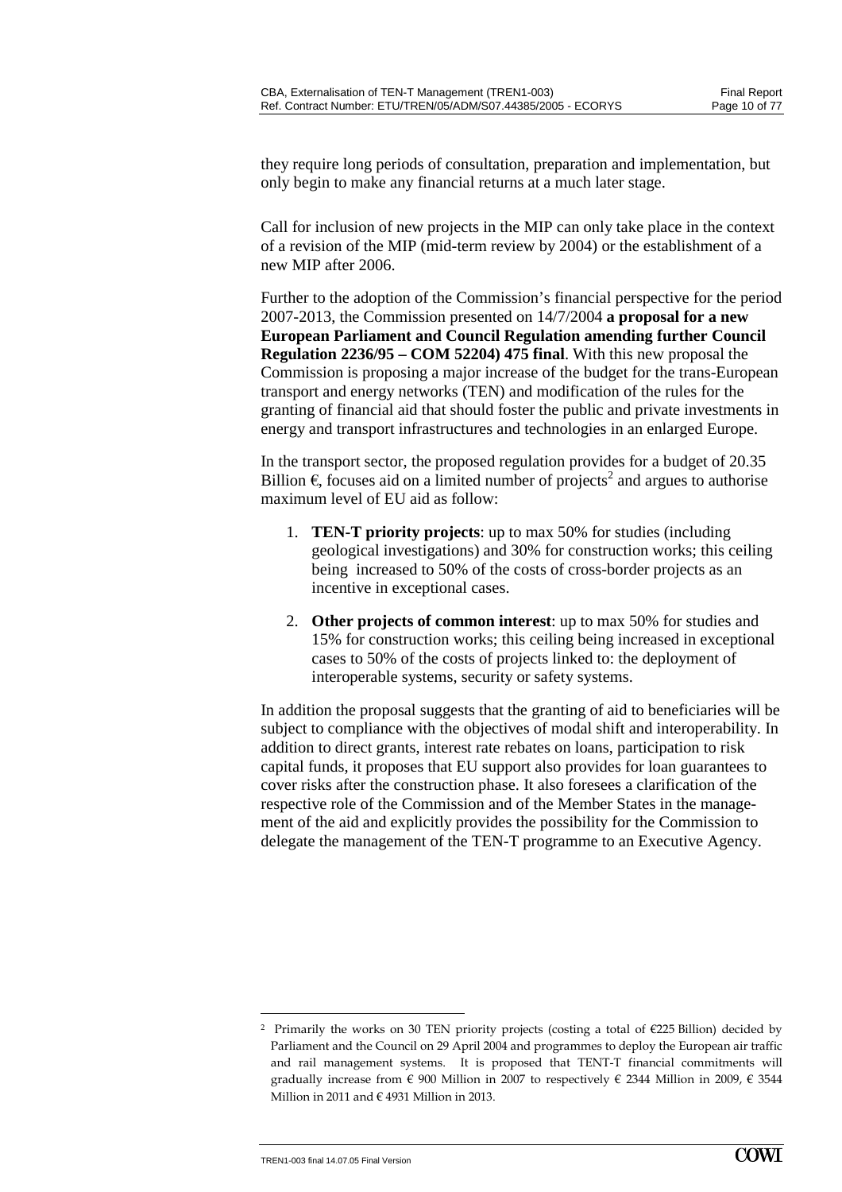they require long periods of consultation, preparation and implementation, but only begin to make any financial returns at a much later stage.

Call for inclusion of new projects in the MIP can only take place in the context of a revision of the MIP (mid-term review by 2004) or the establishment of a new MIP after 2006.

Further to the adoption of the Commission's financial perspective for the period 2007-2013, the Commission presented on 14/7/2004 **a proposal for a new European Parliament and Council Regulation amending further Council Regulation 2236/95 – COM 52204) 475 final**. With this new proposal the Commission is proposing a major increase of the budget for the trans-European transport and energy networks (TEN) and modification of the rules for the granting of financial aid that should foster the public and private investments in energy and transport infrastructures and technologies in an enlarged Europe.

In the transport sector, the proposed regulation provides for a budget of 20.35 Billion €, focuses aid on a limited number of projects[2] and argues to authorise maximum level of EU aid as follow:

1. **TEN-T priority projects**: up to max 50% for studies (including geological investigations) and 30% for construction works; this ceiling being increased to 50% of the costs of cross-border projects as an incentive in exceptional cases.
2. **Other projects of common interest**: up to max 50% for studies and 15% for construction works; this ceiling being increased in exceptional cases to 50% of the costs of projects linked to: the deployment of interoperable systems, security or safety systems.

In addition the proposal suggests that the granting of aid to beneficiaries will be subject to compliance with the objectives of modal shift and interoperability. In addition to direct grants, interest rate rebates on loans, participation to risk capital funds, it proposes that EU support also provides for loan guarantees to cover risks after the construction phase. It also foresees a clarification of the respective role of the Commission and of the Member States in the management of the aid and explicitly provides the possibility for the Commission to delegate the management of the TEN-T programme to an Executive Agency.

[2] Primarily the works on 30 TEN priority projects (costing a total of €225 Billion) decided by Parliament and the Council on 29 April 2004 and programmes to deploy the European air traffic and rail management systems. It is proposed that TENT-T financial commitments will gradually increase from € 900 Million in 2007 to respectively € 2344 Million in 2009, € 3544 Million in 2011 and € 4931 Million in 2013.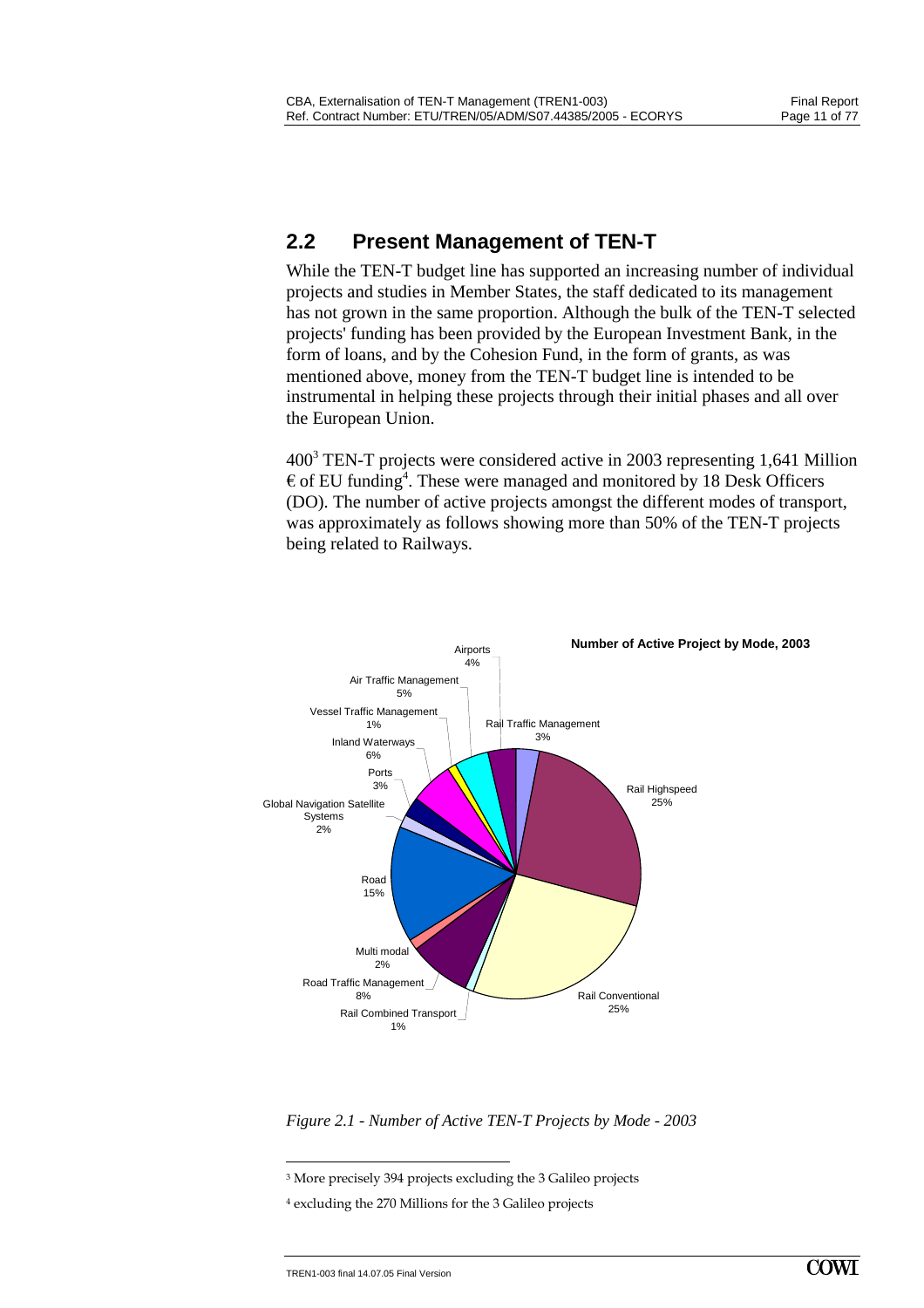## 2.2 Present Management of TEN-T

While the TEN-T budget line has supported an increasing number of individual projects and studies in Member States, the staff dedicated to its management has not grown in the same proportion. Although the bulk of the TEN-T selected projects' funding has been provided by the European Investment Bank, in the form of loans, and by the Cohesion Fund, in the form of grants, as was mentioned above, money from the TEN-T budget line is intended to be instrumental in helping these projects through their initial phases and all over the European Union.

400[3] TEN-T projects were considered active in 2003 representing 1,641 Million € of EU funding[4]. These were managed and monitored by 18 Desk Officers (DO). The number of active projects amongst the different modes of transport, was approximately as follows showing more than 50% of the TEN-T projects being related to Railways.

Number of Active Project by Mode, 2003

Airports 4%
Air Traffic Management 5%
Vessel Traffic Management 1%
Inland Waterways 6%
Ports 3%
Global Navigation Satellite Systems 2%
Road 15%
Multi modal 2%
Road Traffic Management 8%
Rail Combined Transport 1%
Rail Conventional 25%
Rail Highspeed 25%
Rail Traffic Management 3%

*Figure 2.1 - Number of Active TEN-T Projects by Mode - 2003*

[3] More precisely 394 projects excluding the 3 Galileo projects

[4] excluding the 270 Millions for the 3 Galileo projects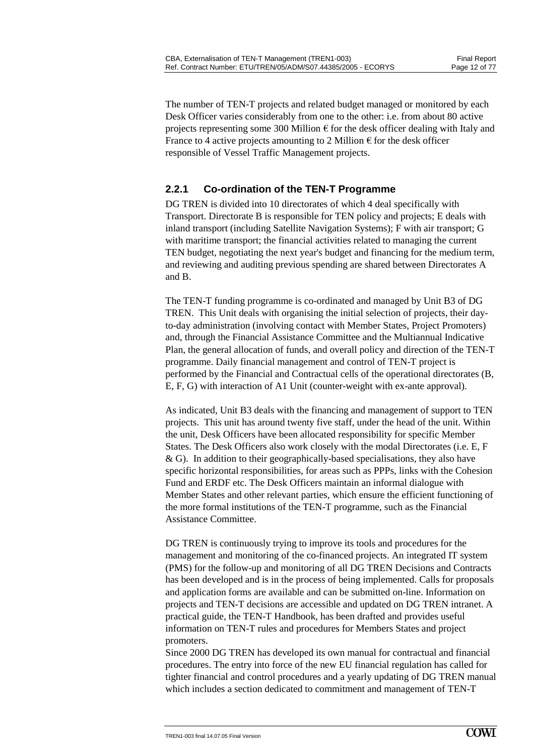The number of TEN-T projects and related budget managed or monitored by each Desk Officer varies considerably from one to the other: i.e. from about 80 active projects representing some 300 Million € for the desk officer dealing with Italy and France to 4 active projects amounting to 2 Million € for the desk officer responsible of Vessel Traffic Management projects.

### 2.2.1 Co-ordination of the TEN-T Programme

DG TREN is divided into 10 directorates of which 4 deal specifically with Transport. Directorate B is responsible for TEN policy and projects; E deals with inland transport (including Satellite Navigation Systems); F with air transport; G with maritime transport; the financial activities related to managing the current TEN budget, negotiating the next year's budget and financing for the medium term, and reviewing and auditing previous spending are shared between Directorates A and B.

The TEN-T funding programme is co-ordinated and managed by Unit B3 of DG TREN. This Unit deals with organising the initial selection of projects, their day-to-day administration (involving contact with Member States, Project Promoters) and, through the Financial Assistance Committee and the Multiannual Indicative Plan, the general allocation of funds, and overall policy and direction of the TEN-T programme. Daily financial management and control of TEN-T project is performed by the Financial and Contractual cells of the operational directorates (B, E, F, G) with interaction of A1 Unit (counter-weight with ex-ante approval).

As indicated, Unit B3 deals with the financing and management of support to TEN projects. This unit has around twenty five staff, under the head of the unit. Within the unit, Desk Officers have been allocated responsibility for specific Member States. The Desk Officers also work closely with the modal Directorates (i.e. E, F & G). In addition to their geographically-based specialisations, they also have specific horizontal responsibilities, for areas such as PPPs, links with the Cohesion Fund and ERDF etc. The Desk Officers maintain an informal dialogue with Member States and other relevant parties, which ensure the efficient functioning of the more formal institutions of the TEN-T programme, such as the Financial Assistance Committee.

DG TREN is continuously trying to improve its tools and procedures for the management and monitoring of the co-financed projects. An integrated IT system (PMS) for the follow-up and monitoring of all DG TREN Decisions and Contracts has been developed and is in the process of being implemented. Calls for proposals and application forms are available and can be submitted on-line. Information on projects and TEN-T decisions are accessible and updated on DG TREN intranet. A practical guide, the TEN-T Handbook, has been drafted and provides useful information on TEN-T rules and procedures for Members States and project promoters.

Since 2000 DG TREN has developed its own manual for contractual and financial procedures. The entry into force of the new EU financial regulation has called for tighter financial and control procedures and a yearly updating of DG TREN manual which includes a section dedicated to commitment and management of TEN-T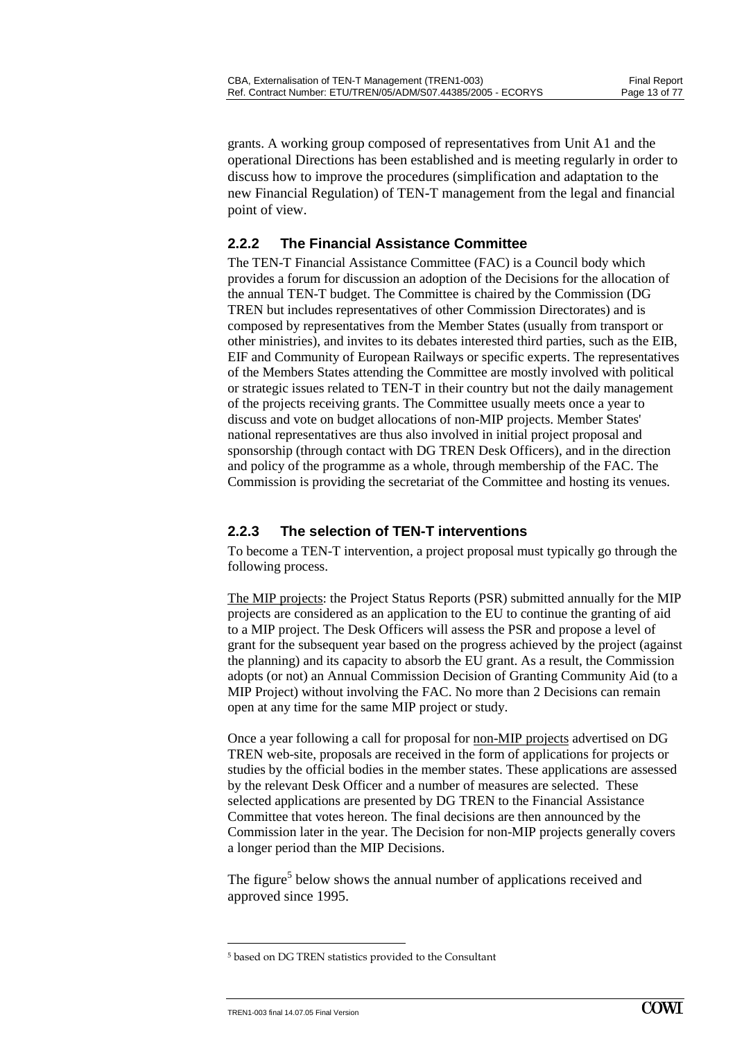grants. A working group composed of representatives from Unit A1 and the operational Directions has been established and is meeting regularly in order to discuss how to improve the procedures (simplification and adaptation to the new Financial Regulation) of TEN-T management from the legal and financial point of view.

### 2.2.2 The Financial Assistance Committee

The TEN-T Financial Assistance Committee (FAC) is a Council body which provides a forum for discussion an adoption of the Decisions for the allocation of the annual TEN-T budget. The Committee is chaired by the Commission (DG TREN but includes representatives of other Commission Directorates) and is composed by representatives from the Member States (usually from transport or other ministries), and invites to its debates interested third parties, such as the EIB, EIF and Community of European Railways or specific experts. The representatives of the Members States attending the Committee are mostly involved with political or strategic issues related to TEN-T in their country but not the daily management of the projects receiving grants. The Committee usually meets once a year to discuss and vote on budget allocations of non-MIP projects. Member States' national representatives are thus also involved in initial project proposal and sponsorship (through contact with DG TREN Desk Officers), and in the direction and policy of the programme as a whole, through membership of the FAC. The Commission is providing the secretariat of the Committee and hosting its venues.

### 2.2.3 The selection of TEN-T interventions

To become a TEN-T intervention, a project proposal must typically go through the following process.

The MIP projects: the Project Status Reports (PSR) submitted annually for the MIP projects are considered as an application to the EU to continue the granting of aid to a MIP project. The Desk Officers will assess the PSR and propose a level of grant for the subsequent year based on the progress achieved by the project (against the planning) and its capacity to absorb the EU grant. As a result, the Commission adopts (or not) an Annual Commission Decision of Granting Community Aid (to a MIP Project) without involving the FAC. No more than 2 Decisions can remain open at any time for the same MIP project or study.

Once a year following a call for proposal for non-MIP projects advertised on DG TREN web-site, proposals are received in the form of applications for projects or studies by the official bodies in the member states. These applications are assessed by the relevant Desk Officer and a number of measures are selected. These selected applications are presented by DG TREN to the Financial Assistance Committee that votes hereon. The final decisions are then announced by the Commission later in the year. The Decision for non-MIP projects generally covers a longer period than the MIP Decisions.

The figure[5] below shows the annual number of applications received and approved since 1995.

[5] based on DG TREN statistics provided to the Consultant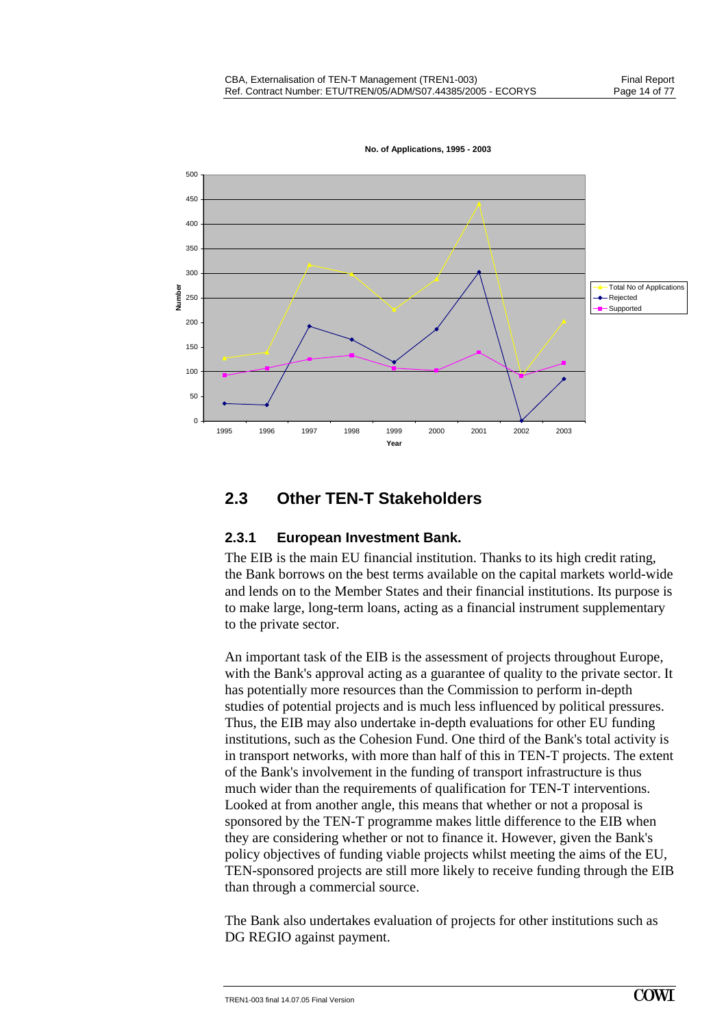No. of Applications, 1995 - 2003

500
450
400
350
300
250
200
150
100
50
0

Number

1995 1996 1997 1998 1999 2000 2001 2002 2003

Year

Total No of Applications
Rejected
Supported

## 2.3 Other TEN-T Stakeholders

### 2.3.1 European Investment Bank.

The EIB is the main EU financial institution. Thanks to its high credit rating, the Bank borrows on the best terms available on the capital markets world-wide and lends on to the Member States and their financial institutions. Its purpose is to make large, long-term loans, acting as a financial instrument supplementary to the private sector.

An important task of the EIB is the assessment of projects throughout Europe, with the Bank's approval acting as a guarantee of quality to the private sector. It has potentially more resources than the Commission to perform in-depth studies of potential projects and is much less influenced by political pressures. Thus, the EIB may also undertake in-depth evaluations for other EU funding institutions, such as the Cohesion Fund. One third of the Bank's total activity is in transport networks, with more than half of this in TEN-T projects. The extent of the Bank's involvement in the funding of transport infrastructure is thus much wider than the requirements of qualification for TEN-T interventions. Looked at from another angle, this means that whether or not a proposal is sponsored by the TEN-T programme makes little difference to the EIB when they are considering whether or not to finance it. However, given the Bank's policy objectives of funding viable projects whilst meeting the aims of the EU, TEN-sponsored projects are still more likely to receive funding through the EIB than through a commercial source.

The Bank also undertakes evaluation of projects for other institutions such as DG REGIO against payment.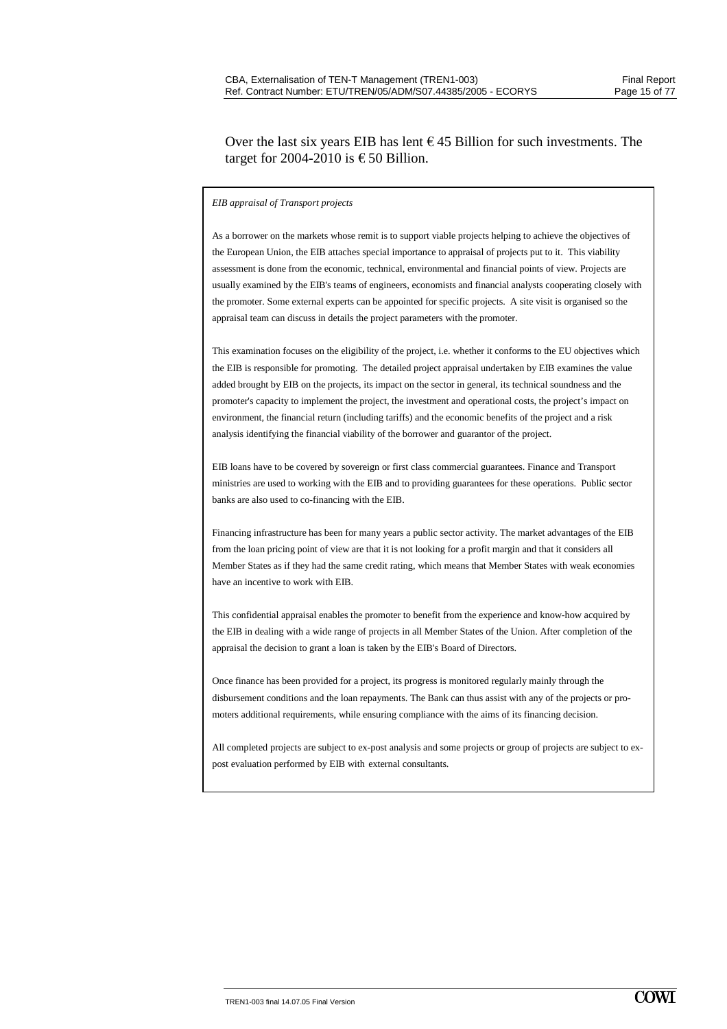Over the last six years EIB has lent € 45 Billion for such investments. The target for 2004-2010 is € 50 Billion.

*EIB appraisal of Transport projects*

As a borrower on the markets whose remit is to support viable projects helping to achieve the objectives of the European Union, the EIB attaches special importance to appraisal of projects put to it. This viability assessment is done from the economic, technical, environmental and financial points of view. Projects are usually examined by the EIB's teams of engineers, economists and financial analysts cooperating closely with the promoter. Some external experts can be appointed for specific projects. A site visit is organised so the appraisal team can discuss in details the project parameters with the promoter.

This examination focuses on the eligibility of the project, i.e. whether it conforms to the EU objectives which the EIB is responsible for promoting. The detailed project appraisal undertaken by EIB examines the value added brought by EIB on the projects, its impact on the sector in general, its technical soundness and the promoter's capacity to implement the project, the investment and operational costs, the project's impact on environment, the financial return (including tariffs) and the economic benefits of the project and a risk analysis identifying the financial viability of the borrower and guarantor of the project.

EIB loans have to be covered by sovereign or first class commercial guarantees. Finance and Transport ministries are used to working with the EIB and to providing guarantees for these operations. Public sector banks are also used to co-financing with the EIB.

Financing infrastructure has been for many years a public sector activity. The market advantages of the EIB from the loan pricing point of view are that it is not looking for a profit margin and that it considers all Member States as if they had the same credit rating, which means that Member States with weak economies have an incentive to work with EIB.

This confidential appraisal enables the promoter to benefit from the experience and know-how acquired by the EIB in dealing with a wide range of projects in all Member States of the Union. After completion of the appraisal the decision to grant a loan is taken by the EIB's Board of Directors.

Once finance has been provided for a project, its progress is monitored regularly mainly through the disbursement conditions and the loan repayments. The Bank can thus assist with any of the projects or promoters additional requirements, while ensuring compliance with the aims of its financing decision.

All completed projects are subject to ex-post analysis and some projects or group of projects are subject to ex-post evaluation performed by EIB with external consultants.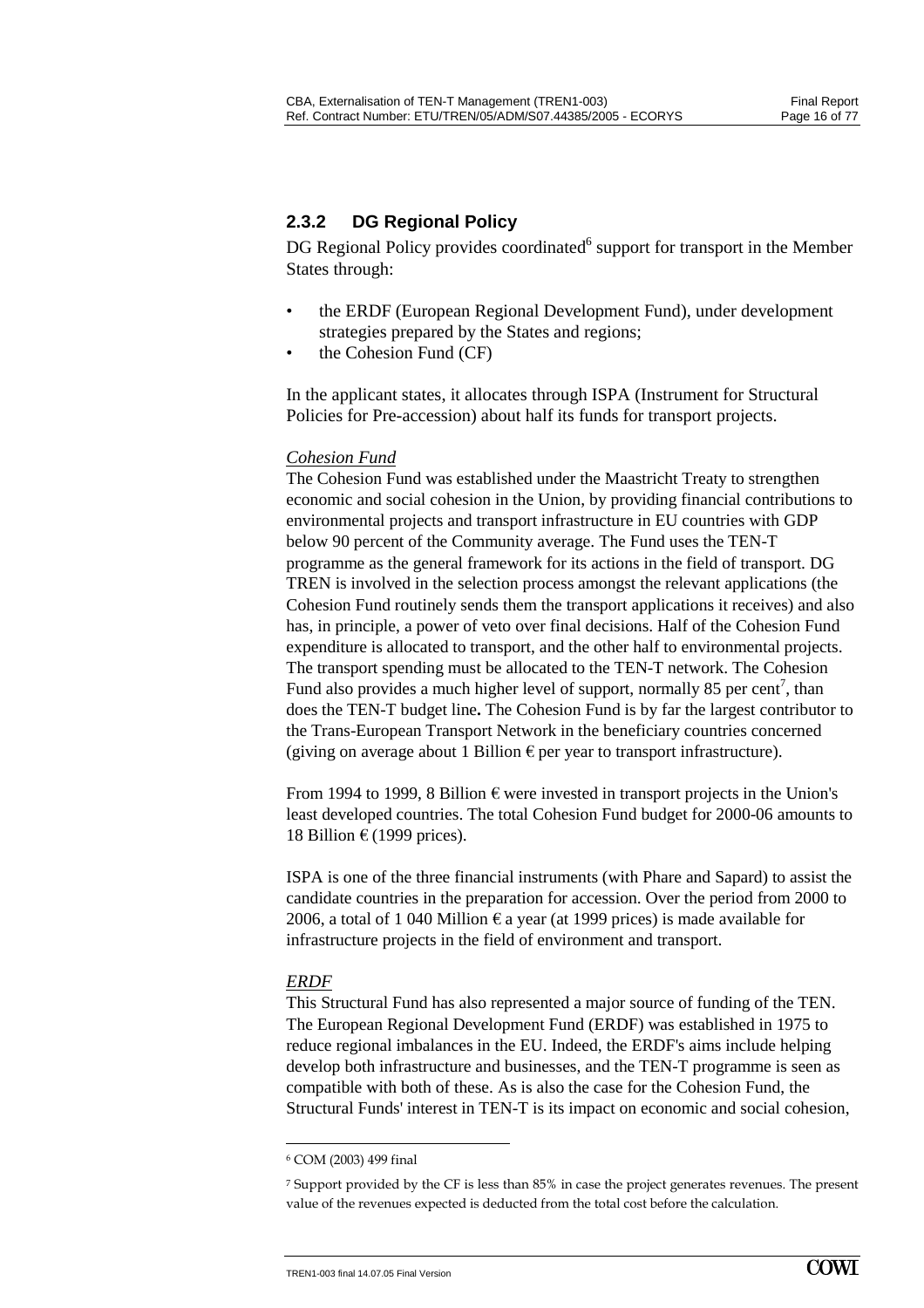### 2.3.2 DG Regional Policy

DG Regional Policy provides coordinated[6] support for transport in the Member States through:

- the ERDF (European Regional Development Fund), under development strategies prepared by the States and regions;
- the Cohesion Fund (CF)

In the applicant states, it allocates through ISPA (Instrument for Structural Policies for Pre-accession) about half its funds for transport projects.

*Cohesion Fund*

The Cohesion Fund was established under the Maastricht Treaty to strengthen economic and social cohesion in the Union, by providing financial contributions to environmental projects and transport infrastructure in EU countries with GDP below 90 percent of the Community average. The Fund uses the TEN-T programme as the general framework for its actions in the field of transport. DG TREN is involved in the selection process amongst the relevant applications (the Cohesion Fund routinely sends them the transport applications it receives) and also has, in principle, a power of veto over final decisions. Half of the Cohesion Fund expenditure is allocated to transport, and the other half to environmental projects. The transport spending must be allocated to the TEN-T network. The Cohesion Fund also provides a much higher level of support, normally 85 per cent[7], than does the TEN-T budget line**.** The Cohesion Fund is by far the largest contributor to the Trans-European Transport Network in the beneficiary countries concerned (giving on average about 1 Billion € per year to transport infrastructure).

From 1994 to 1999, 8 Billion € were invested in transport projects in the Union's least developed countries. The total Cohesion Fund budget for 2000-06 amounts to 18 Billion € (1999 prices).

ISPA is one of the three financial instruments (with Phare and Sapard) to assist the candidate countries in the preparation for accession. Over the period from 2000 to 2006, a total of 1 040 Million € a year (at 1999 prices) is made available for infrastructure projects in the field of environment and transport.

*ERDF*

This Structural Fund has also represented a major source of funding of the TEN. The European Regional Development Fund (ERDF) was established in 1975 to reduce regional imbalances in the EU. Indeed, the ERDF's aims include helping develop both infrastructure and businesses, and the TEN-T programme is seen as compatible with both of these. As is also the case for the Cohesion Fund, the Structural Funds' interest in TEN-T is its impact on economic and social cohesion,

---

[6] COM (2003) 499 final

[7] Support provided by the CF is less than 85% in case the project generates revenues. The present value of the revenues expected is deducted from the total cost before the calculation.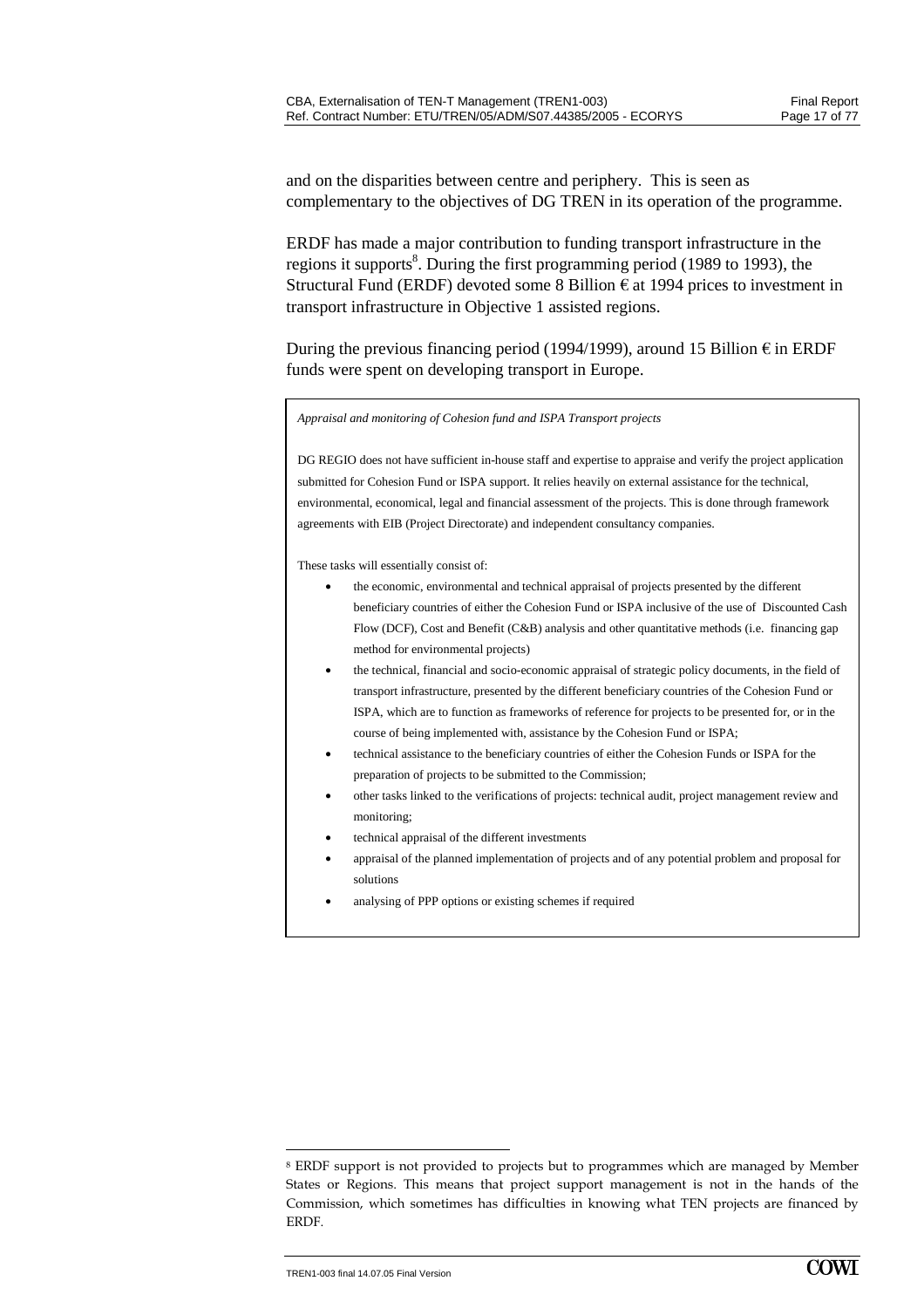and on the disparities between centre and periphery. This is seen as complementary to the objectives of DG TREN in its operation of the programme.

ERDF has made a major contribution to funding transport infrastructure in the regions it supports[8]. During the first programming period (1989 to 1993), the Structural Fund (ERDF) devoted some 8 Billion € at 1994 prices to investment in transport infrastructure in Objective 1 assisted regions.

During the previous financing period (1994/1999), around 15 Billion € in ERDF funds were spent on developing transport in Europe.

> *Appraisal and monitoring of Cohesion fund and ISPA Transport projects*
>
> DG REGIO does not have sufficient in-house staff and expertise to appraise and verify the project application submitted for Cohesion Fund or ISPA support. It relies heavily on external assistance for the technical, environmental, economical, legal and financial assessment of the projects. This is done through framework agreements with EIB (Project Directorate) and independent consultancy companies.
>
> These tasks will essentially consist of:
>
> - the economic, environmental and technical appraisal of projects presented by the different beneficiary countries of either the Cohesion Fund or ISPA inclusive of the use of Discounted Cash Flow (DCF), Cost and Benefit (C&B) analysis and other quantitative methods (i.e. financing gap method for environmental projects)
> - the technical, financial and socio-economic appraisal of strategic policy documents, in the field of transport infrastructure, presented by the different beneficiary countries of the Cohesion Fund or ISPA, which are to function as frameworks of reference for projects to be presented for, or in the course of being implemented with, assistance by the Cohesion Fund or ISPA;
> - technical assistance to the beneficiary countries of either the Cohesion Funds or ISPA for the preparation of projects to be submitted to the Commission;
> - other tasks linked to the verifications of projects: technical audit, project management review and monitoring;
> - technical appraisal of the different investments
> - appraisal of the planned implementation of projects and of any potential problem and proposal for solutions
> - analysing of PPP options or existing schemes if required

[8] ERDF support is not provided to projects but to programmes which are managed by Member States or Regions. This means that project support management is not in the hands of the Commission, which sometimes has difficulties in knowing what TEN projects are financed by ERDF.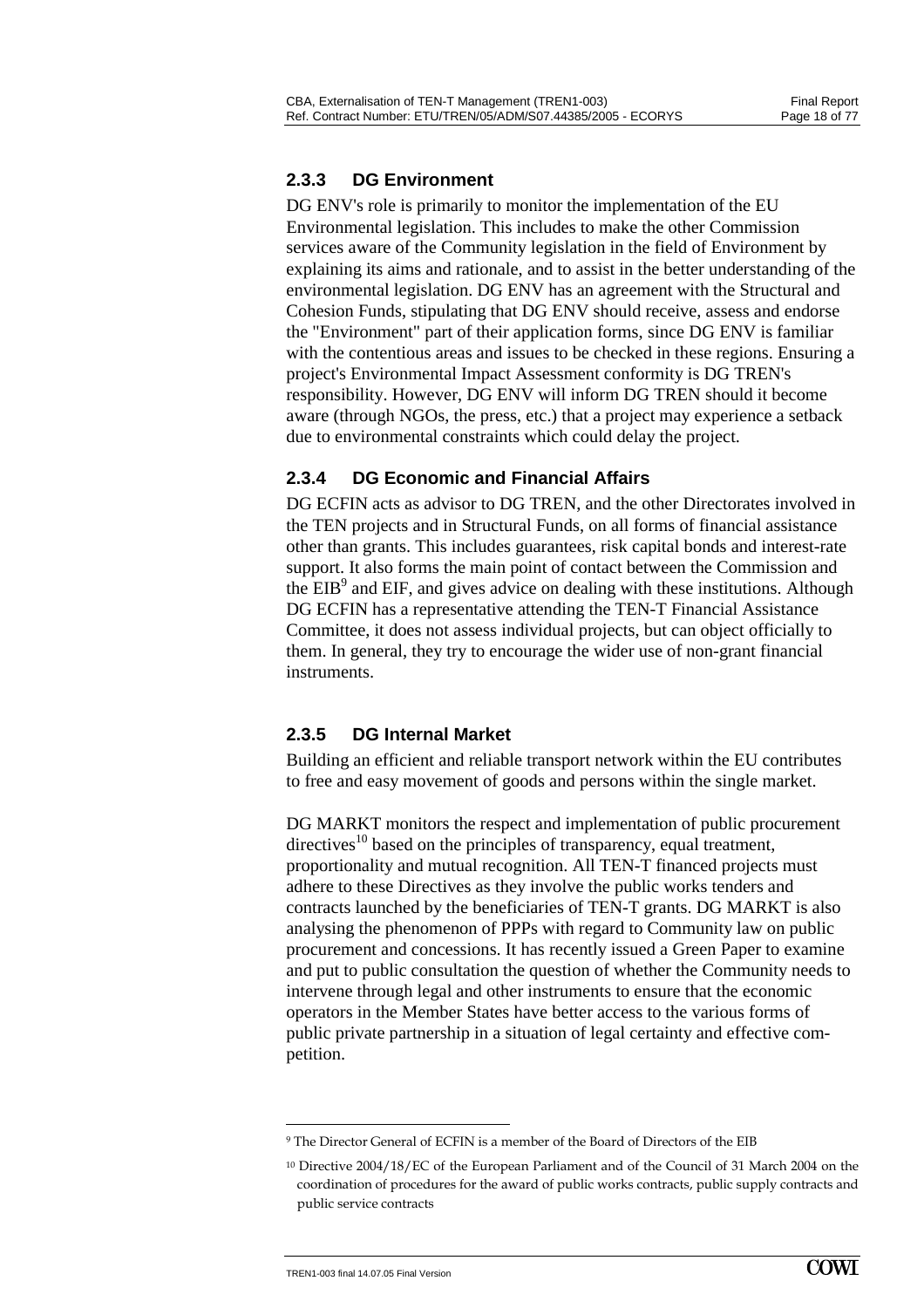### 2.3.3 DG Environment

DG ENV's role is primarily to monitor the implementation of the EU Environmental legislation. This includes to make the other Commission services aware of the Community legislation in the field of Environment by explaining its aims and rationale, and to assist in the better understanding of the environmental legislation. DG ENV has an agreement with the Structural and Cohesion Funds, stipulating that DG ENV should receive, assess and endorse the "Environment" part of their application forms, since DG ENV is familiar with the contentious areas and issues to be checked in these regions. Ensuring a project's Environmental Impact Assessment conformity is DG TREN's responsibility. However, DG ENV will inform DG TREN should it become aware (through NGOs, the press, etc.) that a project may experience a setback due to environmental constraints which could delay the project.

### 2.3.4 DG Economic and Financial Affairs

DG ECFIN acts as advisor to DG TREN, and the other Directorates involved in the TEN projects and in Structural Funds, on all forms of financial assistance other than grants. This includes guarantees, risk capital bonds and interest-rate support. It also forms the main point of contact between the Commission and the EIB[9] and EIF, and gives advice on dealing with these institutions. Although DG ECFIN has a representative attending the TEN-T Financial Assistance Committee, it does not assess individual projects, but can object officially to them. In general, they try to encourage the wider use of non-grant financial instruments.

### 2.3.5 DG Internal Market

Building an efficient and reliable transport network within the EU contributes to free and easy movement of goods and persons within the single market.

DG MARKT monitors the respect and implementation of public procurement directives[10] based on the principles of transparency, equal treatment, proportionality and mutual recognition. All TEN-T financed projects must adhere to these Directives as they involve the public works tenders and contracts launched by the beneficiaries of TEN-T grants. DG MARKT is also analysing the phenomenon of PPPs with regard to Community law on public procurement and concessions. It has recently issued a Green Paper to examine and put to public consultation the question of whether the Community needs to intervene through legal and other instruments to ensure that the economic operators in the Member States have better access to the various forms of public private partnership in a situation of legal certainty and effective competition.

---

[9] The Director General of ECFIN is a member of the Board of Directors of the EIB

[10] Directive 2004/18/EC of the European Parliament and of the Council of 31 March 2004 on the coordination of procedures for the award of public works contracts, public supply contracts and public service contracts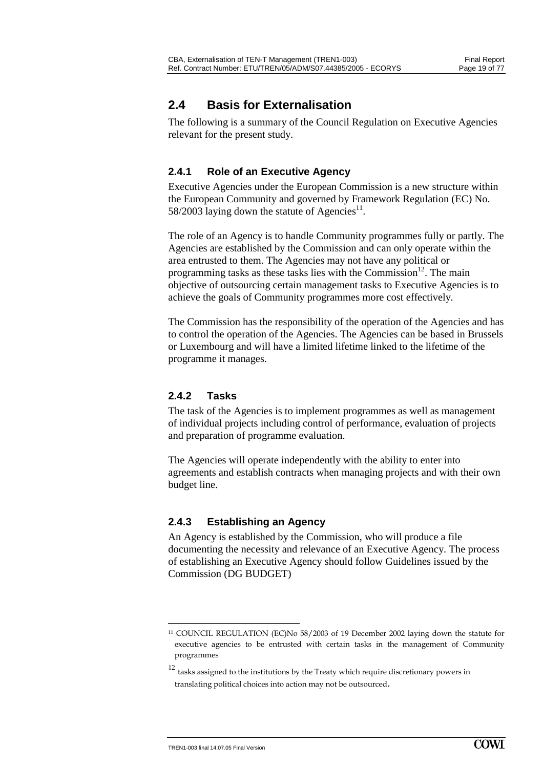## 2.4 Basis for Externalisation

The following is a summary of the Council Regulation on Executive Agencies relevant for the present study.

### 2.4.1 Role of an Executive Agency

Executive Agencies under the European Commission is a new structure within the European Community and governed by Framework Regulation (EC) No. 58/2003 laying down the statute of Agencies[11].

The role of an Agency is to handle Community programmes fully or partly. The Agencies are established by the Commission and can only operate within the area entrusted to them. The Agencies may not have any political or programming tasks as these tasks lies with the Commission[12]. The main objective of outsourcing certain management tasks to Executive Agencies is to achieve the goals of Community programmes more cost effectively.

The Commission has the responsibility of the operation of the Agencies and has to control the operation of the Agencies. The Agencies can be based in Brussels or Luxembourg and will have a limited lifetime linked to the lifetime of the programme it manages.

### 2.4.2 Tasks

The task of the Agencies is to implement programmes as well as management of individual projects including control of performance, evaluation of projects and preparation of programme evaluation.

The Agencies will operate independently with the ability to enter into agreements and establish contracts when managing projects and with their own budget line.

### 2.4.3 Establishing an Agency

An Agency is established by the Commission, who will produce a file documenting the necessity and relevance of an Executive Agency. The process of establishing an Executive Agency should follow Guidelines issued by the Commission (DG BUDGET)

---

[11] COUNCIL REGULATION (EC)No 58/2003 of 19 December 2002 laying down the statute for executive agencies to be entrusted with certain tasks in the management of Community programmes

[12] tasks assigned to the institutions by the Treaty which require discretionary powers in translating political choices into action may not be outsourced.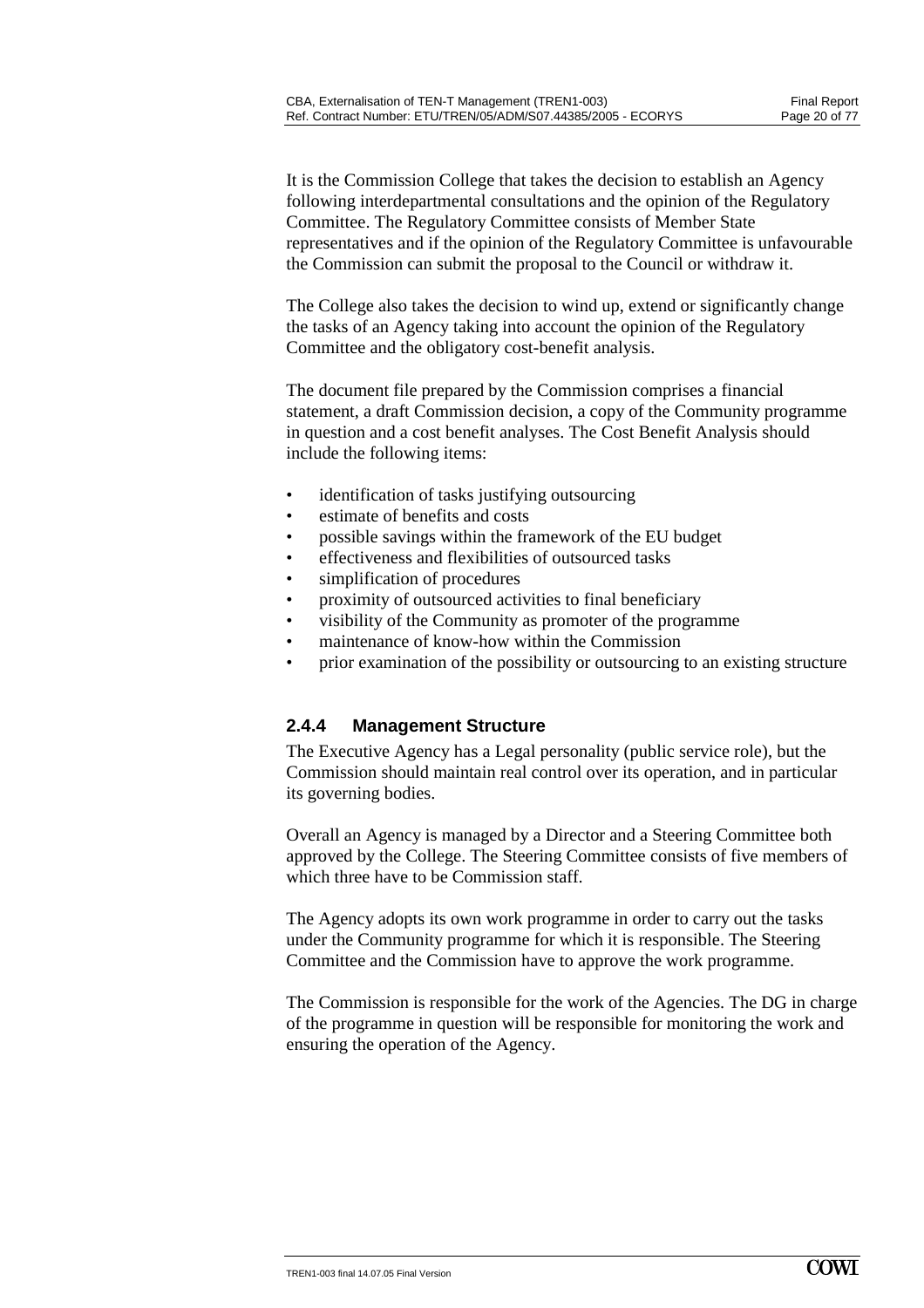It is the Commission College that takes the decision to establish an Agency following interdepartmental consultations and the opinion of the Regulatory Committee. The Regulatory Committee consists of Member State representatives and if the opinion of the Regulatory Committee is unfavourable the Commission can submit the proposal to the Council or withdraw it.

The College also takes the decision to wind up, extend or significantly change the tasks of an Agency taking into account the opinion of the Regulatory Committee and the obligatory cost-benefit analysis.

The document file prepared by the Commission comprises a financial statement, a draft Commission decision, a copy of the Community programme in question and a cost benefit analyses. The Cost Benefit Analysis should include the following items:

- identification of tasks justifying outsourcing
- estimate of benefits and costs
- possible savings within the framework of the EU budget
- effectiveness and flexibilities of outsourced tasks
- simplification of procedures
- proximity of outsourced activities to final beneficiary
- visibility of the Community as promoter of the programme
- maintenance of know-how within the Commission
- prior examination of the possibility or outsourcing to an existing structure

### 2.4.4 Management Structure

The Executive Agency has a Legal personality (public service role), but the Commission should maintain real control over its operation, and in particular its governing bodies.

Overall an Agency is managed by a Director and a Steering Committee both approved by the College. The Steering Committee consists of five members of which three have to be Commission staff.

The Agency adopts its own work programme in order to carry out the tasks under the Community programme for which it is responsible. The Steering Committee and the Commission have to approve the work programme.

The Commission is responsible for the work of the Agencies. The DG in charge of the programme in question will be responsible for monitoring the work and ensuring the operation of the Agency.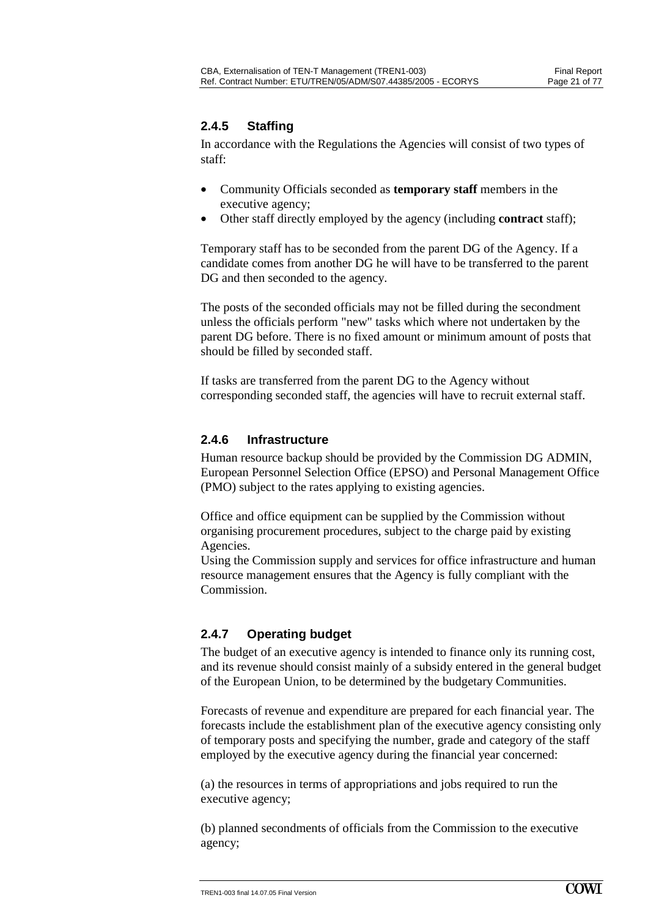### 2.4.5 Staffing

In accordance with the Regulations the Agencies will consist of two types of staff:

- Community Officials seconded as **temporary staff** members in the executive agency;
- Other staff directly employed by the agency (including **contract** staff);

Temporary staff has to be seconded from the parent DG of the Agency. If a candidate comes from another DG he will have to be transferred to the parent DG and then seconded to the agency.

The posts of the seconded officials may not be filled during the secondment unless the officials perform "new" tasks which where not undertaken by the parent DG before. There is no fixed amount or minimum amount of posts that should be filled by seconded staff.

If tasks are transferred from the parent DG to the Agency without corresponding seconded staff, the agencies will have to recruit external staff.

### 2.4.6 Infrastructure

Human resource backup should be provided by the Commission DG ADMIN, European Personnel Selection Office (EPSO) and Personal Management Office (PMO) subject to the rates applying to existing agencies.

Office and office equipment can be supplied by the Commission without organising procurement procedures, subject to the charge paid by existing Agencies.
Using the Commission supply and services for office infrastructure and human resource management ensures that the Agency is fully compliant with the Commission.

### 2.4.7 Operating budget

The budget of an executive agency is intended to finance only its running cost, and its revenue should consist mainly of a subsidy entered in the general budget of the European Union, to be determined by the budgetary Communities.

Forecasts of revenue and expenditure are prepared for each financial year. The forecasts include the establishment plan of the executive agency consisting only of temporary posts and specifying the number, grade and category of the staff employed by the executive agency during the financial year concerned:

(a) the resources in terms of appropriations and jobs required to run the executive agency;

(b) planned secondments of officials from the Commission to the executive agency;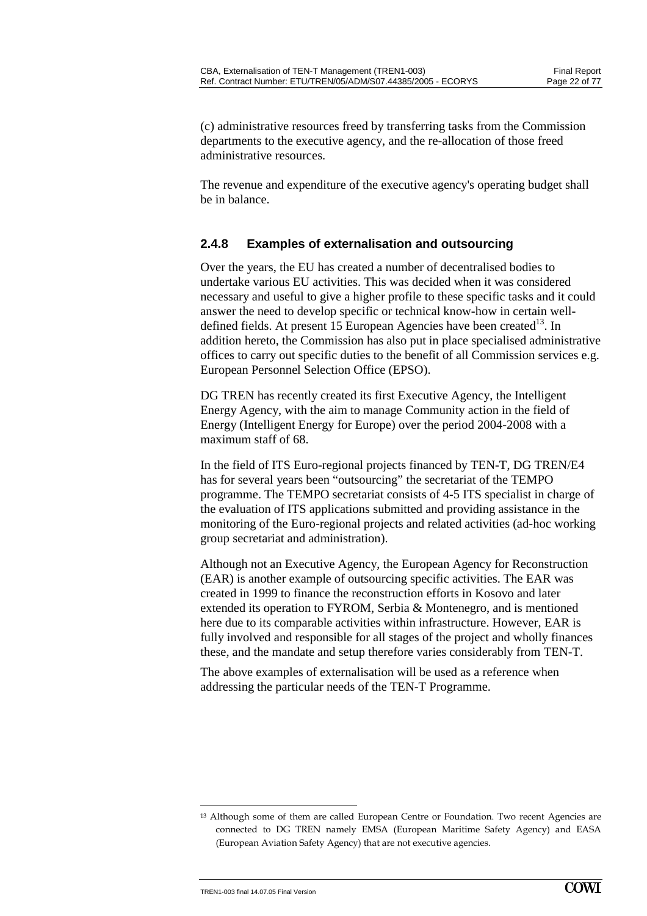(c) administrative resources freed by transferring tasks from the Commission departments to the executive agency, and the re-allocation of those freed administrative resources.

The revenue and expenditure of the executive agency's operating budget shall be in balance.

### 2.4.8 Examples of externalisation and outsourcing

Over the years, the EU has created a number of decentralised bodies to undertake various EU activities. This was decided when it was considered necessary and useful to give a higher profile to these specific tasks and it could answer the need to develop specific or technical know-how in certain well-defined fields. At present 15 European Agencies have been created[13]. In addition hereto, the Commission has also put in place specialised administrative offices to carry out specific duties to the benefit of all Commission services e.g. European Personnel Selection Office (EPSO).

DG TREN has recently created its first Executive Agency, the Intelligent Energy Agency, with the aim to manage Community action in the field of Energy (Intelligent Energy for Europe) over the period 2004-2008 with a maximum staff of 68.

In the field of ITS Euro-regional projects financed by TEN-T, DG TREN/E4 has for several years been "outsourcing" the secretariat of the TEMPO programme. The TEMPO secretariat consists of 4-5 ITS specialist in charge of the evaluation of ITS applications submitted and providing assistance in the monitoring of the Euro-regional projects and related activities (ad-hoc working group secretariat and administration).

Although not an Executive Agency, the European Agency for Reconstruction (EAR) is another example of outsourcing specific activities. The EAR was created in 1999 to finance the reconstruction efforts in Kosovo and later extended its operation to FYROM, Serbia & Montenegro, and is mentioned here due to its comparable activities within infrastructure. However, EAR is fully involved and responsible for all stages of the project and wholly finances these, and the mandate and setup therefore varies considerably from TEN-T.

The above examples of externalisation will be used as a reference when addressing the particular needs of the TEN-T Programme.

[13] Although some of them are called European Centre or Foundation. Two recent Agencies are connected to DG TREN namely EMSA (European Maritime Safety Agency) and EASA (European Aviation Safety Agency) that are not executive agencies.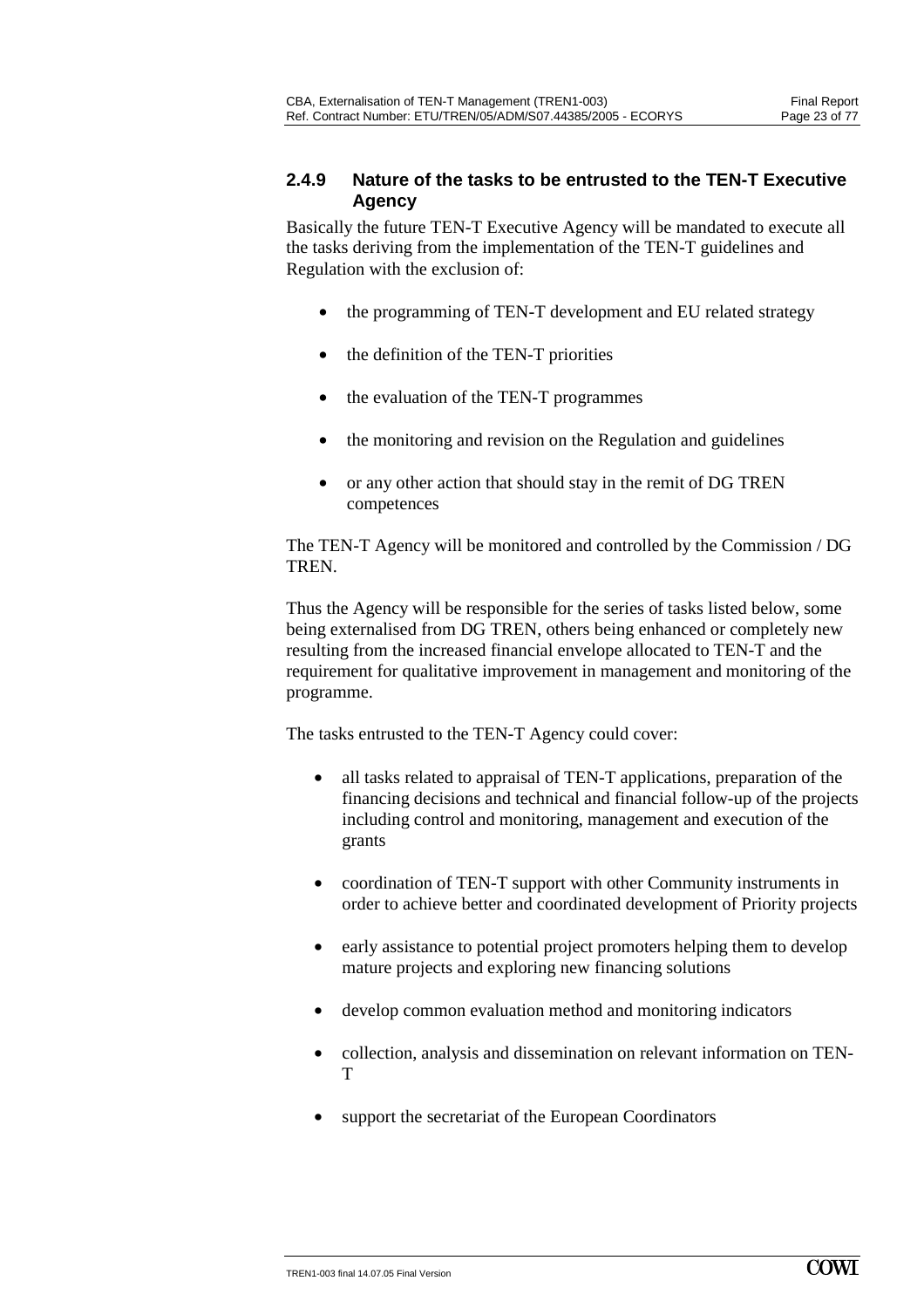### 2.4.9 Nature of the tasks to be entrusted to the TEN-T Executive Agency

Basically the future TEN-T Executive Agency will be mandated to execute all the tasks deriving from the implementation of the TEN-T guidelines and Regulation with the exclusion of:

- the programming of TEN-T development and EU related strategy
- the definition of the TEN-T priorities
- the evaluation of the TEN-T programmes
- the monitoring and revision on the Regulation and guidelines
- or any other action that should stay in the remit of DG TREN competences

The TEN-T Agency will be monitored and controlled by the Commission / DG TREN.

Thus the Agency will be responsible for the series of tasks listed below, some being externalised from DG TREN, others being enhanced or completely new resulting from the increased financial envelope allocated to TEN-T and the requirement for qualitative improvement in management and monitoring of the programme.

The tasks entrusted to the TEN-T Agency could cover:

- all tasks related to appraisal of TEN-T applications, preparation of the financing decisions and technical and financial follow-up of the projects including control and monitoring, management and execution of the grants
- coordination of TEN-T support with other Community instruments in order to achieve better and coordinated development of Priority projects
- early assistance to potential project promoters helping them to develop mature projects and exploring new financing solutions
- develop common evaluation method and monitoring indicators
- collection, analysis and dissemination on relevant information on TEN-T
- support the secretariat of the European Coordinators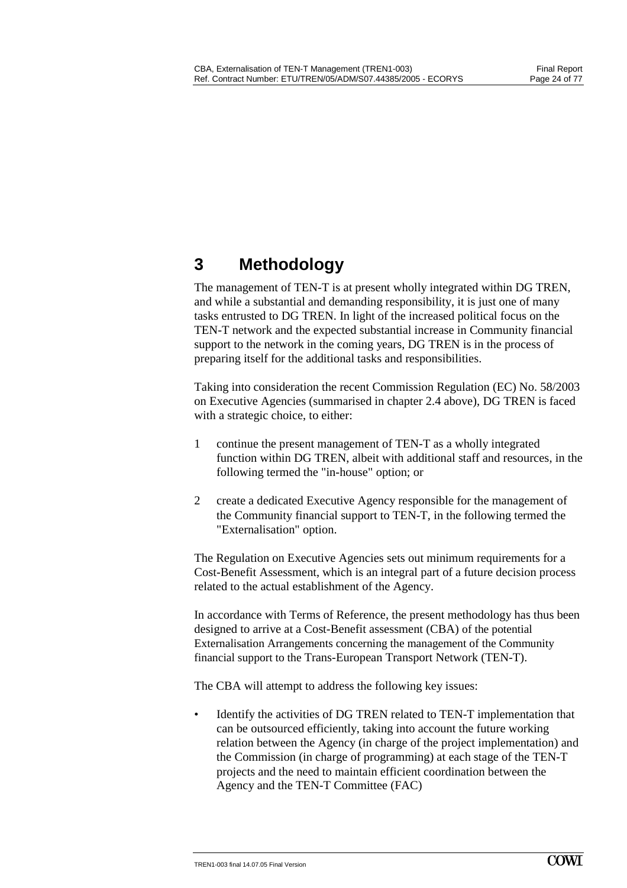# 3 Methodology

The management of TEN-T is at present wholly integrated within DG TREN, and while a substantial and demanding responsibility, it is just one of many tasks entrusted to DG TREN. In light of the increased political focus on the TEN-T network and the expected substantial increase in Community financial support to the network in the coming years, DG TREN is in the process of preparing itself for the additional tasks and responsibilities.

Taking into consideration the recent Commission Regulation (EC) No. 58/2003 on Executive Agencies (summarised in chapter 2.4 above), DG TREN is faced with a strategic choice, to either:

1. continue the present management of TEN-T as a wholly integrated function within DG TREN, albeit with additional staff and resources, in the following termed the "in-house" option; or

2. create a dedicated Executive Agency responsible for the management of the Community financial support to TEN-T, in the following termed the "Externalisation" option.

The Regulation on Executive Agencies sets out minimum requirements for a Cost-Benefit Assessment, which is an integral part of a future decision process related to the actual establishment of the Agency.

In accordance with Terms of Reference, the present methodology has thus been designed to arrive at a Cost-Benefit assessment (CBA) of the potential Externalisation Arrangements concerning the management of the Community financial support to the Trans-European Transport Network (TEN-T).

The CBA will attempt to address the following key issues:

- Identify the activities of DG TREN related to TEN-T implementation that can be outsourced efficiently, taking into account the future working relation between the Agency (in charge of the project implementation) and the Commission (in charge of programming) at each stage of the TEN-T projects and the need to maintain efficient coordination between the Agency and the TEN-T Committee (FAC)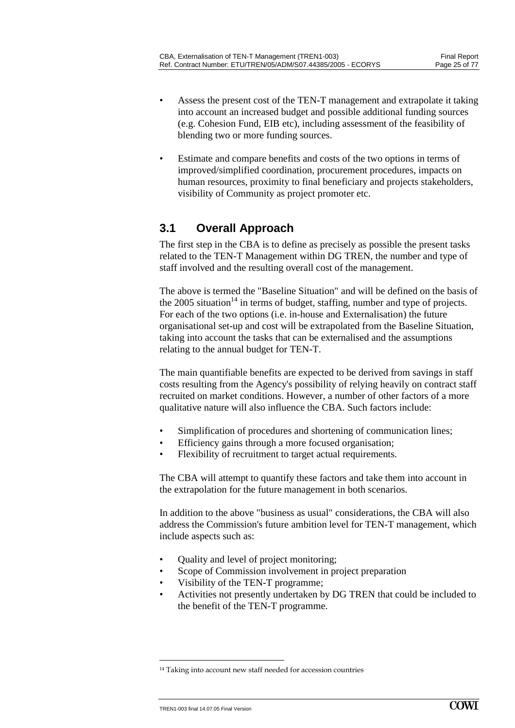- Assess the present cost of the TEN-T management and extrapolate it taking into account an increased budget and possible additional funding sources (e.g. Cohesion Fund, EIB etc), including assessment of the feasibility of blending two or more funding sources.

- Estimate and compare benefits and costs of the two options in terms of improved/simplified coordination, procurement procedures, impacts on human resources, proximity to final beneficiary and projects stakeholders, visibility of Community as project promoter etc.

## 3.1 Overall Approach

The first step in the CBA is to define as precisely as possible the present tasks related to the TEN-T Management within DG TREN, the number and type of staff involved and the resulting overall cost of the management.

The above is termed the "Baseline Situation" and will be defined on the basis of the 2005 situation[14] in terms of budget, staffing, number and type of projects. For each of the two options (i.e. in-house and Externalisation) the future organisational set-up and cost will be extrapolated from the Baseline Situation, taking into account the tasks that can be externalised and the assumptions relating to the annual budget for TEN-T.

The main quantifiable benefits are expected to be derived from savings in staff costs resulting from the Agency's possibility of relying heavily on contract staff recruited on market conditions. However, a number of other factors of a more qualitative nature will also influence the CBA. Such factors include:

- Simplification of procedures and shortening of communication lines;
- Efficiency gains through a more focused organisation;
- Flexibility of recruitment to target actual requirements.

The CBA will attempt to quantify these factors and take them into account in the extrapolation for the future management in both scenarios.

In addition to the above "business as usual" considerations, the CBA will also address the Commission's future ambition level for TEN-T management, which include aspects such as:

- Quality and level of project monitoring;
- Scope of Commission involvement in project preparation
- Visibility of the TEN-T programme;
- Activities not presently undertaken by DG TREN that could be included to the benefit of the TEN-T programme.

[14] Taking into account new staff needed for accession countries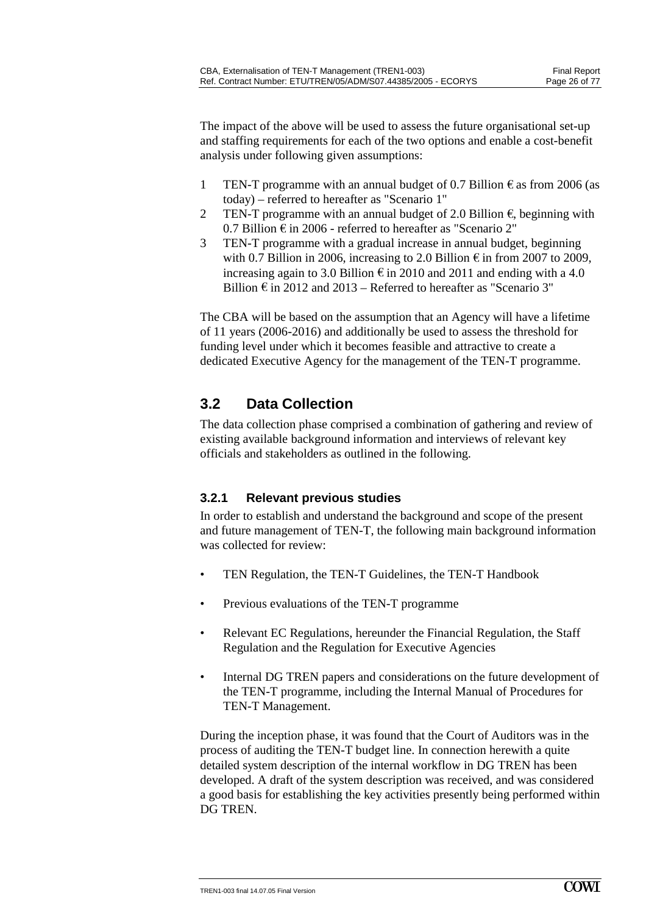The impact of the above will be used to assess the future organisational set-up and staffing requirements for each of the two options and enable a cost-benefit analysis under following given assumptions:

1. TEN-T programme with an annual budget of 0.7 Billion € as from 2006 (as today) – referred to hereafter as "Scenario 1"
2. TEN-T programme with an annual budget of 2.0 Billion €, beginning with 0.7 Billion € in 2006 - referred to hereafter as "Scenario 2"
3. TEN-T programme with a gradual increase in annual budget, beginning with 0.7 Billion in 2006, increasing to 2.0 Billion € in from 2007 to 2009, increasing again to 3.0 Billion € in 2010 and 2011 and ending with a 4.0 Billion € in 2012 and 2013 – Referred to hereafter as "Scenario 3"

The CBA will be based on the assumption that an Agency will have a lifetime of 11 years (2006-2016) and additionally be used to assess the threshold for funding level under which it becomes feasible and attractive to create a dedicated Executive Agency for the management of the TEN-T programme.

## 3.2 Data Collection

The data collection phase comprised a combination of gathering and review of existing available background information and interviews of relevant key officials and stakeholders as outlined in the following.

### 3.2.1 Relevant previous studies

In order to establish and understand the background and scope of the present and future management of TEN-T, the following main background information was collected for review:

- TEN Regulation, the TEN-T Guidelines, the TEN-T Handbook
- Previous evaluations of the TEN-T programme
- Relevant EC Regulations, hereunder the Financial Regulation, the Staff Regulation and the Regulation for Executive Agencies
- Internal DG TREN papers and considerations on the future development of the TEN-T programme, including the Internal Manual of Procedures for TEN-T Management.

During the inception phase, it was found that the Court of Auditors was in the process of auditing the TEN-T budget line. In connection herewith a quite detailed system description of the internal workflow in DG TREN has been developed. A draft of the system description was received, and was considered a good basis for establishing the key activities presently being performed within DG TREN.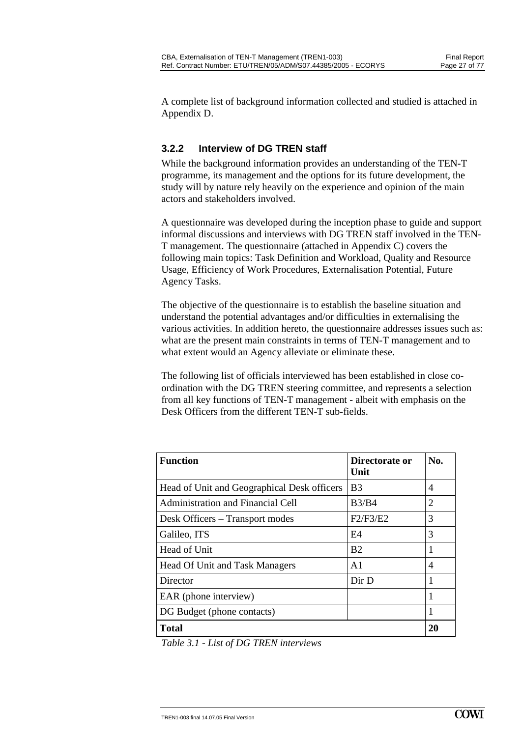A complete list of background information collected and studied is attached in Appendix D.

### 3.2.2 Interview of DG TREN staff

While the background information provides an understanding of the TEN-T programme, its management and the options for its future development, the study will by nature rely heavily on the experience and opinion of the main actors and stakeholders involved.

A questionnaire was developed during the inception phase to guide and support informal discussions and interviews with DG TREN staff involved in the TEN-T management. The questionnaire (attached in Appendix C) covers the following main topics: Task Definition and Workload, Quality and Resource Usage, Efficiency of Work Procedures, Externalisation Potential, Future Agency Tasks.

The objective of the questionnaire is to establish the baseline situation and understand the potential advantages and/or difficulties in externalising the various activities. In addition hereto, the questionnaire addresses issues such as: what are the present main constraints in terms of TEN-T management and to what extent would an Agency alleviate or eliminate these.

The following list of officials interviewed has been established in close co-ordination with the DG TREN steering committee, and represents a selection from all key functions of TEN-T management - albeit with emphasis on the Desk Officers from the different TEN-T sub-fields.

| Function | Directorate or Unit | No. |
|---|---|---|
| Head of Unit and Geographical Desk officers | B3 | 4 |
| Administration and Financial Cell | B3/B4 | 2 |
| Desk Officers – Transport modes | F2/F3/E2 | 3 |
| Galileo, ITS | E4 | 3 |
| Head of Unit | B2 | 1 |
| Head Of Unit and Task Managers | A1 | 4 |
| Director | Dir D | 1 |
| EAR (phone interview) | | 1 |
| DG Budget (phone contacts) | | 1 |
| **Total** | | **20** |

*Table 3.1 - List of DG TREN interviews*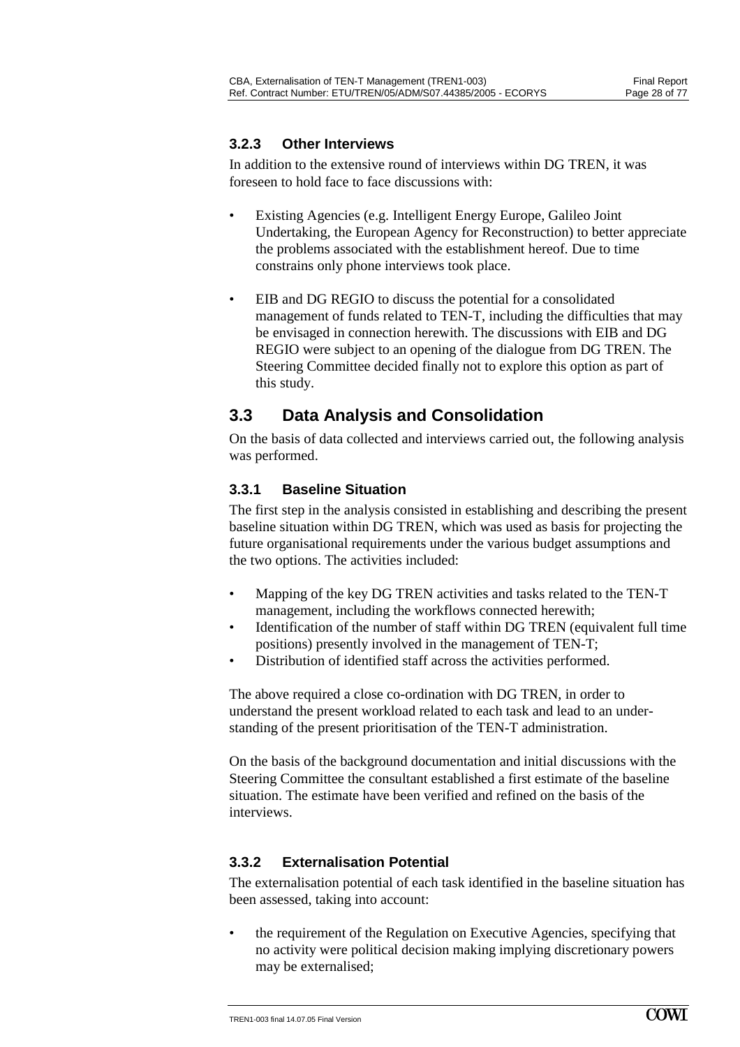### 3.2.3 Other Interviews

In addition to the extensive round of interviews within DG TREN, it was foreseen to hold face to face discussions with:

- Existing Agencies (e.g. Intelligent Energy Europe, Galileo Joint Undertaking, the European Agency for Reconstruction) to better appreciate the problems associated with the establishment hereof. Due to time constrains only phone interviews took place.

- EIB and DG REGIO to discuss the potential for a consolidated management of funds related to TEN-T, including the difficulties that may be envisaged in connection herewith. The discussions with EIB and DG REGIO were subject to an opening of the dialogue from DG TREN. The Steering Committee decided finally not to explore this option as part of this study.

## 3.3 Data Analysis and Consolidation

On the basis of data collected and interviews carried out, the following analysis was performed.

### 3.3.1 Baseline Situation

The first step in the analysis consisted in establishing and describing the present baseline situation within DG TREN, which was used as basis for projecting the future organisational requirements under the various budget assumptions and the two options. The activities included:

- Mapping of the key DG TREN activities and tasks related to the TEN-T management, including the workflows connected herewith;
- Identification of the number of staff within DG TREN (equivalent full time positions) presently involved in the management of TEN-T;
- Distribution of identified staff across the activities performed.

The above required a close co-ordination with DG TREN, in order to understand the present workload related to each task and lead to an understanding of the present prioritisation of the TEN-T administration.

On the basis of the background documentation and initial discussions with the Steering Committee the consultant established a first estimate of the baseline situation. The estimate have been verified and refined on the basis of the interviews.

### 3.3.2 Externalisation Potential

The externalisation potential of each task identified in the baseline situation has been assessed, taking into account:

- the requirement of the Regulation on Executive Agencies, specifying that no activity were political decision making implying discretionary powers may be externalised;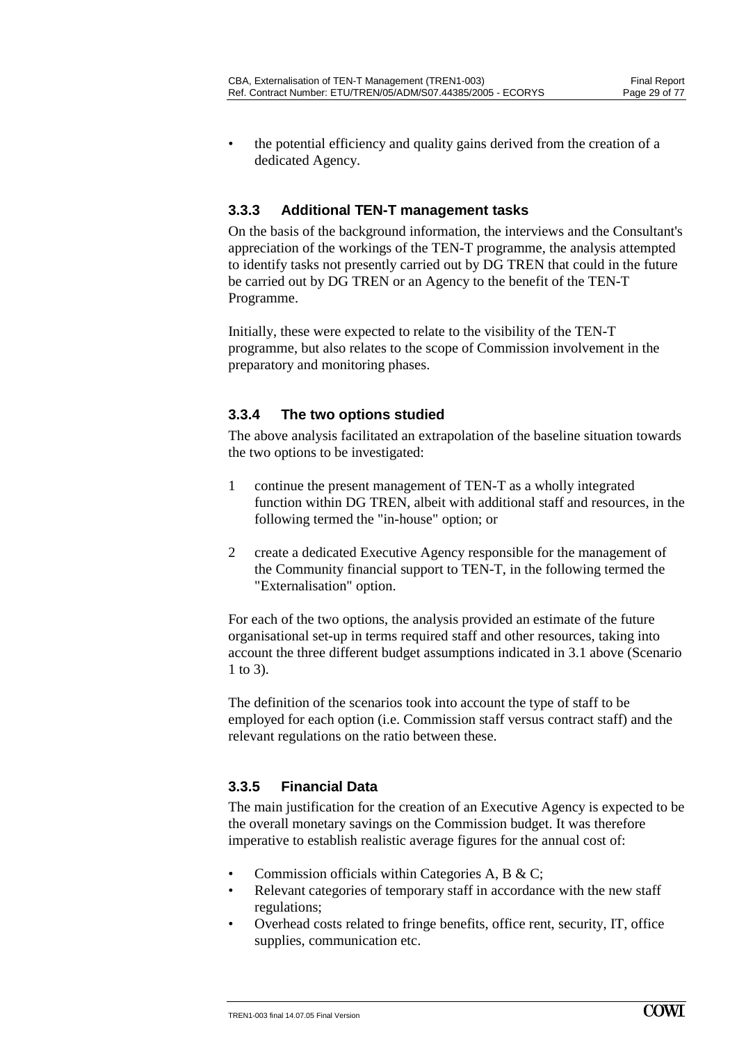- the potential efficiency and quality gains derived from the creation of a dedicated Agency.

### 3.3.3 Additional TEN-T management tasks

On the basis of the background information, the interviews and the Consultant's appreciation of the workings of the TEN-T programme, the analysis attempted to identify tasks not presently carried out by DG TREN that could in the future be carried out by DG TREN or an Agency to the benefit of the TEN-T Programme.

Initially, these were expected to relate to the visibility of the TEN-T programme, but also relates to the scope of Commission involvement in the preparatory and monitoring phases.

### 3.3.4 The two options studied

The above analysis facilitated an extrapolation of the baseline situation towards the two options to be investigated:

1. continue the present management of TEN-T as a wholly integrated function within DG TREN, albeit with additional staff and resources, in the following termed the "in-house" option; or

2. create a dedicated Executive Agency responsible for the management of the Community financial support to TEN-T, in the following termed the "Externalisation" option.

For each of the two options, the analysis provided an estimate of the future organisational set-up in terms required staff and other resources, taking into account the three different budget assumptions indicated in 3.1 above (Scenario 1 to 3).

The definition of the scenarios took into account the type of staff to be employed for each option (i.e. Commission staff versus contract staff) and the relevant regulations on the ratio between these.

### 3.3.5 Financial Data

The main justification for the creation of an Executive Agency is expected to be the overall monetary savings on the Commission budget. It was therefore imperative to establish realistic average figures for the annual cost of:

- Commission officials within Categories A, B & C;
- Relevant categories of temporary staff in accordance with the new staff regulations;
- Overhead costs related to fringe benefits, office rent, security, IT, office supplies, communication etc.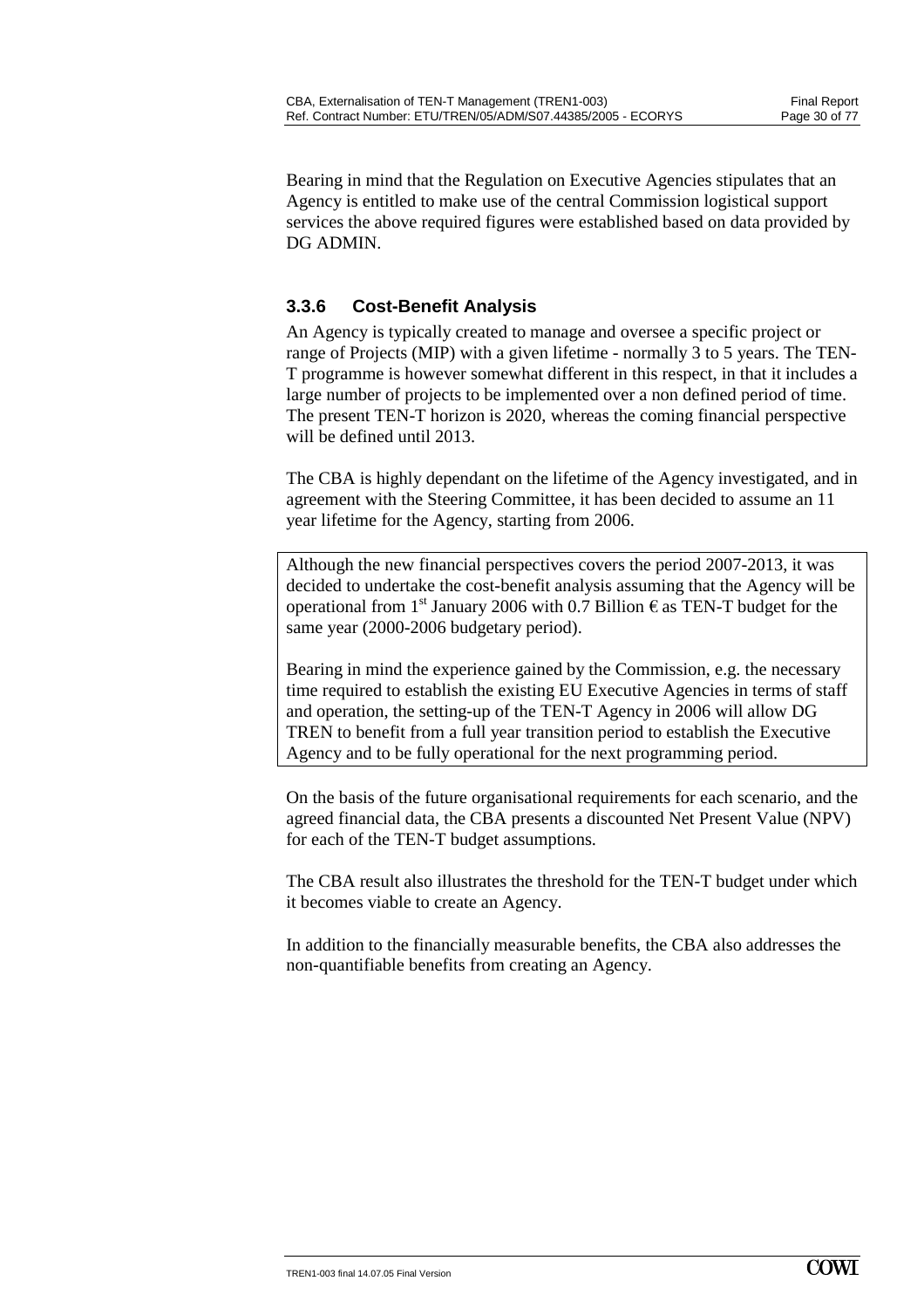Bearing in mind that the Regulation on Executive Agencies stipulates that an Agency is entitled to make use of the central Commission logistical support services the above required figures were established based on data provided by DG ADMIN.

### 3.3.6 Cost-Benefit Analysis

An Agency is typically created to manage and oversee a specific project or range of Projects (MIP) with a given lifetime - normally 3 to 5 years. The TEN-T programme is however somewhat different in this respect, in that it includes a large number of projects to be implemented over a non defined period of time. The present TEN-T horizon is 2020, whereas the coming financial perspective will be defined until 2013.

The CBA is highly dependant on the lifetime of the Agency investigated, and in agreement with the Steering Committee, it has been decided to assume an 11 year lifetime for the Agency, starting from 2006.

Although the new financial perspectives covers the period 2007-2013, it was decided to undertake the cost-benefit analysis assuming that the Agency will be operational from 1st January 2006 with 0.7 Billion € as TEN-T budget for the same year (2000-2006 budgetary period).

Bearing in mind the experience gained by the Commission, e.g. the necessary time required to establish the existing EU Executive Agencies in terms of staff and operation, the setting-up of the TEN-T Agency in 2006 will allow DG TREN to benefit from a full year transition period to establish the Executive Agency and to be fully operational for the next programming period.

On the basis of the future organisational requirements for each scenario, and the agreed financial data, the CBA presents a discounted Net Present Value (NPV) for each of the TEN-T budget assumptions.

The CBA result also illustrates the threshold for the TEN-T budget under which it becomes viable to create an Agency.

In addition to the financially measurable benefits, the CBA also addresses the non-quantifiable benefits from creating an Agency.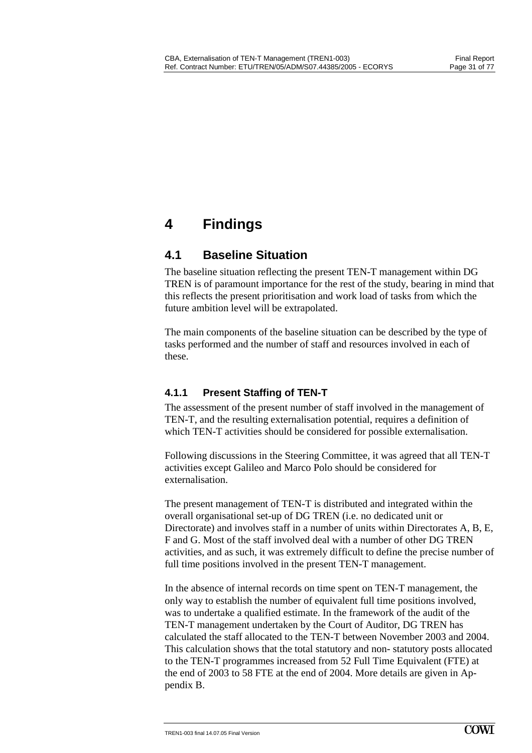# 4 Findings

## 4.1 Baseline Situation

The baseline situation reflecting the present TEN-T management within DG TREN is of paramount importance for the rest of the study, bearing in mind that this reflects the present prioritisation and work load of tasks from which the future ambition level will be extrapolated.

The main components of the baseline situation can be described by the type of tasks performed and the number of staff and resources involved in each of these.

### 4.1.1 Present Staffing of TEN-T

The assessment of the present number of staff involved in the management of TEN-T, and the resulting externalisation potential, requires a definition of which TEN-T activities should be considered for possible externalisation.

Following discussions in the Steering Committee, it was agreed that all TEN-T activities except Galileo and Marco Polo should be considered for externalisation.

The present management of TEN-T is distributed and integrated within the overall organisational set-up of DG TREN (i.e. no dedicated unit or Directorate) and involves staff in a number of units within Directorates A, B, E, F and G. Most of the staff involved deal with a number of other DG TREN activities, and as such, it was extremely difficult to define the precise number of full time positions involved in the present TEN-T management.

In the absence of internal records on time spent on TEN-T management, the only way to establish the number of equivalent full time positions involved, was to undertake a qualified estimate. In the framework of the audit of the TEN-T management undertaken by the Court of Auditor, DG TREN has calculated the staff allocated to the TEN-T between November 2003 and 2004. This calculation shows that the total statutory and non- statutory posts allocated to the TEN-T programmes increased from 52 Full Time Equivalent (FTE) at the end of 2003 to 58 FTE at the end of 2004. More details are given in Appendix B.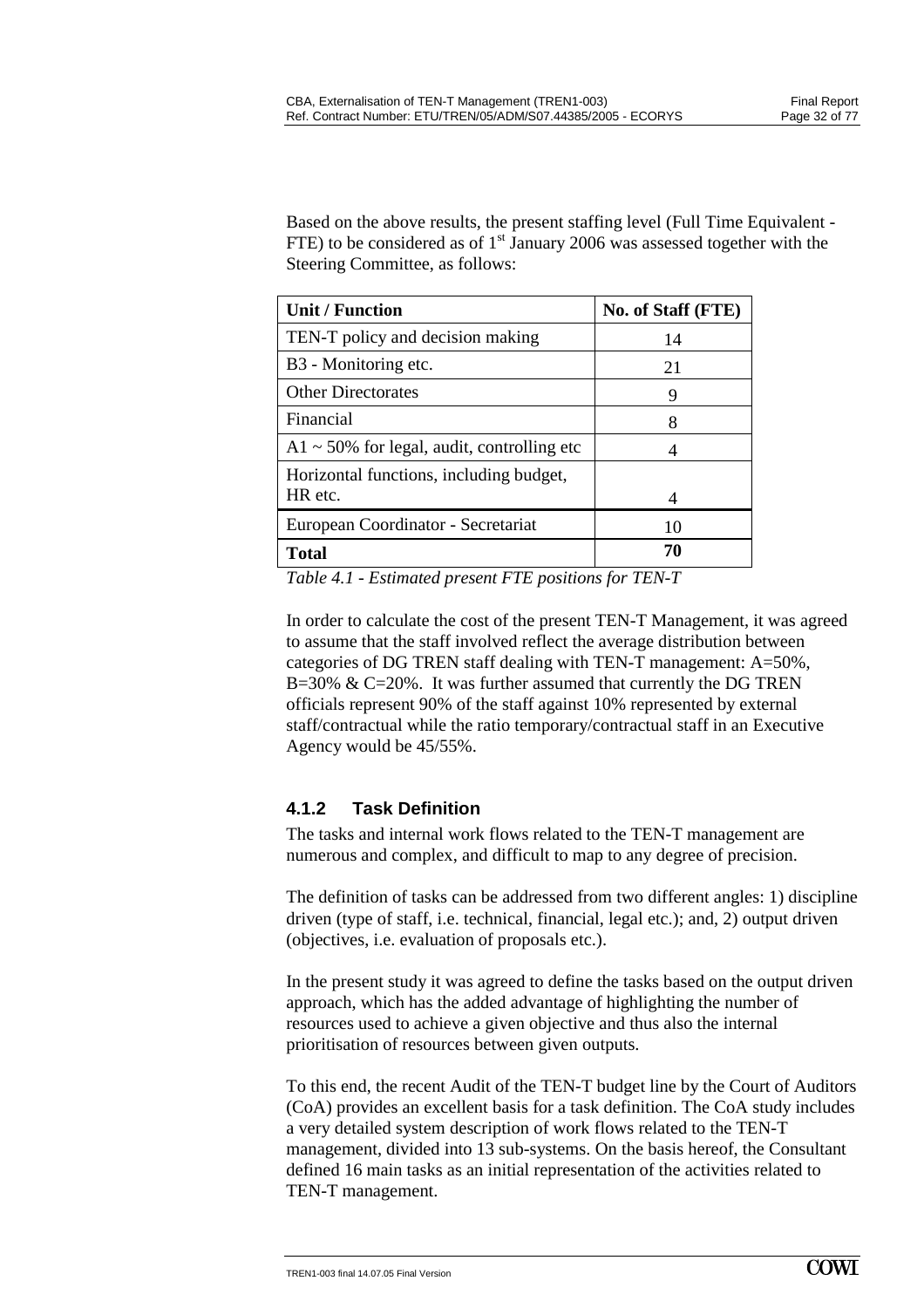Based on the above results, the present staffing level (Full Time Equivalent - FTE) to be considered as of 1st January 2006 was assessed together with the Steering Committee, as follows:

| Unit / Function | No. of Staff (FTE) |
|---|---|
| TEN-T policy and decision making | 14 |
| B3 - Monitoring etc. | 21 |
| Other Directorates | 9 |
| Financial | 8 |
| A1 ~ 50% for legal, audit, controlling etc | 4 |
| Horizontal functions, including budget, HR etc. | 4 |
| European Coordinator - Secretariat | 10 |
| **Total** | **70** |

*Table 4.1 - Estimated present FTE positions for TEN-T*

In order to calculate the cost of the present TEN-T Management, it was agreed to assume that the staff involved reflect the average distribution between categories of DG TREN staff dealing with TEN-T management: A=50%, B=30% & C=20%. It was further assumed that currently the DG TREN officials represent 90% of the staff against 10% represented by external staff/contractual while the ratio temporary/contractual staff in an Executive Agency would be 45/55%.

### 4.1.2 Task Definition

The tasks and internal work flows related to the TEN-T management are numerous and complex, and difficult to map to any degree of precision.

The definition of tasks can be addressed from two different angles: 1) discipline driven (type of staff, i.e. technical, financial, legal etc.); and, 2) output driven (objectives, i.e. evaluation of proposals etc.).

In the present study it was agreed to define the tasks based on the output driven approach, which has the added advantage of highlighting the number of resources used to achieve a given objective and thus also the internal prioritisation of resources between given outputs.

To this end, the recent Audit of the TEN-T budget line by the Court of Auditors (CoA) provides an excellent basis for a task definition. The CoA study includes a very detailed system description of work flows related to the TEN-T management, divided into 13 sub-systems. On the basis hereof, the Consultant defined 16 main tasks as an initial representation of the activities related to TEN-T management.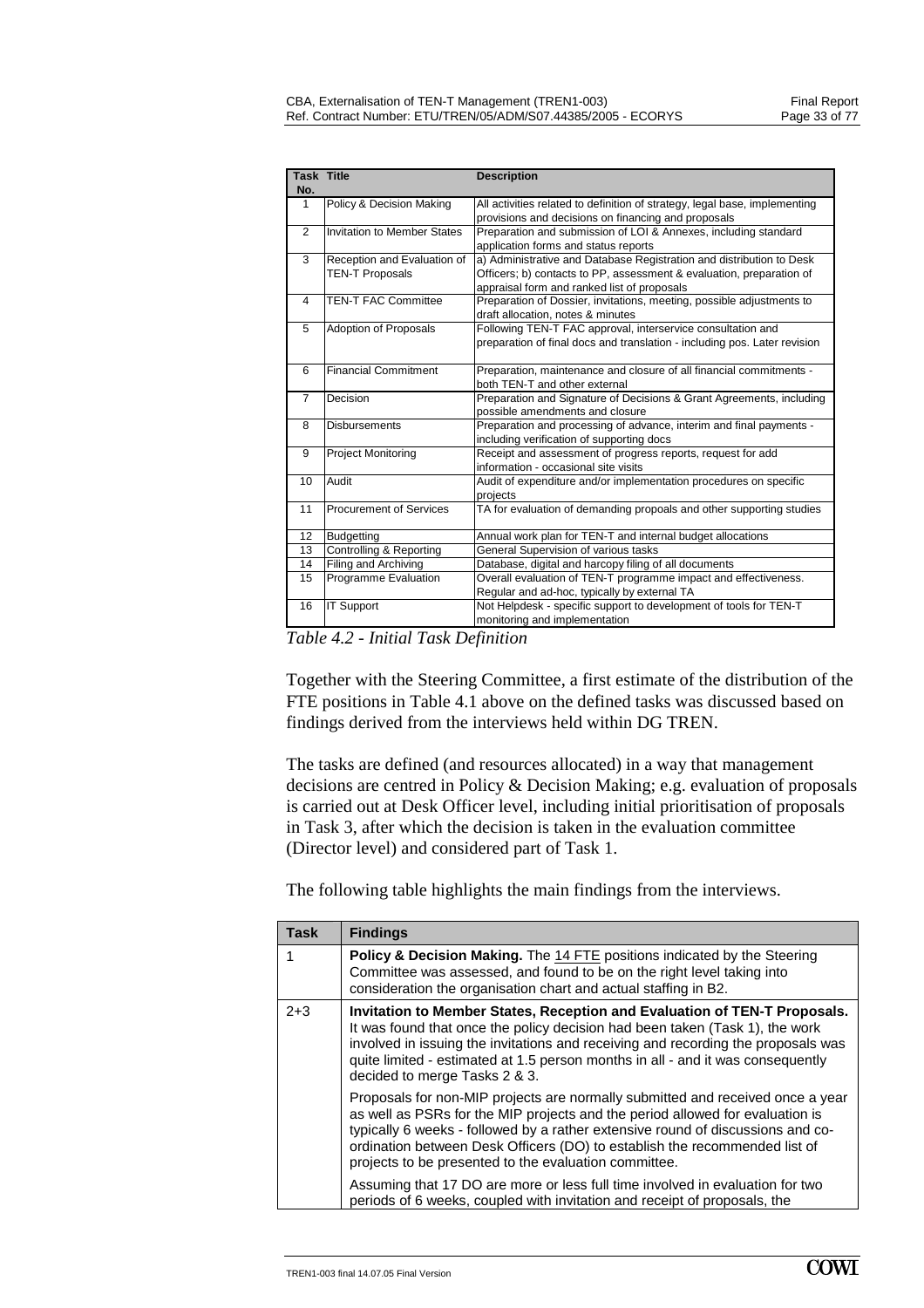| Task No. | Title | Description |
|---|---|---|
| 1 | Policy & Decision Making | All activities related to definition of strategy, legal base, implementing provisions and decisions on financing and proposals |
| 2 | Invitation to Member States | Preparation and submission of LOI & Annexes, including standard application forms and status reports |
| 3 | Reception and Evaluation of TEN-T Proposals | a) Administrative and Database Registration and distribution to Desk Officers; b) contacts to PP, assessment & evaluation, preparation of appraisal form and ranked list of proposals |
| 4 | TEN-T FAC Committee | Preparation of Dossier, invitations, meeting, possible adjustments to draft allocation, notes & minutes |
| 5 | Adoption of Proposals | Following TEN-T FAC approval, interservice consultation and preparation of final docs and translation - including pos. Later revision |
| 6 | Financial Commitment | Preparation, maintenance and closure of all financial commitments - both TEN-T and other external |
| 7 | Decision | Preparation and Signature of Decisions & Grant Agreements, including possible amendments and closure |
| 8 | Disbursements | Preparation and processing of advance, interim and final payments - including verification of supporting docs |
| 9 | Project Monitoring | Receipt and assessment of progress reports, request for add information - occasional site visits |
| 10 | Audit | Audit of expenditure and/or implementation procedures on specific projects |
| 11 | Procurement of Services | TA for evaluation of demanding propoals and other supporting studies |
| 12 | Budgetting | Annual work plan for TEN-T and internal budget allocations |
| 13 | Controlling & Reporting | General Supervision of various tasks |
| 14 | Filing and Archiving | Database, digital and harcopy filing of all documents |
| 15 | Programme Evaluation | Overall evaluation of TEN-T programme impact and effectiveness. Regular and ad-hoc, typically by external TA |
| 16 | IT Support | Not Helpdesk - specific support to development of tools for TEN-T monitoring and implementation |

*Table 4.2 - Initial Task Definition*

Together with the Steering Committee, a first estimate of the distribution of the FTE positions in Table 4.1 above on the defined tasks was discussed based on findings derived from the interviews held within DG TREN.

The tasks are defined (and resources allocated) in a way that management decisions are centred in Policy & Decision Making; e.g. evaluation of proposals is carried out at Desk Officer level, including initial prioritisation of proposals in Task 3, after which the decision is taken in the evaluation committee (Director level) and considered part of Task 1.

The following table highlights the main findings from the interviews.

| Task | Findings |
|---|---|
| 1 | **Policy & Decision Making.** The 14 FTE positions indicated by the Steering Committee was assessed, and found to be on the right level taking into consideration the organisation chart and actual staffing in B2. |
| 2+3 | **Invitation to Member States, Reception and Evaluation of TEN-T Proposals.** It was found that once the policy decision had been taken (Task 1), the work involved in issuing the invitations and receiving and recording the proposals was quite limited - estimated at 1.5 person months in all - and it was consequently decided to merge Tasks 2 & 3. |
| | Proposals for non-MIP projects are normally submitted and received once a year as well as PSRs for the MIP projects and the period allowed for evaluation is typically 6 weeks - followed by a rather extensive round of discussions and co-ordination between Desk Officers (DO) to establish the recommended list of projects to be presented to the evaluation committee. |
| | Assuming that 17 DO are more or less full time involved in evaluation for two periods of 6 weeks, coupled with invitation and receipt of proposals, the |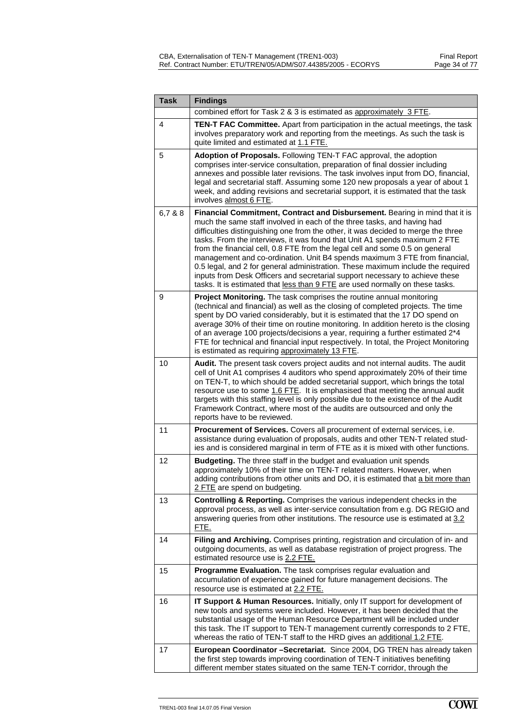| Task | Findings |
|---|---|
| | combined effort for Task 2 & 3 is estimated as approximately 3 FTE. |
| 4 | **TEN-T FAC Committee.** Apart from participation in the actual meetings, the task involves preparatory work and reporting from the meetings. As such the task is quite limited and estimated at 1.1 FTE. |
| 5 | **Adoption of Proposals.** Following TEN-T FAC approval, the adoption comprises inter-service consultation, preparation of final dossier including annexes and possible later revisions. The task involves input from DO, financial, legal and secretarial staff. Assuming some 120 new proposals a year of about 1 week, and adding revisions and secretarial support, it is estimated that the task involves almost 6 FTE. |
| 6,7 & 8 | **Financial Commitment, Contract and Disbursement.** Bearing in mind that it is much the same staff involved in each of the three tasks, and having had difficulties distinguishing one from the other, it was decided to merge the three tasks. From the interviews, it was found that Unit A1 spends maximum 2 FTE from the financial cell, 0.8 FTE from the legal cell and some 0.5 on general management and co-ordination. Unit B4 spends maximum 3 FTE from financial, 0.5 legal, and 2 for general administration. These maximum include the required inputs from Desk Officers and secretarial support necessary to achieve these tasks. It is estimated that less than 9 FTE are used normally on these tasks. |
| 9 | **Project Monitoring.** The task comprises the routine annual monitoring (technical and financial) as well as the closing of completed projects. The time spent by DO varied considerably, but it is estimated that the 17 DO spend on average 30% of their time on routine monitoring. In addition hereto is the closing of an average 100 projects/decisions a year, requiring a further estimated 2*4 FTE for technical and financial input respectively. In total, the Project Monitoring is estimated as requiring approximately 13 FTE. |
| 10 | **Audit.** The present task covers project audits and not internal audits. The audit cell of Unit A1 comprises 4 auditors who spend approximately 20% of their time on TEN-T, to which should be added secretarial support, which brings the total resource use to some 1.6 FTE. It is emphasised that meeting the annual audit targets with this staffing level is only possible due to the existence of the Audit Framework Contract, where most of the audits are outsourced and only the reports have to be reviewed. |
| 11 | **Procurement of Services.** Covers all procurement of external services, i.e. assistance during evaluation of proposals, audits and other TEN-T related studies and is considered marginal in term of FTE as it is mixed with other functions. |
| 12 | **Budgeting.** The three staff in the budget and evaluation unit spends approximately 10% of their time on TEN-T related matters. However, when adding contributions from other units and DO, it is estimated that a bit more than 2 FTE are spend on budgeting. |
| 13 | **Controlling & Reporting.** Comprises the various independent checks in the approval process, as well as inter-service consultation from e.g. DG REGIO and answering queries from other institutions. The resource use is estimated at 3.2 FTE. |
| 14 | **Filing and Archiving.** Comprises printing, registration and circulation of in- and outgoing documents, as well as database registration of project progress. The estimated resource use is 2.2 FTE. |
| 15 | **Programme Evaluation.** The task comprises regular evaluation and accumulation of experience gained for future management decisions. The resource use is estimated at 2.2 FTE. |
| 16 | **IT Support & Human Resources.** Initially, only IT support for development of new tools and systems were included. However, it has been decided that the substantial usage of the Human Resource Department will be included under this task. The IT support to TEN-T management currently corresponds to 2 FTE, whereas the ratio of TEN-T staff to the HRD gives an additional 1.2 FTE. |
| 17 | **European Coordinator –Secretariat.** Since 2004, DG TREN has already taken the first step towards improving coordination of TEN-T initiatives benefiting different member states situated on the same TEN-T corridor, through the |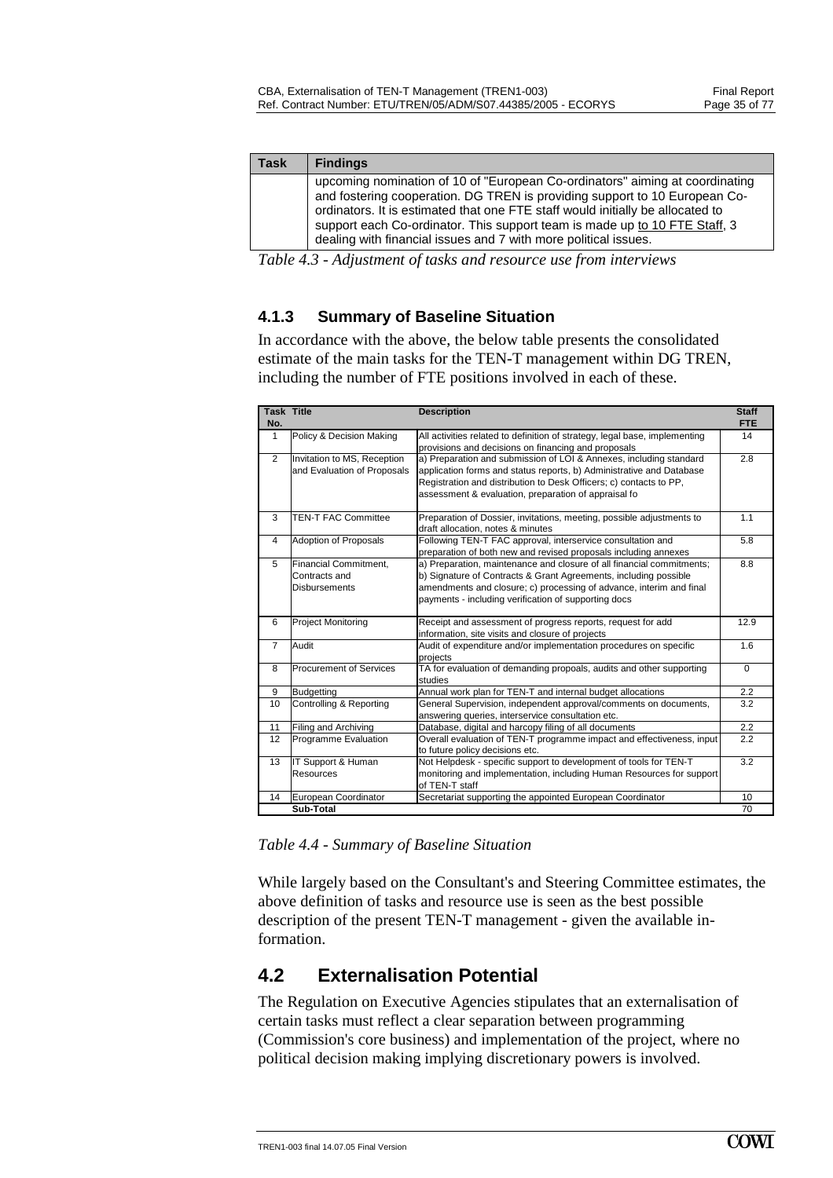| Task | Findings |
|---|---|
| | upcoming nomination of 10 of "European Co-ordinators" aiming at coordinating and fostering cooperation. DG TREN is providing support to 10 European Co-ordinators. It is estimated that one FTE staff would initially be allocated to support each Co-ordinator. This support team is made up to 10 FTE Staff, 3 dealing with financial issues and 7 with more political issues. |

*Table 4.3 - Adjustment of tasks and resource use from interviews*

### 4.1.3 Summary of Baseline Situation

In accordance with the above, the below table presents the consolidated estimate of the main tasks for the TEN-T management within DG TREN, including the number of FTE positions involved in each of these.

| Task No. | Title | Description | Staff FTE |
|---|---|---|---|
| 1 | Policy & Decision Making | All activities related to definition of strategy, legal base, implementing provisions and decisions on financing and proposals | 14 |
| 2 | Invitation to MS, Reception and Evaluation of Proposals | a) Preparation and submission of LOI & Annexes, including standard application forms and status reports, b) Administrative and Database Registration and distribution to Desk Officers; c) contacts to PP, assessment & evaluation, preparation of appraisal fo | 2.8 |
| 3 | TEN-T FAC Committee | Preparation of Dossier, invitations, meeting, possible adjustments to draft allocation, notes & minutes | 1.1 |
| 4 | Adoption of Proposals | Following TEN-T FAC approval, interservice consultation and preparation of both new and revised proposals including annexes | 5.8 |
| 5 | Financial Commitment, Contracts and Disbursements | a) Preparation, maintenance and closure of all financial commitments; b) Signature of Contracts & Grant Agreements, including possible amendments and closure; c) processing of advance, interim and final payments - including verification of supporting docs | 8.8 |
| 6 | Project Monitoring | Receipt and assessment of progress reports, request for add information, site visits and closure of projects | 12.9 |
| 7 | Audit | Audit of expenditure and/or implementation procedures on specific projects | 1.6 |
| 8 | Procurement of Services | TA for evaluation of demanding propoals, audits and other supporting studies | 0 |
| 9 | Budgetting | Annual work plan for TEN-T and internal budget allocations | 2.2 |
| 10 | Controlling & Reporting | General Supervision, independent approval/comments on documents, answering queries, interservice consultation etc. | 3.2 |
| 11 | Filing and Archiving | Database, digital and harcopy filing of all documents | 2.2 |
| 12 | Programme Evaluation | Overall evaluation of TEN-T programme impact and effectiveness, input to future policy decisions etc. | 2.2 |
| 13 | IT Support & Human Resources | Not Helpdesk - specific support to development of tools for TEN-T monitoring and implementation, including Human Resources for support of TEN-T staff | 3.2 |
| 14 | European Coordinator | Secretariat supporting the appointed European Coordinator | 10 |
| | **Sub-Total** | | 70 |

*Table 4.4 - Summary of Baseline Situation*

While largely based on the Consultant's and Steering Committee estimates, the above definition of tasks and resource use is seen as the best possible description of the present TEN-T management - given the available information.

## 4.2 Externalisation Potential

The Regulation on Executive Agencies stipulates that an externalisation of certain tasks must reflect a clear separation between programming (Commission's core business) and implementation of the project, where no political decision making implying discretionary powers is involved.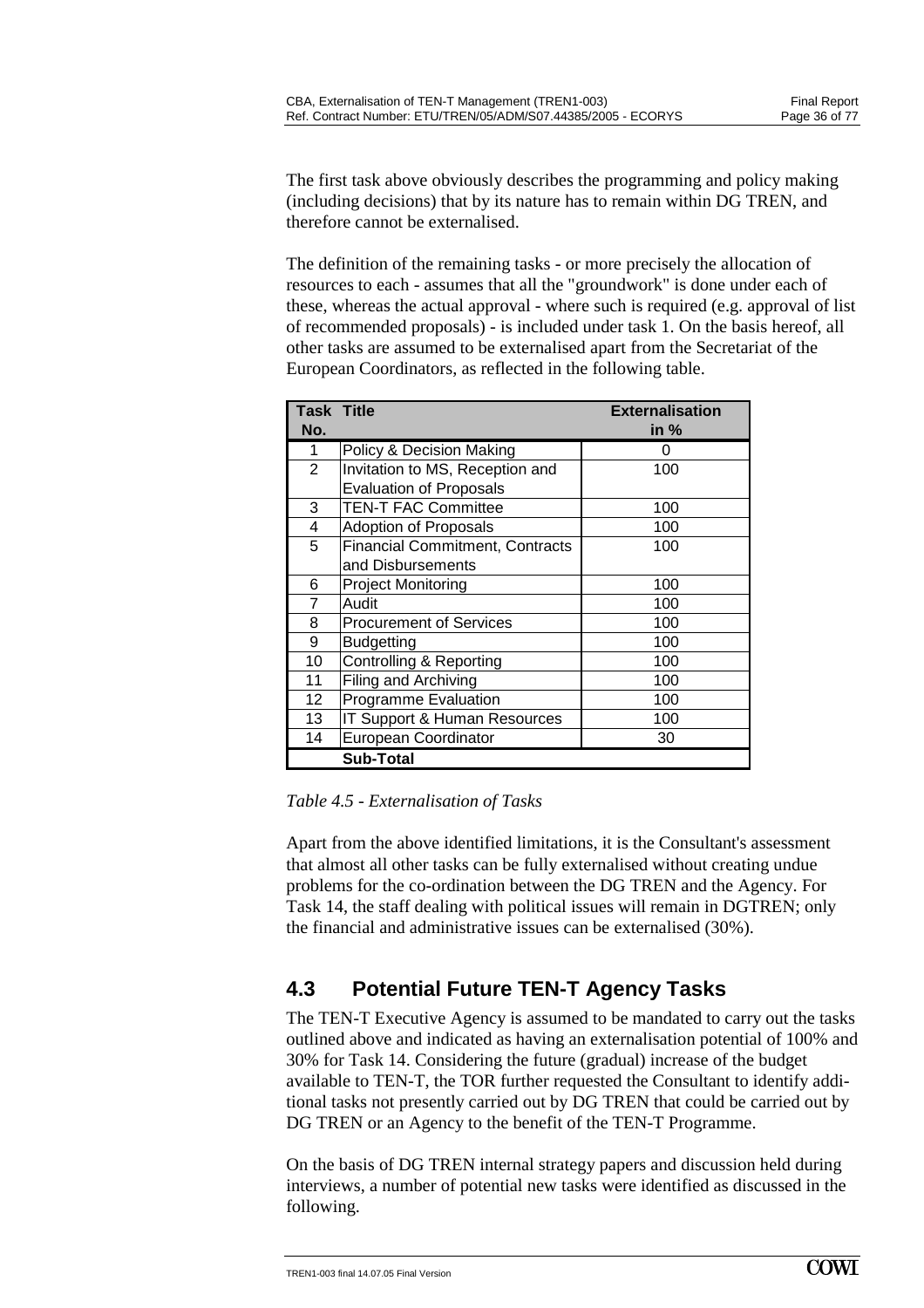The first task above obviously describes the programming and policy making (including decisions) that by its nature has to remain within DG TREN, and therefore cannot be externalised.

The definition of the remaining tasks - or more precisely the allocation of resources to each - assumes that all the "groundwork" is done under each of these, whereas the actual approval - where such is required (e.g. approval of list of recommended proposals) - is included under task 1. On the basis hereof, all other tasks are assumed to be externalised apart from the Secretariat of the European Coordinators, as reflected in the following table.

| Task No. | Title | Externalisation in % |
|---|---|---|
| 1 | Policy & Decision Making | 0 |
| 2 | Invitation to MS, Reception and Evaluation of Proposals | 100 |
| 3 | TEN-T FAC Committee | 100 |
| 4 | Adoption of Proposals | 100 |
| 5 | Financial Commitment, Contracts and Disbursements | 100 |
| 6 | Project Monitoring | 100 |
| 7 | Audit | 100 |
| 8 | Procurement of Services | 100 |
| 9 | Budgetting | 100 |
| 10 | Controlling & Reporting | 100 |
| 11 | Filing and Archiving | 100 |
| 12 | Programme Evaluation | 100 |
| 13 | IT Support & Human Resources | 100 |
| 14 | European Coordinator | 30 |
| | **Sub-Total** | |

*Table 4.5 - Externalisation of Tasks*

Apart from the above identified limitations, it is the Consultant's assessment that almost all other tasks can be fully externalised without creating undue problems for the co-ordination between the DG TREN and the Agency. For Task 14, the staff dealing with political issues will remain in DGTREN; only the financial and administrative issues can be externalised (30%).

## 4.3 Potential Future TEN-T Agency Tasks

The TEN-T Executive Agency is assumed to be mandated to carry out the tasks outlined above and indicated as having an externalisation potential of 100% and 30% for Task 14. Considering the future (gradual) increase of the budget available to TEN-T, the TOR further requested the Consultant to identify additional tasks not presently carried out by DG TREN that could be carried out by DG TREN or an Agency to the benefit of the TEN-T Programme.

On the basis of DG TREN internal strategy papers and discussion held during interviews, a number of potential new tasks were identified as discussed in the following.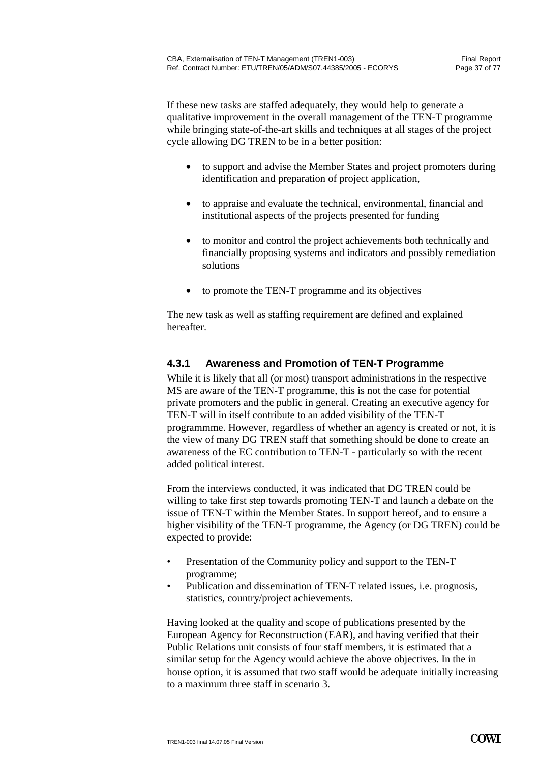If these new tasks are staffed adequately, they would help to generate a qualitative improvement in the overall management of the TEN-T programme while bringing state-of-the-art skills and techniques at all stages of the project cycle allowing DG TREN to be in a better position:

- to support and advise the Member States and project promoters during identification and preparation of project application,
- to appraise and evaluate the technical, environmental, financial and institutional aspects of the projects presented for funding
- to monitor and control the project achievements both technically and financially proposing systems and indicators and possibly remediation solutions
- to promote the TEN-T programme and its objectives

The new task as well as staffing requirement are defined and explained hereafter.

### 4.3.1 Awareness and Promotion of TEN-T Programme

While it is likely that all (or most) transport administrations in the respective MS are aware of the TEN-T programme, this is not the case for potential private promoters and the public in general. Creating an executive agency for TEN-T will in itself contribute to an added visibility of the TEN-T programmme. However, regardless of whether an agency is created or not, it is the view of many DG TREN staff that something should be done to create an awareness of the EC contribution to TEN-T - particularly so with the recent added political interest.

From the interviews conducted, it was indicated that DG TREN could be willing to take first step towards promoting TEN-T and launch a debate on the issue of TEN-T within the Member States. In support hereof, and to ensure a higher visibility of the TEN-T programme, the Agency (or DG TREN) could be expected to provide:

- Presentation of the Community policy and support to the TEN-T programme;
- Publication and dissemination of TEN-T related issues, i.e. prognosis, statistics, country/project achievements.

Having looked at the quality and scope of publications presented by the European Agency for Reconstruction (EAR), and having verified that their Public Relations unit consists of four staff members, it is estimated that a similar setup for the Agency would achieve the above objectives. In the in house option, it is assumed that two staff would be adequate initially increasing to a maximum three staff in scenario 3.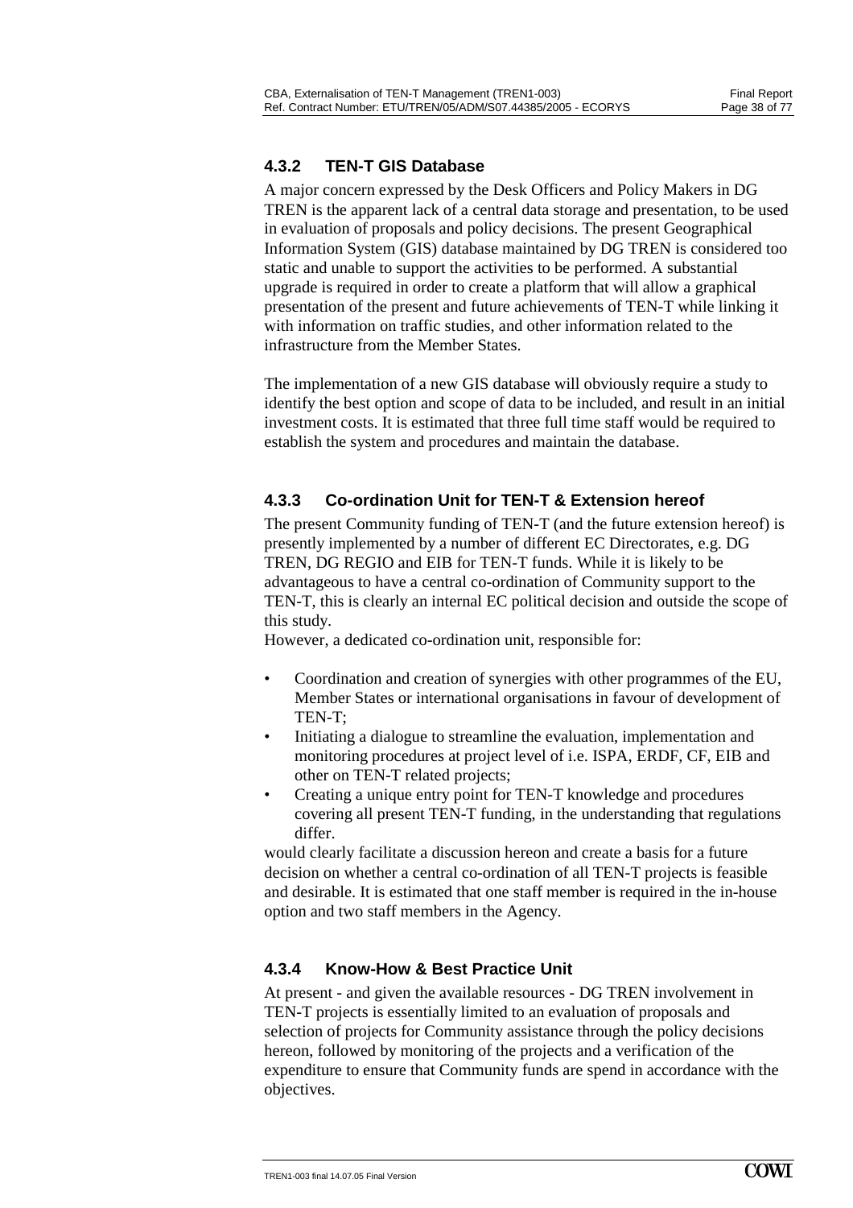### 4.3.2 TEN-T GIS Database

A major concern expressed by the Desk Officers and Policy Makers in DG TREN is the apparent lack of a central data storage and presentation, to be used in evaluation of proposals and policy decisions. The present Geographical Information System (GIS) database maintained by DG TREN is considered too static and unable to support the activities to be performed. A substantial upgrade is required in order to create a platform that will allow a graphical presentation of the present and future achievements of TEN-T while linking it with information on traffic studies, and other information related to the infrastructure from the Member States.

The implementation of a new GIS database will obviously require a study to identify the best option and scope of data to be included, and result in an initial investment costs. It is estimated that three full time staff would be required to establish the system and procedures and maintain the database.

### 4.3.3 Co-ordination Unit for TEN-T & Extension hereof

The present Community funding of TEN-T (and the future extension hereof) is presently implemented by a number of different EC Directorates, e.g. DG TREN, DG REGIO and EIB for TEN-T funds. While it is likely to be advantageous to have a central co-ordination of Community support to the TEN-T, this is clearly an internal EC political decision and outside the scope of this study.

However, a dedicated co-ordination unit, responsible for:

- Coordination and creation of synergies with other programmes of the EU, Member States or international organisations in favour of development of TEN-T;
- Initiating a dialogue to streamline the evaluation, implementation and monitoring procedures at project level of i.e. ISPA, ERDF, CF, EIB and other on TEN-T related projects;
- Creating a unique entry point for TEN-T knowledge and procedures covering all present TEN-T funding, in the understanding that regulations differ.

would clearly facilitate a discussion hereon and create a basis for a future decision on whether a central co-ordination of all TEN-T projects is feasible and desirable. It is estimated that one staff member is required in the in-house option and two staff members in the Agency.

### 4.3.4 Know-How & Best Practice Unit

At present - and given the available resources - DG TREN involvement in TEN-T projects is essentially limited to an evaluation of proposals and selection of projects for Community assistance through the policy decisions hereon, followed by monitoring of the projects and a verification of the expenditure to ensure that Community funds are spend in accordance with the objectives.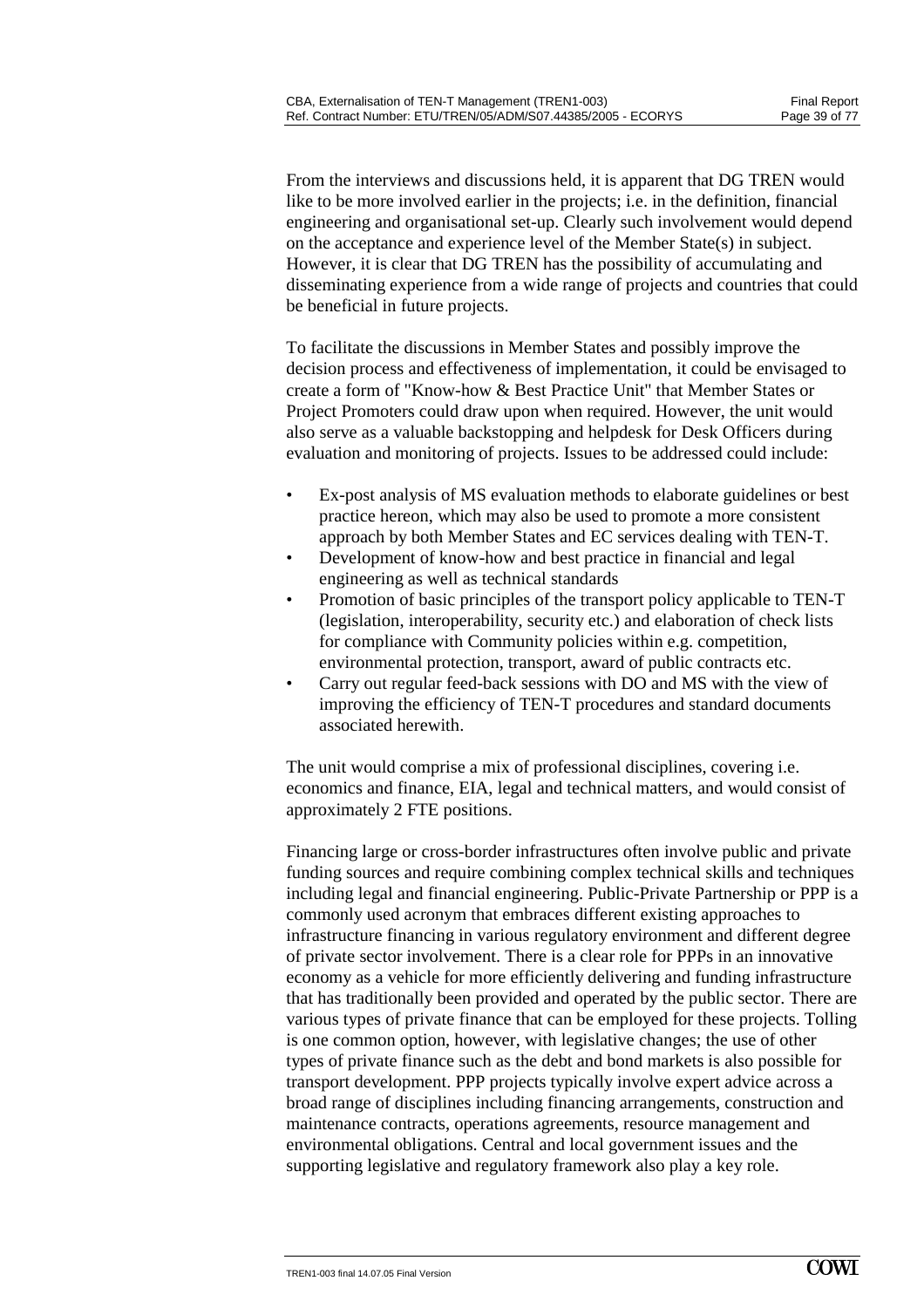From the interviews and discussions held, it is apparent that DG TREN would like to be more involved earlier in the projects; i.e. in the definition, financial engineering and organisational set-up. Clearly such involvement would depend on the acceptance and experience level of the Member State(s) in subject. However, it is clear that DG TREN has the possibility of accumulating and disseminating experience from a wide range of projects and countries that could be beneficial in future projects.

To facilitate the discussions in Member States and possibly improve the decision process and effectiveness of implementation, it could be envisaged to create a form of "Know-how & Best Practice Unit" that Member States or Project Promoters could draw upon when required. However, the unit would also serve as a valuable backstopping and helpdesk for Desk Officers during evaluation and monitoring of projects. Issues to be addressed could include:

- Ex-post analysis of MS evaluation methods to elaborate guidelines or best practice hereon, which may also be used to promote a more consistent approach by both Member States and EC services dealing with TEN-T.
- Development of know-how and best practice in financial and legal engineering as well as technical standards
- Promotion of basic principles of the transport policy applicable to TEN-T (legislation, interoperability, security etc.) and elaboration of check lists for compliance with Community policies within e.g. competition, environmental protection, transport, award of public contracts etc.
- Carry out regular feed-back sessions with DO and MS with the view of improving the efficiency of TEN-T procedures and standard documents associated herewith.

The unit would comprise a mix of professional disciplines, covering i.e. economics and finance, EIA, legal and technical matters, and would consist of approximately 2 FTE positions.

Financing large or cross-border infrastructures often involve public and private funding sources and require combining complex technical skills and techniques including legal and financial engineering. Public-Private Partnership or PPP is a commonly used acronym that embraces different existing approaches to infrastructure financing in various regulatory environment and different degree of private sector involvement. There is a clear role for PPPs in an innovative economy as a vehicle for more efficiently delivering and funding infrastructure that has traditionally been provided and operated by the public sector. There are various types of private finance that can be employed for these projects. Tolling is one common option, however, with legislative changes; the use of other types of private finance such as the debt and bond markets is also possible for transport development. PPP projects typically involve expert advice across a broad range of disciplines including financing arrangements, construction and maintenance contracts, operations agreements, resource management and environmental obligations. Central and local government issues and the supporting legislative and regulatory framework also play a key role.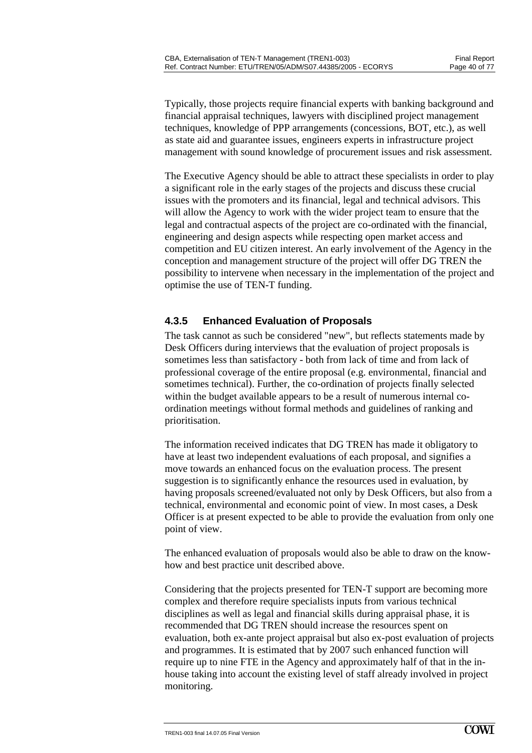Typically, those projects require financial experts with banking background and financial appraisal techniques, lawyers with disciplined project management techniques, knowledge of PPP arrangements (concessions, BOT, etc.), as well as state aid and guarantee issues, engineers experts in infrastructure project management with sound knowledge of procurement issues and risk assessment.

The Executive Agency should be able to attract these specialists in order to play a significant role in the early stages of the projects and discuss these crucial issues with the promoters and its financial, legal and technical advisors. This will allow the Agency to work with the wider project team to ensure that the legal and contractual aspects of the project are co-ordinated with the financial, engineering and design aspects while respecting open market access and competition and EU citizen interest. An early involvement of the Agency in the conception and management structure of the project will offer DG TREN the possibility to intervene when necessary in the implementation of the project and optimise the use of TEN-T funding.

### 4.3.5 Enhanced Evaluation of Proposals

The task cannot as such be considered "new", but reflects statements made by Desk Officers during interviews that the evaluation of project proposals is sometimes less than satisfactory - both from lack of time and from lack of professional coverage of the entire proposal (e.g. environmental, financial and sometimes technical). Further, the co-ordination of projects finally selected within the budget available appears to be a result of numerous internal co-ordination meetings without formal methods and guidelines of ranking and prioritisation.

The information received indicates that DG TREN has made it obligatory to have at least two independent evaluations of each proposal, and signifies a move towards an enhanced focus on the evaluation process. The present suggestion is to significantly enhance the resources used in evaluation, by having proposals screened/evaluated not only by Desk Officers, but also from a technical, environmental and economic point of view. In most cases, a Desk Officer is at present expected to be able to provide the evaluation from only one point of view.

The enhanced evaluation of proposals would also be able to draw on the know-how and best practice unit described above.

Considering that the projects presented for TEN-T support are becoming more complex and therefore require specialists inputs from various technical disciplines as well as legal and financial skills during appraisal phase, it is recommended that DG TREN should increase the resources spent on evaluation, both ex-ante project appraisal but also ex-post evaluation of projects and programmes. It is estimated that by 2007 such enhanced function will require up to nine FTE in the Agency and approximately half of that in the in-house taking into account the existing level of staff already involved in project monitoring.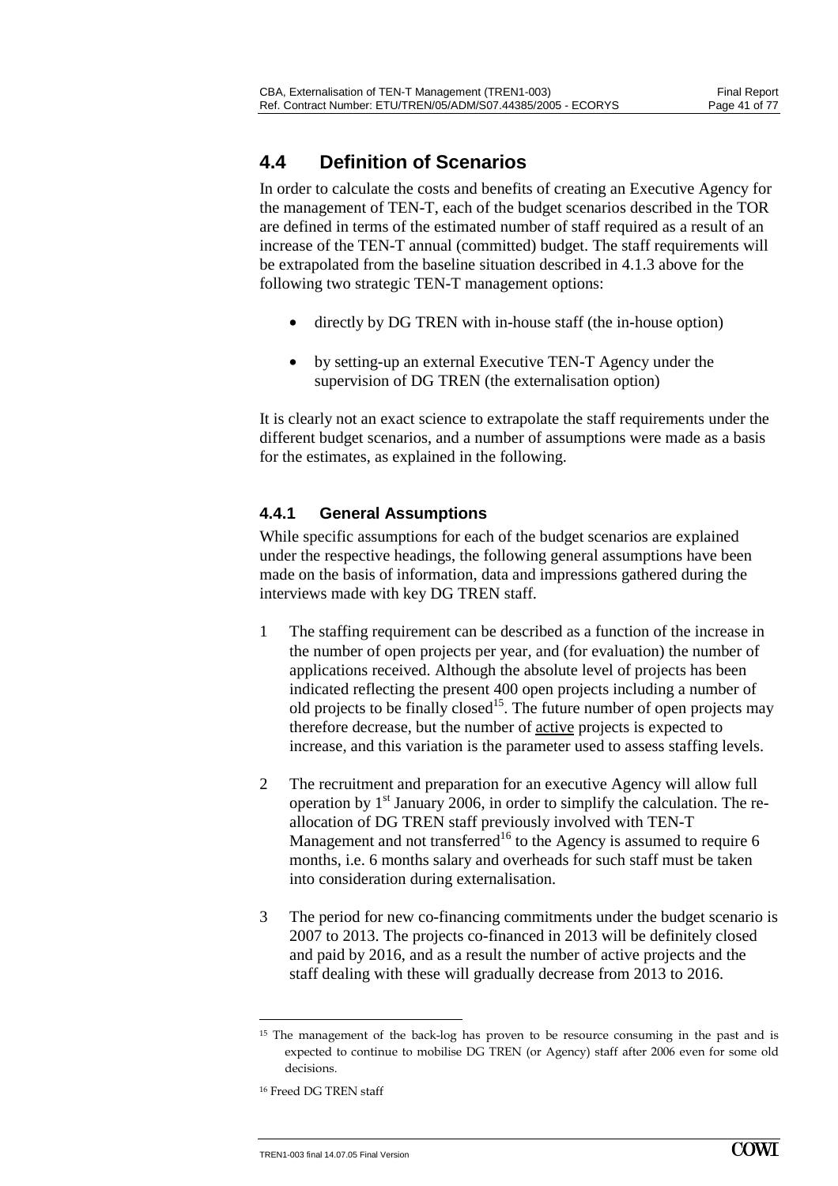## 4.4 Definition of Scenarios

In order to calculate the costs and benefits of creating an Executive Agency for the management of TEN-T, each of the budget scenarios described in the TOR are defined in terms of the estimated number of staff required as a result of an increase of the TEN-T annual (committed) budget. The staff requirements will be extrapolated from the baseline situation described in 4.1.3 above for the following two strategic TEN-T management options:

- directly by DG TREN with in-house staff (the in-house option)
- by setting-up an external Executive TEN-T Agency under the supervision of DG TREN (the externalisation option)

It is clearly not an exact science to extrapolate the staff requirements under the different budget scenarios, and a number of assumptions were made as a basis for the estimates, as explained in the following.

### 4.4.1 General Assumptions

While specific assumptions for each of the budget scenarios are explained under the respective headings, the following general assumptions have been made on the basis of information, data and impressions gathered during the interviews made with key DG TREN staff.

1. The staffing requirement can be described as a function of the increase in the number of open projects per year, and (for evaluation) the number of applications received. Although the absolute level of projects has been indicated reflecting the present 400 open projects including a number of old projects to be finally closed[15]. The future number of open projects may therefore decrease, but the number of <u>active</u> projects is expected to increase, and this variation is the parameter used to assess staffing levels.

2. The recruitment and preparation for an executive Agency will allow full operation by 1st January 2006, in order to simplify the calculation. The re-allocation of DG TREN staff previously involved with TEN-T Management and not transferred[16] to the Agency is assumed to require 6 months, i.e. 6 months salary and overheads for such staff must be taken into consideration during externalisation.

3. The period for new co-financing commitments under the budget scenario is 2007 to 2013. The projects co-financed in 2013 will be definitely closed and paid by 2016, and as a result the number of active projects and the staff dealing with these will gradually decrease from 2013 to 2016.

---

[15] The management of the back-log has proven to be resource consuming in the past and is expected to continue to mobilise DG TREN (or Agency) staff after 2006 even for some old decisions.

[16] Freed DG TREN staff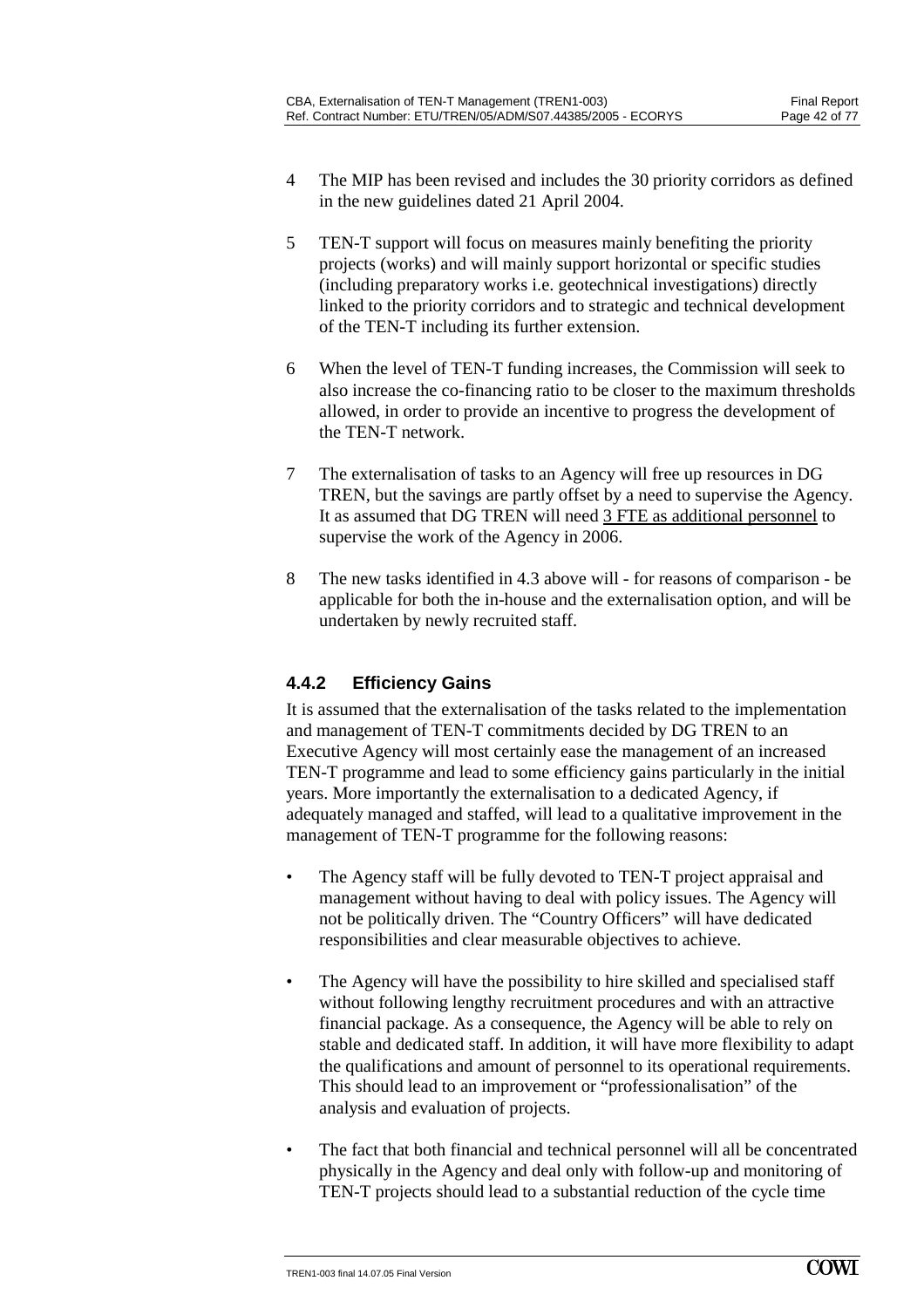4 The MIP has been revised and includes the 30 priority corridors as defined in the new guidelines dated 21 April 2004.

5 TEN-T support will focus on measures mainly benefiting the priority projects (works) and will mainly support horizontal or specific studies (including preparatory works i.e. geotechnical investigations) directly linked to the priority corridors and to strategic and technical development of the TEN-T including its further extension.

6 When the level of TEN-T funding increases, the Commission will seek to also increase the co-financing ratio to be closer to the maximum thresholds allowed, in order to provide an incentive to progress the development of the TEN-T network.

7 The externalisation of tasks to an Agency will free up resources in DG TREN, but the savings are partly offset by a need to supervise the Agency. It as assumed that DG TREN will need 3 FTE as additional personnel to supervise the work of the Agency in 2006.

8 The new tasks identified in 4.3 above will - for reasons of comparison - be applicable for both the in-house and the externalisation option, and will be undertaken by newly recruited staff.

### 4.4.2 Efficiency Gains

It is assumed that the externalisation of the tasks related to the implementation and management of TEN-T commitments decided by DG TREN to an Executive Agency will most certainly ease the management of an increased TEN-T programme and lead to some efficiency gains particularly in the initial years. More importantly the externalisation to a dedicated Agency, if adequately managed and staffed, will lead to a qualitative improvement in the management of TEN-T programme for the following reasons:

- The Agency staff will be fully devoted to TEN-T project appraisal and management without having to deal with policy issues. The Agency will not be politically driven. The "Country Officers" will have dedicated responsibilities and clear measurable objectives to achieve.

- The Agency will have the possibility to hire skilled and specialised staff without following lengthy recruitment procedures and with an attractive financial package. As a consequence, the Agency will be able to rely on stable and dedicated staff. In addition, it will have more flexibility to adapt the qualifications and amount of personnel to its operational requirements. This should lead to an improvement or "professionalisation" of the analysis and evaluation of projects.

- The fact that both financial and technical personnel will all be concentrated physically in the Agency and deal only with follow-up and monitoring of TEN-T projects should lead to a substantial reduction of the cycle time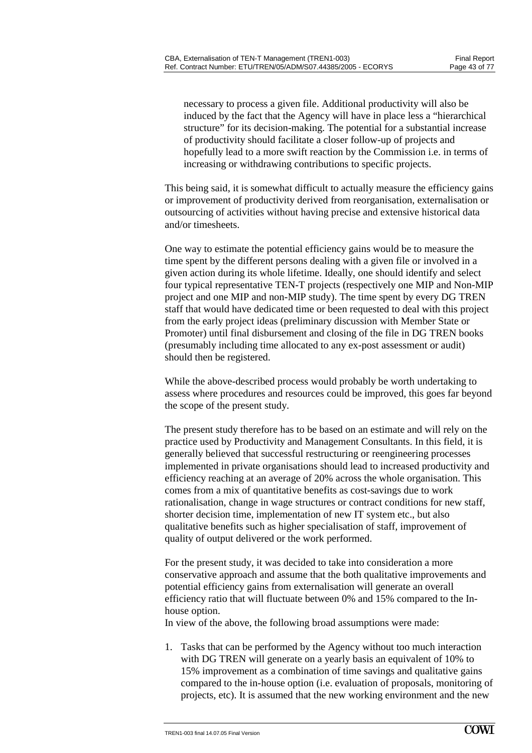necessary to process a given file. Additional productivity will also be induced by the fact that the Agency will have in place less a "hierarchical structure" for its decision-making. The potential for a substantial increase of productivity should facilitate a closer follow-up of projects and hopefully lead to a more swift reaction by the Commission i.e. in terms of increasing or withdrawing contributions to specific projects.

This being said, it is somewhat difficult to actually measure the efficiency gains or improvement of productivity derived from reorganisation, externalisation or outsourcing of activities without having precise and extensive historical data and/or timesheets.

One way to estimate the potential efficiency gains would be to measure the time spent by the different persons dealing with a given file or involved in a given action during its whole lifetime. Ideally, one should identify and select four typical representative TEN-T projects (respectively one MIP and Non-MIP project and one MIP and non-MIP study). The time spent by every DG TREN staff that would have dedicated time or been requested to deal with this project from the early project ideas (preliminary discussion with Member State or Promoter) until final disbursement and closing of the file in DG TREN books (presumably including time allocated to any ex-post assessment or audit) should then be registered.

While the above-described process would probably be worth undertaking to assess where procedures and resources could be improved, this goes far beyond the scope of the present study.

The present study therefore has to be based on an estimate and will rely on the practice used by Productivity and Management Consultants. In this field, it is generally believed that successful restructuring or reengineering processes implemented in private organisations should lead to increased productivity and efficiency reaching at an average of 20% across the whole organisation. This comes from a mix of quantitative benefits as cost-savings due to work rationalisation, change in wage structures or contract conditions for new staff, shorter decision time, implementation of new IT system etc., but also qualitative benefits such as higher specialisation of staff, improvement of quality of output delivered or the work performed.

For the present study, it was decided to take into consideration a more conservative approach and assume that the both qualitative improvements and potential efficiency gains from externalisation will generate an overall efficiency ratio that will fluctuate between 0% and 15% compared to the In-house option.

In view of the above, the following broad assumptions were made:

1. Tasks that can be performed by the Agency without too much interaction with DG TREN will generate on a yearly basis an equivalent of 10% to 15% improvement as a combination of time savings and qualitative gains compared to the in-house option (i.e. evaluation of proposals, monitoring of projects, etc). It is assumed that the new working environment and the new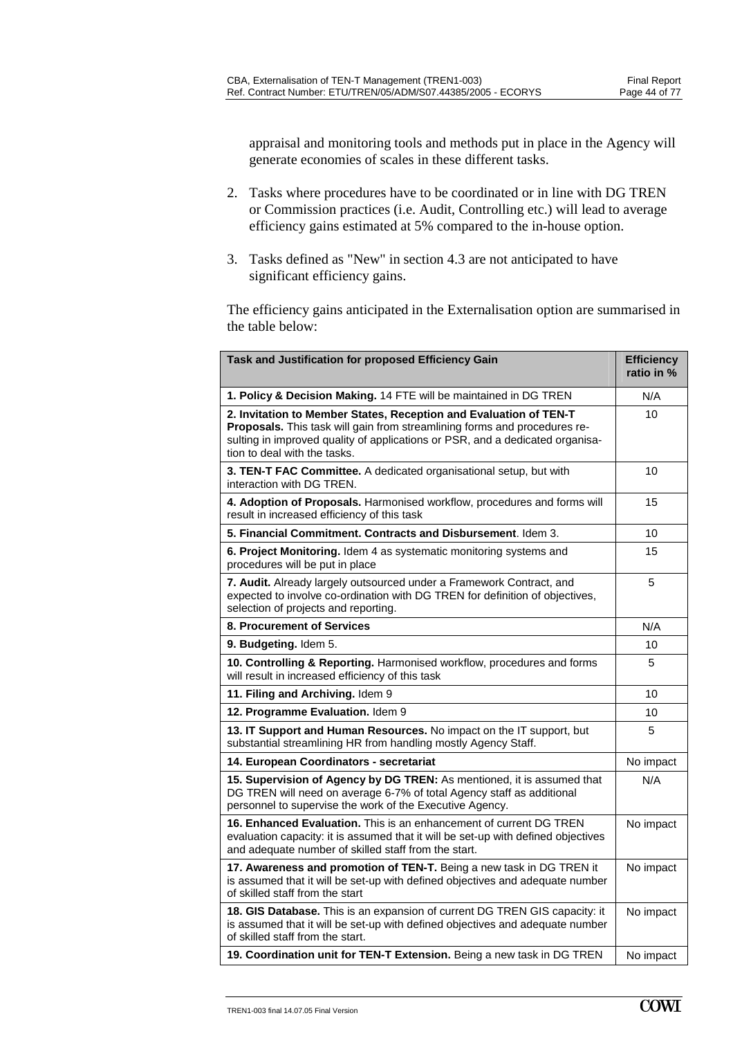appraisal and monitoring tools and methods put in place in the Agency will generate economies of scales in these different tasks.

2. Tasks where procedures have to be coordinated or in line with DG TREN or Commission practices (i.e. Audit, Controlling etc.) will lead to average efficiency gains estimated at 5% compared to the in-house option.

3. Tasks defined as "New" in section 4.3 are not anticipated to have significant efficiency gains.

The efficiency gains anticipated in the Externalisation option are summarised in the table below:

| Task and Justification for proposed Efficiency Gain | Efficiency ratio in % |
|---|---|
| **1. Policy & Decision Making.** 14 FTE will be maintained in DG TREN | N/A |
| **2. Invitation to Member States, Reception and Evaluation of TEN-T Proposals.** This task will gain from streamlining forms and procedures resulting in improved quality of applications or PSR, and a dedicated organisation to deal with the tasks. | 10 |
| **3. TEN-T FAC Committee.** A dedicated organisational setup, but with interaction with DG TREN. | 10 |
| **4. Adoption of Proposals.** Harmonised workflow, procedures and forms will result in increased efficiency of this task | 15 |
| **5. Financial Commitment. Contracts and Disbursement**. Idem 3. | 10 |
| **6. Project Monitoring.** Idem 4 as systematic monitoring systems and procedures will be put in place | 15 |
| **7. Audit.** Already largely outsourced under a Framework Contract, and expected to involve co-ordination with DG TREN for definition of objectives, selection of projects and reporting. | 5 |
| **8. Procurement of Services** | N/A |
| **9. Budgeting.** Idem 5. | 10 |
| **10. Controlling & Reporting.** Harmonised workflow, procedures and forms will result in increased efficiency of this task | 5 |
| **11. Filing and Archiving.** Idem 9 | 10 |
| **12. Programme Evaluation.** Idem 9 | 10 |
| **13. IT Support and Human Resources.** No impact on the IT support, but substantial streamlining HR from handling mostly Agency Staff. | 5 |
| **14. European Coordinators - secretariat** | No impact |
| **15. Supervision of Agency by DG TREN:** As mentioned, it is assumed that DG TREN will need on average 6-7% of total Agency staff as additional personnel to supervise the work of the Executive Agency. | N/A |
| **16. Enhanced Evaluation.** This is an enhancement of current DG TREN evaluation capacity: it is assumed that it will be set-up with defined objectives and adequate number of skilled staff from the start. | No impact |
| **17. Awareness and promotion of TEN-T.** Being a new task in DG TREN it is assumed that it will be set-up with defined objectives and adequate number of skilled staff from the start | No impact |
| **18. GIS Database.** This is an expansion of current DG TREN GIS capacity: it is assumed that it will be set-up with defined objectives and adequate number of skilled staff from the start. | No impact |
| **19. Coordination unit for TEN-T Extension.** Being a new task in DG TREN | No impact |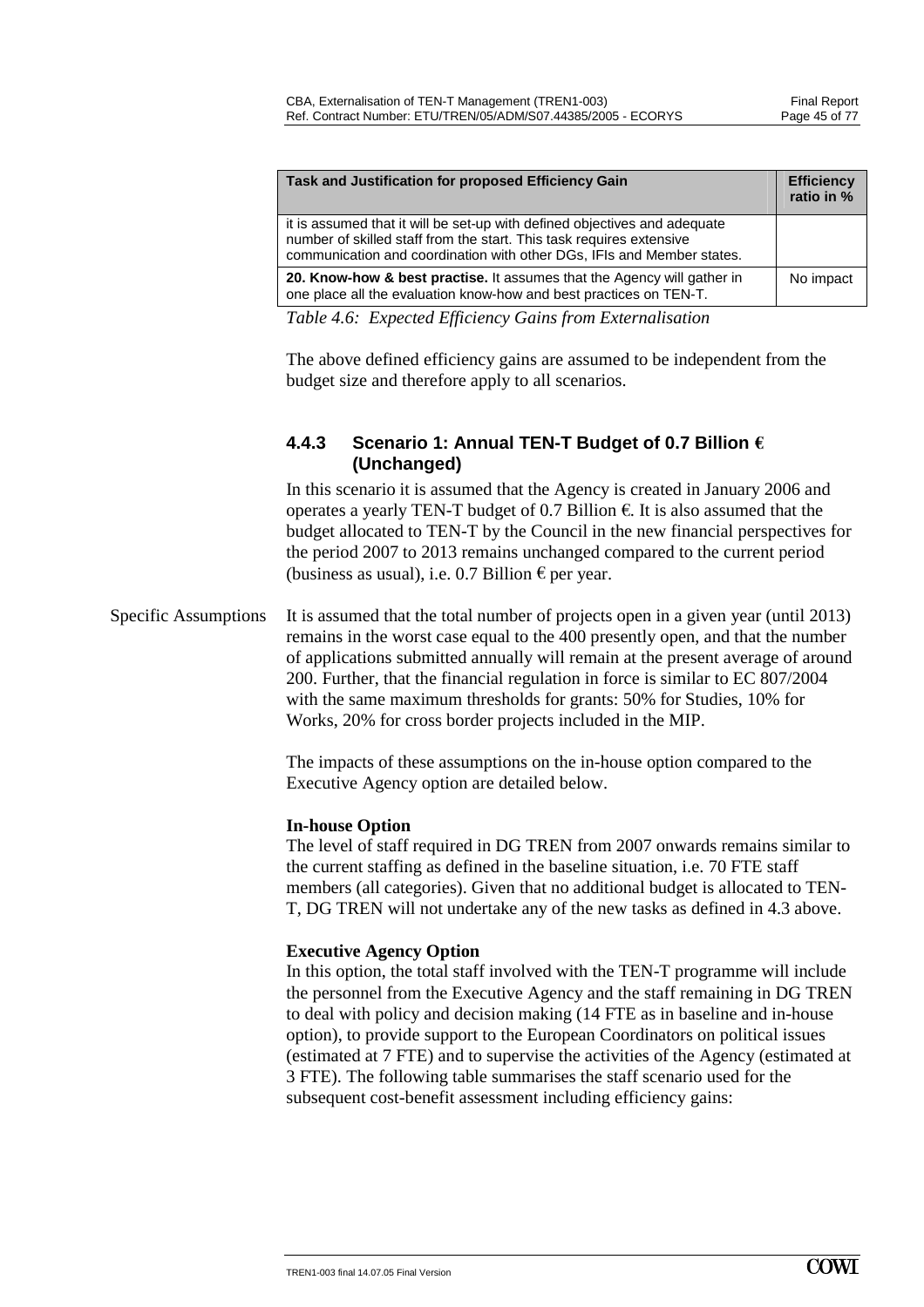| Task and Justification for proposed Efficiency Gain | Efficiency ratio in % |
|---|---|
| it is assumed that it will be set-up with defined objectives and adequate number of skilled staff from the start. This task requires extensive communication and coordination with other DGs, IFIs and Member states. | |
| **20. Know-how & best practise.** It assumes that the Agency will gather in one place all the evaluation know-how and best practices on TEN-T. | No impact |

*Table 4.6: Expected Efficiency Gains from Externalisation*

The above defined efficiency gains are assumed to be independent from the budget size and therefore apply to all scenarios.

### 4.4.3 Scenario 1: Annual TEN-T Budget of 0.7 Billion € (Unchanged)

In this scenario it is assumed that the Agency is created in January 2006 and operates a yearly TEN-T budget of 0.7 Billion €. It is also assumed that the budget allocated to TEN-T by the Council in the new financial perspectives for the period 2007 to 2013 remains unchanged compared to the current period (business as usual), i.e. 0.7 Billion € per year.

Specific Assumptions

It is assumed that the total number of projects open in a given year (until 2013) remains in the worst case equal to the 400 presently open, and that the number of applications submitted annually will remain at the present average of around 200. Further, that the financial regulation in force is similar to EC 807/2004 with the same maximum thresholds for grants: 50% for Studies, 10% for Works, 20% for cross border projects included in the MIP.

The impacts of these assumptions on the in-house option compared to the Executive Agency option are detailed below.

**In-house Option**
The level of staff required in DG TREN from 2007 onwards remains similar to the current staffing as defined in the baseline situation, i.e. 70 FTE staff members (all categories). Given that no additional budget is allocated to TEN-T, DG TREN will not undertake any of the new tasks as defined in 4.3 above.

**Executive Agency Option**
In this option, the total staff involved with the TEN-T programme will include the personnel from the Executive Agency and the staff remaining in DG TREN to deal with policy and decision making (14 FTE as in baseline and in-house option), to provide support to the European Coordinators on political issues (estimated at 7 FTE) and to supervise the activities of the Agency (estimated at 3 FTE). The following table summarises the staff scenario used for the subsequent cost-benefit assessment including efficiency gains: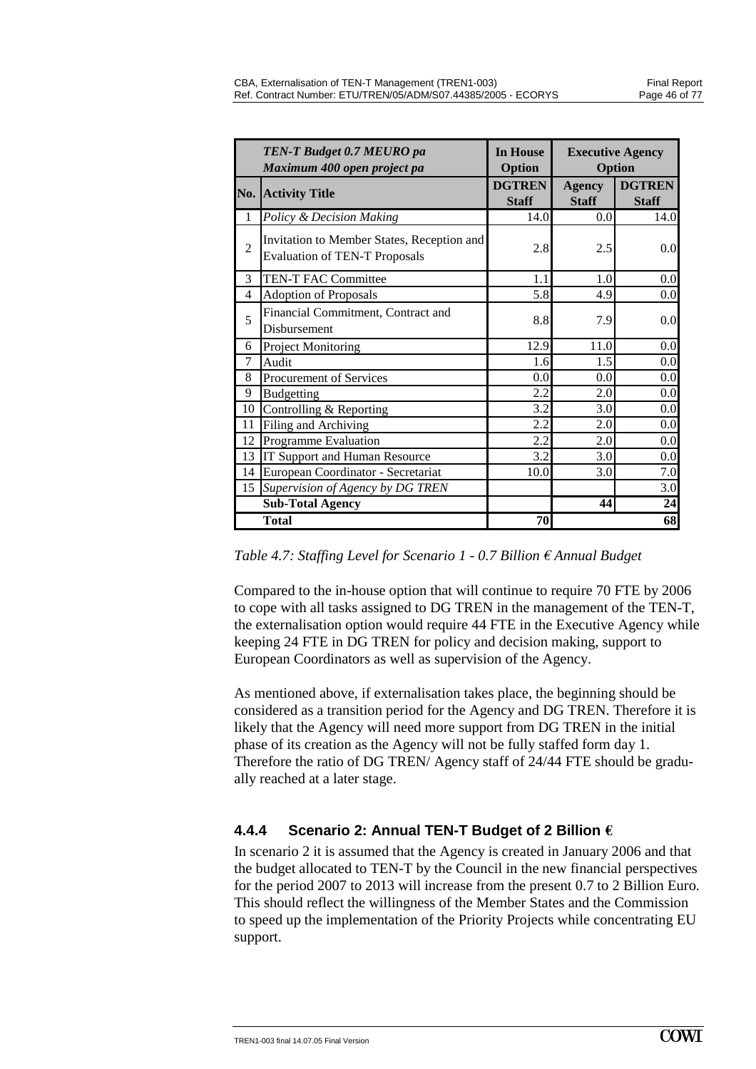| | *TEN-T Budget 0.7 MEURO pa*<br>*Maximum 400 open project pa* | **In House Option** | **Executive Agency Option** | |
|---|---|---|---|---|
| **No.** | **Activity Title** | **DGTREN Staff** | **Agency Staff** | **DGTREN Staff** |
| 1 | *Policy & Decision Making* | 14.0 | 0.0 | 14.0 |
| 2 | Invitation to Member States, Reception and Evaluation of TEN-T Proposals | 2.8 | 2.5 | 0.0 |
| 3 | TEN-T FAC Committee | 1.1 | 1.0 | 0.0 |
| 4 | Adoption of Proposals | 5.8 | 4.9 | 0.0 |
| 5 | Financial Commitment, Contract and Disbursement | 8.8 | 7.9 | 0.0 |
| 6 | Project Monitoring | 12.9 | 11.0 | 0.0 |
| 7 | Audit | 1.6 | 1.5 | 0.0 |
| 8 | Procurement of Services | 0.0 | 0.0 | 0.0 |
| 9 | Budgetting | 2.2 | 2.0 | 0.0 |
| 10 | Controlling & Reporting | 3.2 | 3.0 | 0.0 |
| 11 | Filing and Archiving | 2.2 | 2.0 | 0.0 |
| 12 | Programme Evaluation | 2.2 | 2.0 | 0.0 |
| 13 | IT Support and Human Resource | 3.2 | 3.0 | 0.0 |
| 14 | European Coordinator - Secretariat | 10.0 | 3.0 | 7.0 |
| 15 | *Supervision of Agency by DG TREN* | | | 3.0 |
| | **Sub-Total Agency** | | **44** | **24** |
| | **Total** | **70** | | **68** |

*Table 4.7: Staffing Level for Scenario 1 - 0.7 Billion € Annual Budget*

Compared to the in-house option that will continue to require 70 FTE by 2006 to cope with all tasks assigned to DG TREN in the management of the TEN-T, the externalisation option would require 44 FTE in the Executive Agency while keeping 24 FTE in DG TREN for policy and decision making, support to European Coordinators as well as supervision of the Agency.

As mentioned above, if externalisation takes place, the beginning should be considered as a transition period for the Agency and DG TREN. Therefore it is likely that the Agency will need more support from DG TREN in the initial phase of its creation as the Agency will not be fully staffed form day 1. Therefore the ratio of DG TREN/ Agency staff of 24/44 FTE should be gradually reached at a later stage.

### 4.4.4 Scenario 2: Annual TEN-T Budget of 2 Billion €

In scenario 2 it is assumed that the Agency is created in January 2006 and that the budget allocated to TEN-T by the Council in the new financial perspectives for the period 2007 to 2013 will increase from the present 0.7 to 2 Billion Euro. This should reflect the willingness of the Member States and the Commission to speed up the implementation of the Priority Projects while concentrating EU support.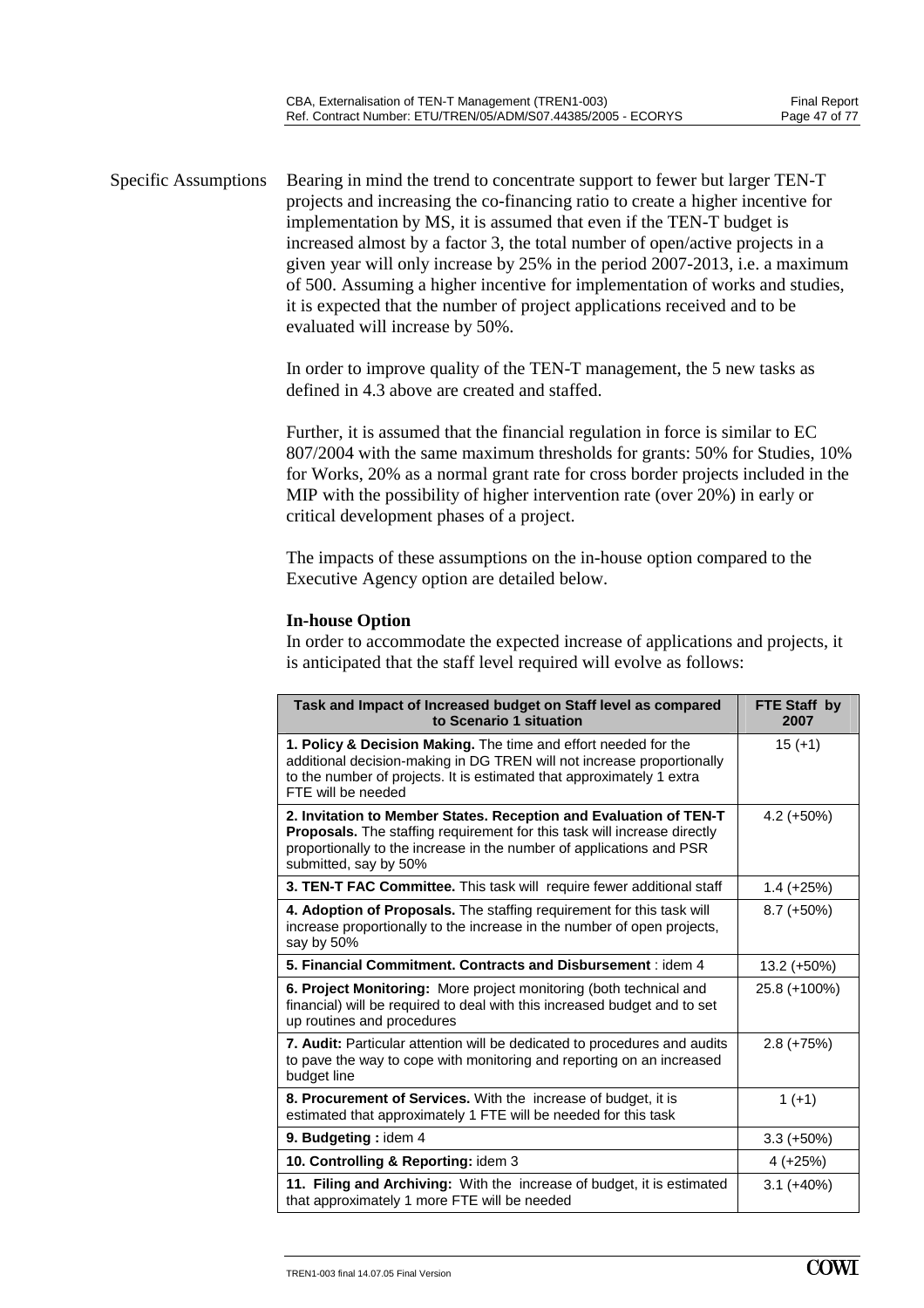**Specific Assumptions**

Bearing in mind the trend to concentrate support to fewer but larger TEN-T projects and increasing the co-financing ratio to create a higher incentive for implementation by MS, it is assumed that even if the TEN-T budget is increased almost by a factor 3, the total number of open/active projects in a given year will only increase by 25% in the period 2007-2013, i.e. a maximum of 500. Assuming a higher incentive for implementation of works and studies, it is expected that the number of project applications received and to be evaluated will increase by 50%.

In order to improve quality of the TEN-T management, the 5 new tasks as defined in 4.3 above are created and staffed.

Further, it is assumed that the financial regulation in force is similar to EC 807/2004 with the same maximum thresholds for grants: 50% for Studies, 10% for Works, 20% as a normal grant rate for cross border projects included in the MIP with the possibility of higher intervention rate (over 20%) in early or critical development phases of a project.

The impacts of these assumptions on the in-house option compared to the Executive Agency option are detailed below.

**In-house Option**

In order to accommodate the expected increase of applications and projects, it is anticipated that the staff level required will evolve as follows:

| Task and Impact of Increased budget on Staff level as compared to Scenario 1 situation | FTE Staff by 2007 |
|---|---|
| **1. Policy & Decision Making.** The time and effort needed for the additional decision-making in DG TREN will not increase proportionally to the number of projects. It is estimated that approximately 1 extra FTE will be needed | 15 (+1) |
| **2. Invitation to Member States. Reception and Evaluation of TEN-T Proposals.** The staffing requirement for this task will increase directly proportionally to the increase in the number of applications and PSR submitted, say by 50% | 4.2 (+50%) |
| **3. TEN-T FAC Committee.** This task will require fewer additional staff | 1.4 (+25%) |
| **4. Adoption of Proposals.** The staffing requirement for this task will increase proportionally to the increase in the number of open projects, say by 50% | 8.7 (+50%) |
| **5. Financial Commitment. Contracts and Disbursement** : idem 4 | 13.2 (+50%) |
| **6. Project Monitoring:** More project monitoring (both technical and financial) will be required to deal with this increased budget and to set up routines and procedures | 25.8 (+100%) |
| **7. Audit:** Particular attention will be dedicated to procedures and audits to pave the way to cope with monitoring and reporting on an increased budget line | 2.8 (+75%) |
| **8. Procurement of Services.** With the increase of budget, it is estimated that approximately 1 FTE will be needed for this task | 1 (+1) |
| **9. Budgeting :** idem 4 | 3.3 (+50%) |
| **10. Controlling & Reporting:** idem 3 | 4 (+25%) |
| **11. Filing and Archiving:** With the increase of budget, it is estimated that approximately 1 more FTE will be needed | 3.1 (+40%) |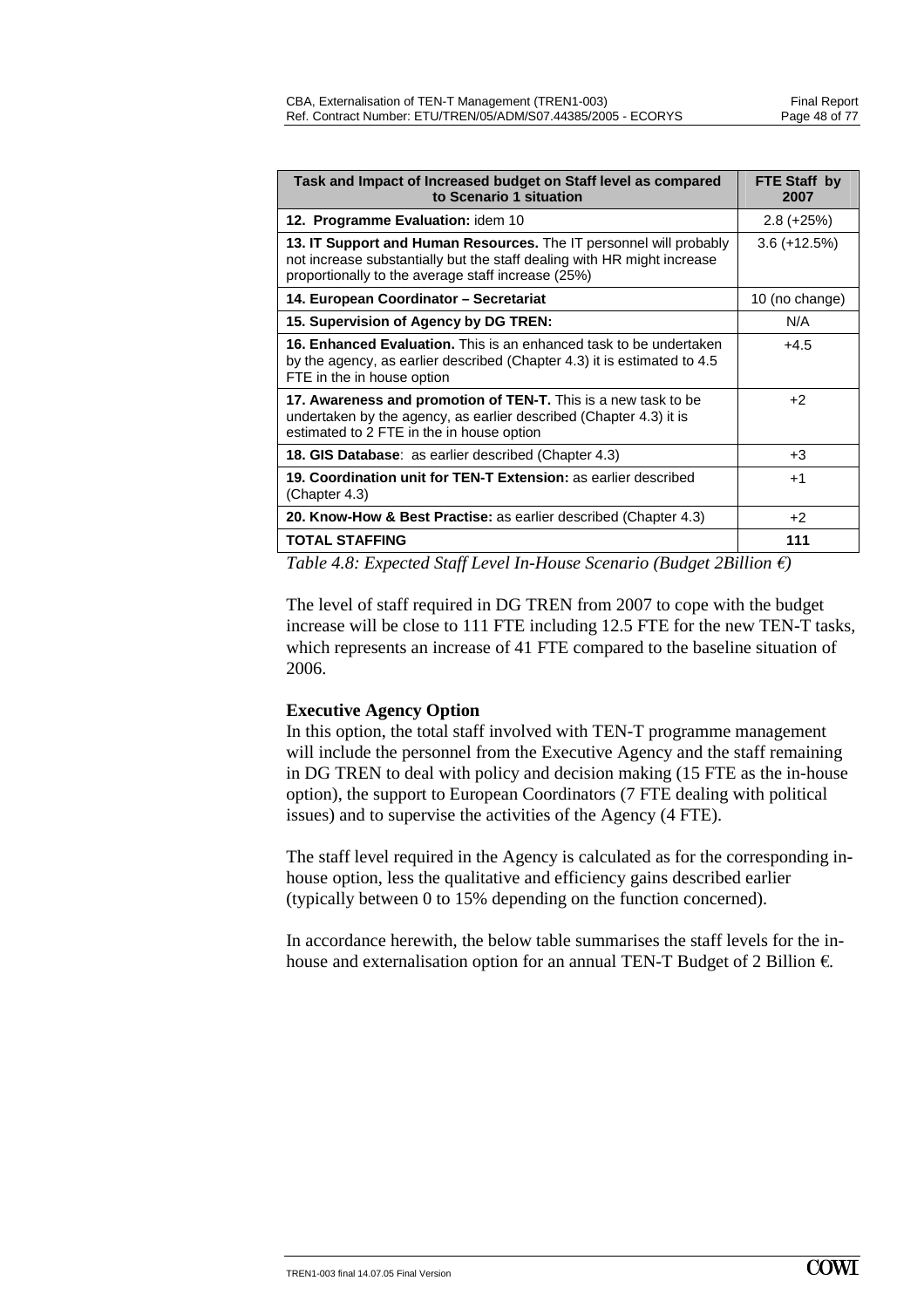| Task and Impact of Increased budget on Staff level as compared to Scenario 1 situation | FTE Staff by 2007 |
|---|---|
| **12. Programme Evaluation:** idem 10 | 2.8 (+25%) |
| **13. IT Support and Human Resources.** The IT personnel will probably not increase substantially but the staff dealing with HR might increase proportionally to the average staff increase (25%) | 3.6 (+12.5%) |
| **14. European Coordinator – Secretariat** | 10 (no change) |
| **15. Supervision of Agency by DG TREN:** | N/A |
| **16. Enhanced Evaluation.** This is an enhanced task to be undertaken by the agency, as earlier described (Chapter 4.3) it is estimated to 4.5 FTE in the in house option | +4.5 |
| **17. Awareness and promotion of TEN-T.** This is a new task to be undertaken by the agency, as earlier described (Chapter 4.3) it is estimated to 2 FTE in the in house option | +2 |
| **18. GIS Database**: as earlier described (Chapter 4.3) | +3 |
| **19. Coordination unit for TEN-T Extension:** as earlier described (Chapter 4.3) | +1 |
| **20. Know-How & Best Practise:** as earlier described (Chapter 4.3) | +2 |
| **TOTAL STAFFING** | **111** |

*Table 4.8: Expected Staff Level In-House Scenario (Budget 2Billion €)*

The level of staff required in DG TREN from 2007 to cope with the budget increase will be close to 111 FTE including 12.5 FTE for the new TEN-T tasks, which represents an increase of 41 FTE compared to the baseline situation of 2006.

**Executive Agency Option**

In this option, the total staff involved with TEN-T programme management will include the personnel from the Executive Agency and the staff remaining in DG TREN to deal with policy and decision making (15 FTE as the in-house option), the support to European Coordinators (7 FTE dealing with political issues) and to supervise the activities of the Agency (4 FTE).

The staff level required in the Agency is calculated as for the corresponding in-house option, less the qualitative and efficiency gains described earlier (typically between 0 to 15% depending on the function concerned).

In accordance herewith, the below table summarises the staff levels for the in-house and externalisation option for an annual TEN-T Budget of 2 Billion €.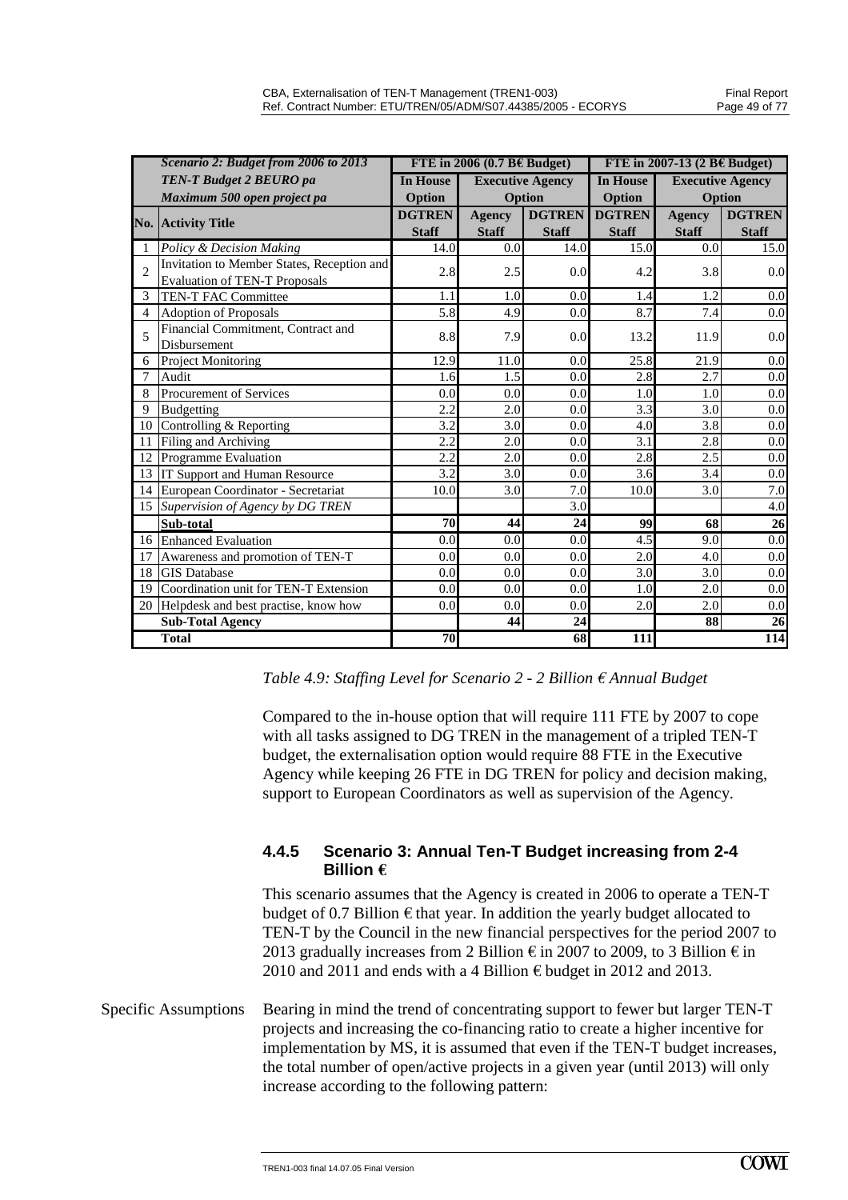| | Scenario 2: Budget from 2006 to 2013 | FTE in 2006 (0.7 B€ Budget) | | | FTE in 2007-13 (2 B€ Budget) | | |
|---|---|---|---|---|---|---|---|
| | TEN-T Budget 2 BEURO pa | In House | Executive Agency | | In House | Executive Agency | |
| | Maximum 500 open project pa | Option | Option | | Option | Option | |
| No. | Activity Title | DGTREN Staff | Agency Staff | DGTREN Staff | DGTREN Staff | Agency Staff | DGTREN Staff |
| 1 | *Policy & Decision Making* | 14.0 | 0.0 | 14.0 | 15.0 | 0.0 | 15.0 |
| 2 | Invitation to Member States, Reception and Evaluation of TEN-T Proposals | 2.8 | 2.5 | 0.0 | 4.2 | 3.8 | 0.0 |
| 3 | TEN-T FAC Committee | 1.1 | 1.0 | 0.0 | 1.4 | 1.2 | 0.0 |
| 4 | Adoption of Proposals | 5.8 | 4.9 | 0.0 | 8.7 | 7.4 | 0.0 |
| 5 | Financial Commitment, Contract and Disbursement | 8.8 | 7.9 | 0.0 | 13.2 | 11.9 | 0.0 |
| 6 | Project Monitoring | 12.9 | 11.0 | 0.0 | 25.8 | 21.9 | 0.0 |
| 7 | Audit | 1.6 | 1.5 | 0.0 | 2.8 | 2.7 | 0.0 |
| 8 | Procurement of Services | 0.0 | 0.0 | 0.0 | 1.0 | 1.0 | 0.0 |
| 9 | Budgetting | 2.2 | 2.0 | 0.0 | 3.3 | 3.0 | 0.0 |
| 10 | Controlling & Reporting | 3.2 | 3.0 | 0.0 | 4.0 | 3.8 | 0.0 |
| 11 | Filing and Archiving | 2.2 | 2.0 | 0.0 | 3.1 | 2.8 | 0.0 |
| 12 | Programme Evaluation | 2.2 | 2.0 | 0.0 | 2.8 | 2.5 | 0.0 |
| 13 | IT Support and Human Resource | 3.2 | 3.0 | 0.0 | 3.6 | 3.4 | 0.0 |
| 14 | European Coordinator - Secretariat | 10.0 | 3.0 | 7.0 | 10.0 | 3.0 | 7.0 |
| 15 | *Supervision of Agency by DG TREN* | | | 3.0 | | | 4.0 |
| | **Sub-total** | **70** | **44** | **24** | **99** | **68** | **26** |
| 16 | Enhanced Evaluation | 0.0 | 0.0 | 0.0 | 4.5 | 9.0 | 0.0 |
| 17 | Awareness and promotion of TEN-T | 0.0 | 0.0 | 0.0 | 2.0 | 4.0 | 0.0 |
| 18 | GIS Database | 0.0 | 0.0 | 0.0 | 3.0 | 3.0 | 0.0 |
| 19 | Coordination unit for TEN-T Extension | 0.0 | 0.0 | 0.0 | 1.0 | 2.0 | 0.0 |
| 20 | Helpdesk and best practise, know how | 0.0 | 0.0 | 0.0 | 2.0 | 2.0 | 0.0 |
| | **Sub-Total Agency** | | **44** | **24** | | **88** | **26** |
| | **Total** | **70** | | **68** | **111** | | **114** |

*Table 4.9: Staffing Level for Scenario 2 - 2 Billion € Annual Budget*

Compared to the in-house option that will require 111 FTE by 2007 to cope with all tasks assigned to DG TREN in the management of a tripled TEN-T budget, the externalisation option would require 88 FTE in the Executive Agency while keeping 26 FTE in DG TREN for policy and decision making, support to European Coordinators as well as supervision of the Agency.

### 4.4.5 Scenario 3: Annual Ten-T Budget increasing from 2-4 Billion €

This scenario assumes that the Agency is created in 2006 to operate a TEN-T budget of 0.7 Billion € that year. In addition the yearly budget allocated to TEN-T by the Council in the new financial perspectives for the period 2007 to 2013 gradually increases from 2 Billion € in 2007 to 2009, to 3 Billion € in 2010 and 2011 and ends with a 4 Billion € budget in 2012 and 2013.

Specific Assumptions

Bearing in mind the trend of concentrating support to fewer but larger TEN-T projects and increasing the co-financing ratio to create a higher incentive for implementation by MS, it is assumed that even if the TEN-T budget increases, the total number of open/active projects in a given year (until 2013) will only increase according to the following pattern: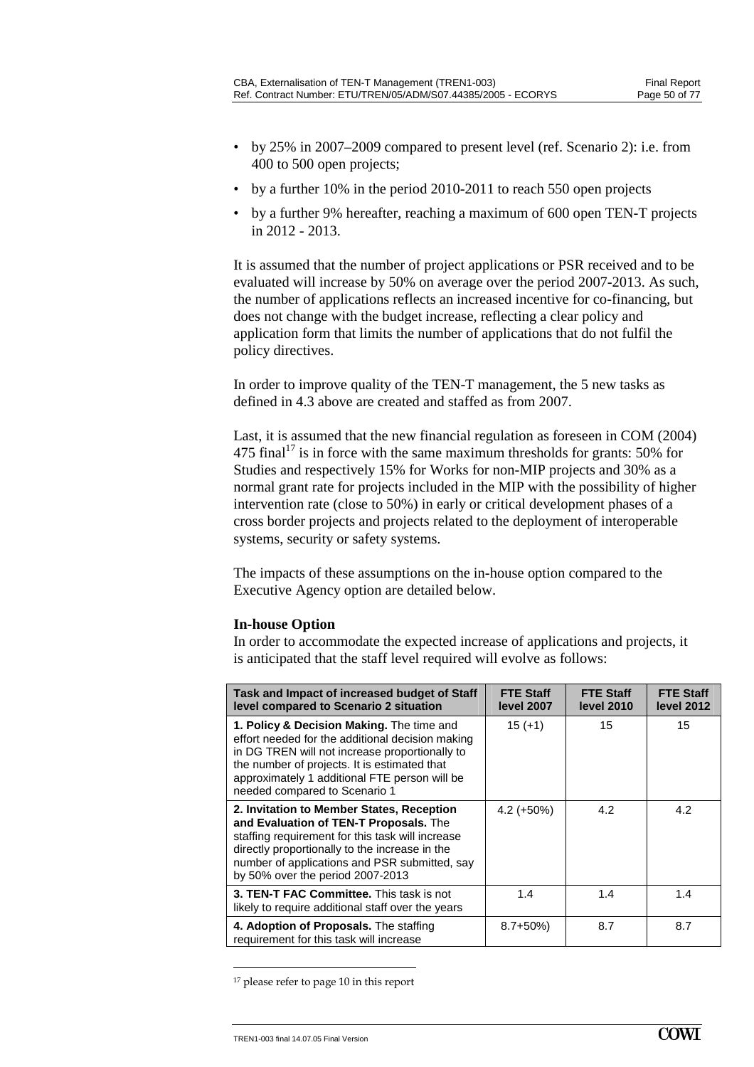- by 25% in 2007–2009 compared to present level (ref. Scenario 2): i.e. from 400 to 500 open projects;
- by a further 10% in the period 2010-2011 to reach 550 open projects
- by a further 9% hereafter, reaching a maximum of 600 open TEN-T projects in 2012 - 2013.

It is assumed that the number of project applications or PSR received and to be evaluated will increase by 50% on average over the period 2007-2013. As such, the number of applications reflects an increased incentive for co-financing, but does not change with the budget increase, reflecting a clear policy and application form that limits the number of applications that do not fulfil the policy directives.

In order to improve quality of the TEN-T management, the 5 new tasks as defined in 4.3 above are created and staffed as from 2007.

Last, it is assumed that the new financial regulation as foreseen in COM (2004) 475 final[17] is in force with the same maximum thresholds for grants: 50% for Studies and respectively 15% for Works for non-MIP projects and 30% as a normal grant rate for projects included in the MIP with the possibility of higher intervention rate (close to 50%) in early or critical development phases of a cross border projects and projects related to the deployment of interoperable systems, security or safety systems.

The impacts of these assumptions on the in-house option compared to the Executive Agency option are detailed below.

**In-house Option**

In order to accommodate the expected increase of applications and projects, it is anticipated that the staff level required will evolve as follows:

| Task and Impact of increased budget of Staff level compared to Scenario 2 situation | FTE Staff level 2007 | FTE Staff level 2010 | FTE Staff level 2012 |
|---|---|---|---|
| **1. Policy & Decision Making.** The time and effort needed for the additional decision making in DG TREN will not increase proportionally to the number of projects. It is estimated that approximately 1 additional FTE person will be needed compared to Scenario 1 | 15 (+1) | 15 | 15 |
| **2. Invitation to Member States, Reception and Evaluation of TEN-T Proposals.** The staffing requirement for this task will increase directly proportionally to the increase in the number of applications and PSR submitted, say by 50% over the period 2007-2013 | 4.2 (+50%) | 4.2 | 4.2 |
| **3. TEN-T FAC Committee.** This task is not likely to require additional staff over the years | 1.4 | 1.4 | 1.4 |
| **4. Adoption of Proposals.** The staffing requirement for this task will increase | 8.7+50%) | 8.7 | 8.7 |

[17] please refer to page 10 in this report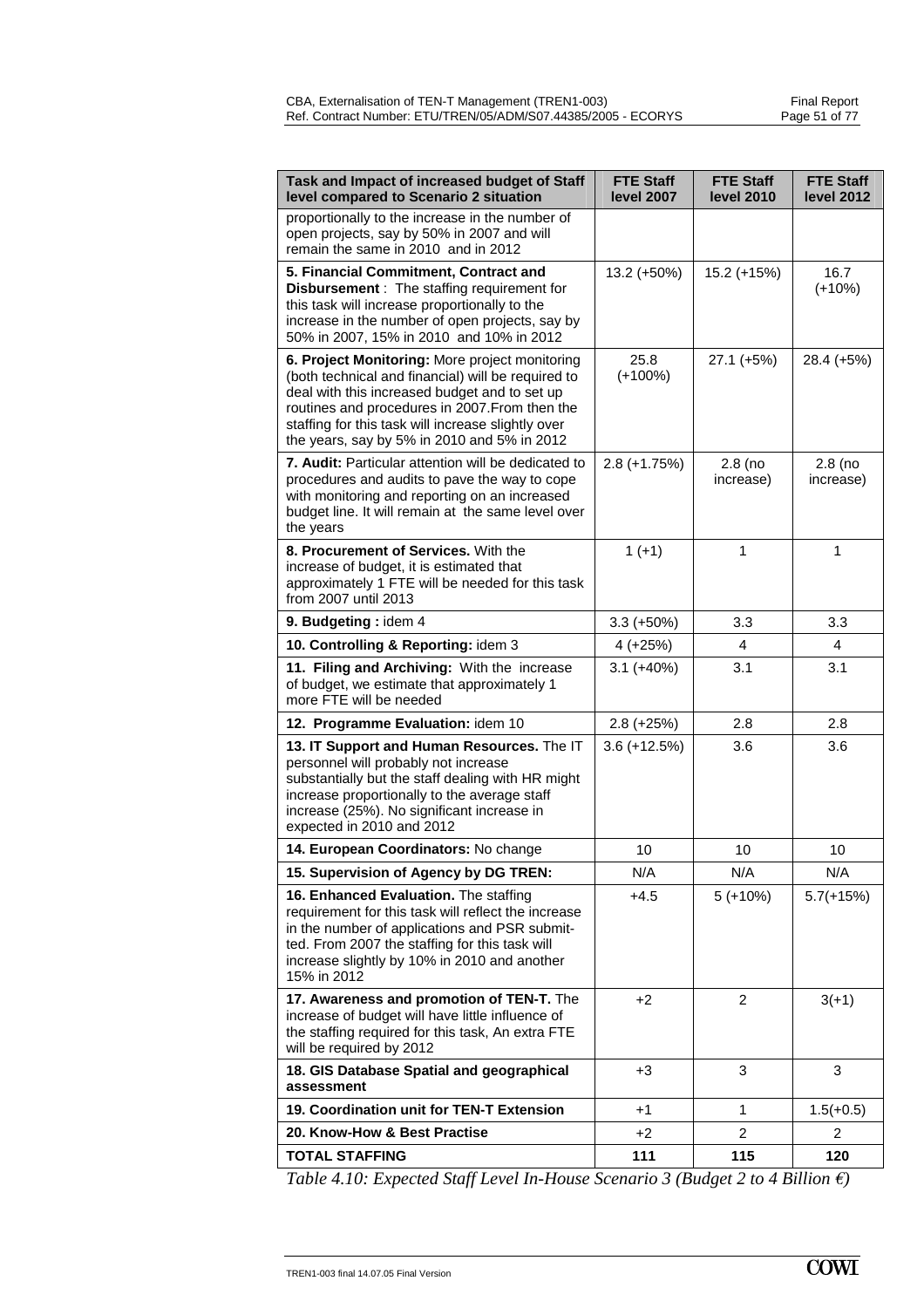| Task and Impact of increased budget of Staff level compared to Scenario 2 situation | FTE Staff level 2007 | FTE Staff level 2010 | FTE Staff level 2012 |
|---|---|---|---|
| proportionally to the increase in the number of open projects, say by 50% in 2007 and will remain the same in 2010 and in 2012 | | | |
| **5. Financial Commitment, Contract and Disbursement** : The staffing requirement for this task will increase proportionally to the increase in the number of open projects, say by 50% in 2007, 15% in 2010 and 10% in 2012 | 13.2 (+50%) | 15.2 (+15%) | 16.7 (+10%) |
| **6. Project Monitoring:** More project monitoring (both technical and financial) will be required to deal with this increased budget and to set up routines and procedures in 2007.From then the staffing for this task will increase slightly over the years, say by 5% in 2010 and 5% in 2012 | 25.8 (+100%) | 27.1 (+5%) | 28.4 (+5%) |
| **7. Audit:** Particular attention will be dedicated to procedures and audits to pave the way to cope with monitoring and reporting on an increased budget line. It will remain at the same level over the years | 2.8 (+1.75%) | 2.8 (no increase) | 2.8 (no increase) |
| **8. Procurement of Services.** With the increase of budget, it is estimated that approximately 1 FTE will be needed for this task from 2007 until 2013 | 1 (+1) | 1 | 1 |
| **9. Budgeting :** idem 4 | 3.3 (+50%) | 3.3 | 3.3 |
| **10. Controlling & Reporting:** idem 3 | 4 (+25%) | 4 | 4 |
| **11. Filing and Archiving:** With the increase of budget, we estimate that approximately 1 more FTE will be needed | 3.1 (+40%) | 3.1 | 3.1 |
| **12. Programme Evaluation:** idem 10 | 2.8 (+25%) | 2.8 | 2.8 |
| **13. IT Support and Human Resources.** The IT personnel will probably not increase substantially but the staff dealing with HR might increase proportionally to the average staff increase (25%). No significant increase in expected in 2010 and 2012 | 3.6 (+12.5%) | 3.6 | 3.6 |
| **14. European Coordinators:** No change | 10 | 10 | 10 |
| **15. Supervision of Agency by DG TREN:** | N/A | N/A | N/A |
| **16. Enhanced Evaluation.** The staffing requirement for this task will reflect the increase in the number of applications and PSR submit-ted. From 2007 the staffing for this task will increase slightly by 10% in 2010 and another 15% in 2012 | +4.5 | 5 (+10%) | 5.7(+15%) |
| **17. Awareness and promotion of TEN-T.** The increase of budget will have little influence of the staffing required for this task, An extra FTE will be required by 2012 | +2 | 2 | 3(+1) |
| **18. GIS Database Spatial and geographical assessment** | +3 | 3 | 3 |
| **19. Coordination unit for TEN-T Extension** | +1 | 1 | 1.5(+0.5) |
| **20. Know-How & Best Practise** | +2 | 2 | 2 |
| **TOTAL STAFFING** | **111** | **115** | **120** |

*Table 4.10: Expected Staff Level In-House Scenario 3 (Budget 2 to 4 Billion €)*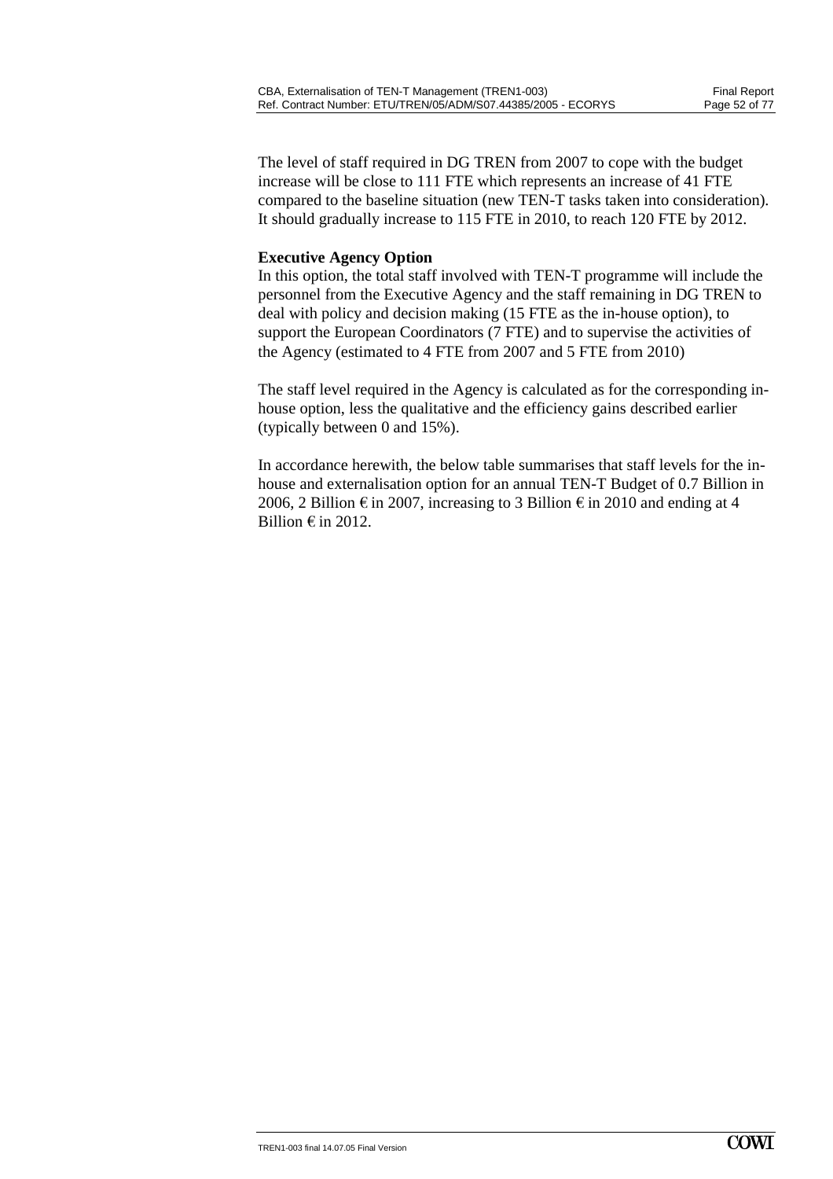The level of staff required in DG TREN from 2007 to cope with the budget increase will be close to 111 FTE which represents an increase of 41 FTE compared to the baseline situation (new TEN-T tasks taken into consideration). It should gradually increase to 115 FTE in 2010, to reach 120 FTE by 2012.

**Executive Agency Option**

In this option, the total staff involved with TEN-T programme will include the personnel from the Executive Agency and the staff remaining in DG TREN to deal with policy and decision making (15 FTE as the in-house option), to support the European Coordinators (7 FTE) and to supervise the activities of the Agency (estimated to 4 FTE from 2007 and 5 FTE from 2010)

The staff level required in the Agency is calculated as for the corresponding in-house option, less the qualitative and the efficiency gains described earlier (typically between 0 and 15%).

In accordance herewith, the below table summarises that staff levels for the in-house and externalisation option for an annual TEN-T Budget of 0.7 Billion in 2006, 2 Billion € in 2007, increasing to 3 Billion € in 2010 and ending at 4 Billion € in 2012.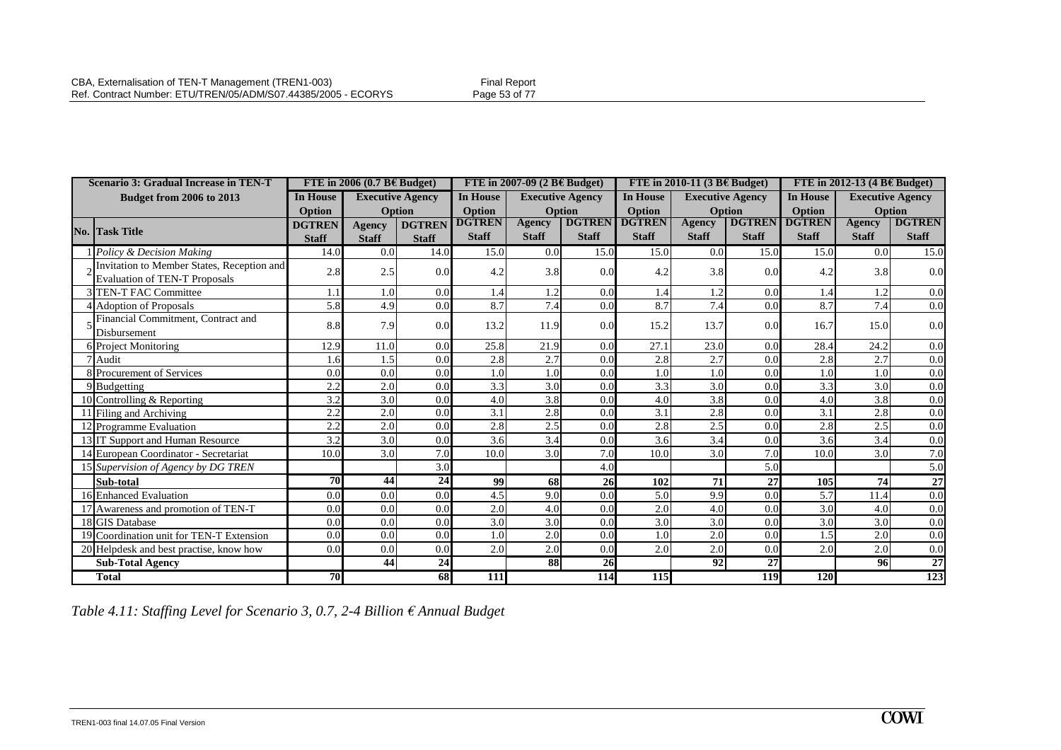| Scenario 3: Gradual Increase in TEN-T Budget from 2006 to 2013 | | FTE in 2006 (0.7 B€ Budget) | | | FTE in 2007-09 (2 B€ Budget) | | | FTE in 2010-11 (3 B€ Budget) | | | FTE in 2012-13 (4 B€ Budget) | | |
|---|---|---|---|---|---|---|---|---|---|---|---|---|---|
| | | In House Option | Executive Agency Option | | In House Option | Executive Agency Option | | In House Option | Executive Agency Option | | In House Option | Executive Agency Option | |
| No. | Task Title | DGTREN Staff | Agency Staff | DGTREN Staff | DGTREN Staff | Agency Staff | DGTREN Staff | DGTREN Staff | Agency Staff | DGTREN Staff | DGTREN Staff | Agency Staff | DGTREN Staff |
| 1 | *Policy & Decision Making* | 14.0 | 0.0 | 14.0 | 15.0 | 0.0 | 15.0 | 15.0 | 0.0 | 15.0 | 15.0 | 0.0 | 15.0 |
| 2 | Invitation to Member States, Reception and Evaluation of TEN-T Proposals | 2.8 | 2.5 | 0.0 | 4.2 | 3.8 | 0.0 | 4.2 | 3.8 | 0.0 | 4.2 | 3.8 | 0.0 |
| 3 | TEN-T FAC Committee | 1.1 | 1.0 | 0.0 | 1.4 | 1.2 | 0.0 | 1.4 | 1.2 | 0.0 | 1.4 | 1.2 | 0.0 |
| 4 | Adoption of Proposals | 5.8 | 4.9 | 0.0 | 8.7 | 7.4 | 0.0 | 8.7 | 7.4 | 0.0 | 8.7 | 7.4 | 0.0 |
| 5 | Financial Commitment, Contract and Disbursement | 8.8 | 7.9 | 0.0 | 13.2 | 11.9 | 0.0 | 15.2 | 13.7 | 0.0 | 16.7 | 15.0 | 0.0 |
| 6 | Project Monitoring | 12.9 | 11.0 | 0.0 | 25.8 | 21.9 | 0.0 | 27.1 | 23.0 | 0.0 | 28.4 | 24.2 | 0.0 |
| 7 | Audit | 1.6 | 1.5 | 0.0 | 2.8 | 2.7 | 0.0 | 2.8 | 2.7 | 0.0 | 2.8 | 2.7 | 0.0 |
| 8 | Procurement of Services | 0.0 | 0.0 | 0.0 | 1.0 | 1.0 | 0.0 | 1.0 | 1.0 | 0.0 | 1.0 | 1.0 | 0.0 |
| 9 | Budgetting | 2.2 | 2.0 | 0.0 | 3.3 | 3.0 | 0.0 | 3.3 | 3.0 | 0.0 | 3.3 | 3.0 | 0.0 |
| 10 | Controlling & Reporting | 3.2 | 3.0 | 0.0 | 4.0 | 3.8 | 0.0 | 4.0 | 3.8 | 0.0 | 4.0 | 3.8 | 0.0 |
| 11 | Filing and Archiving | 2.2 | 2.0 | 0.0 | 3.1 | 2.8 | 0.0 | 3.1 | 2.8 | 0.0 | 3.1 | 2.8 | 0.0 |
| 12 | Programme Evaluation | 2.2 | 2.0 | 0.0 | 2.8 | 2.5 | 0.0 | 2.8 | 2.5 | 0.0 | 2.8 | 2.5 | 0.0 |
| 13 | IT Support and Human Resource | 3.2 | 3.0 | 0.0 | 3.6 | 3.4 | 0.0 | 3.6 | 3.4 | 0.0 | 3.6 | 3.4 | 0.0 |
| 14 | European Coordinator - Secretariat | 10.0 | 3.0 | 7.0 | 10.0 | 3.0 | 7.0 | 10.0 | 3.0 | 7.0 | 10.0 | 3.0 | 7.0 |
| 15 | *Supervision of Agency by DG TREN* | | | 3.0 | | | 4.0 | | | 5.0 | | | 5.0 |
| | **Sub-total** | **70** | **44** | **24** | **99** | **68** | **26** | **102** | **71** | **27** | **105** | **74** | **27** |
| 16 | Enhanced Evaluation | 0.0 | 0.0 | 0.0 | 4.5 | 9.0 | 0.0 | 5.0 | 9.9 | 0.0 | 5.7 | 11.4 | 0.0 |
| 17 | Awareness and promotion of TEN-T | 0.0 | 0.0 | 0.0 | 2.0 | 4.0 | 0.0 | 2.0 | 4.0 | 0.0 | 3.0 | 4.0 | 0.0 |
| 18 | GIS Database | 0.0 | 0.0 | 0.0 | 3.0 | 3.0 | 0.0 | 3.0 | 3.0 | 0.0 | 3.0 | 3.0 | 0.0 |
| 19 | Coordination unit for TEN-T Extension | 0.0 | 0.0 | 0.0 | 1.0 | 2.0 | 0.0 | 1.0 | 2.0 | 0.0 | 1.5 | 2.0 | 0.0 |
| 20 | Helpdesk and best practise, know how | 0.0 | 0.0 | 0.0 | 2.0 | 2.0 | 0.0 | 2.0 | 2.0 | 0.0 | 2.0 | 2.0 | 0.0 |
| | **Sub-Total Agency** | | **44** | **24** | | **88** | **26** | | **92** | **27** | | **96** | **27** |
| | **Total** | **70** | | **68** | **111** | | **114** | **115** | | **119** | **120** | | **123** |

*Table 4.11: Staffing Level for Scenario 3, 0.7, 2-4 Billion € Annual Budget*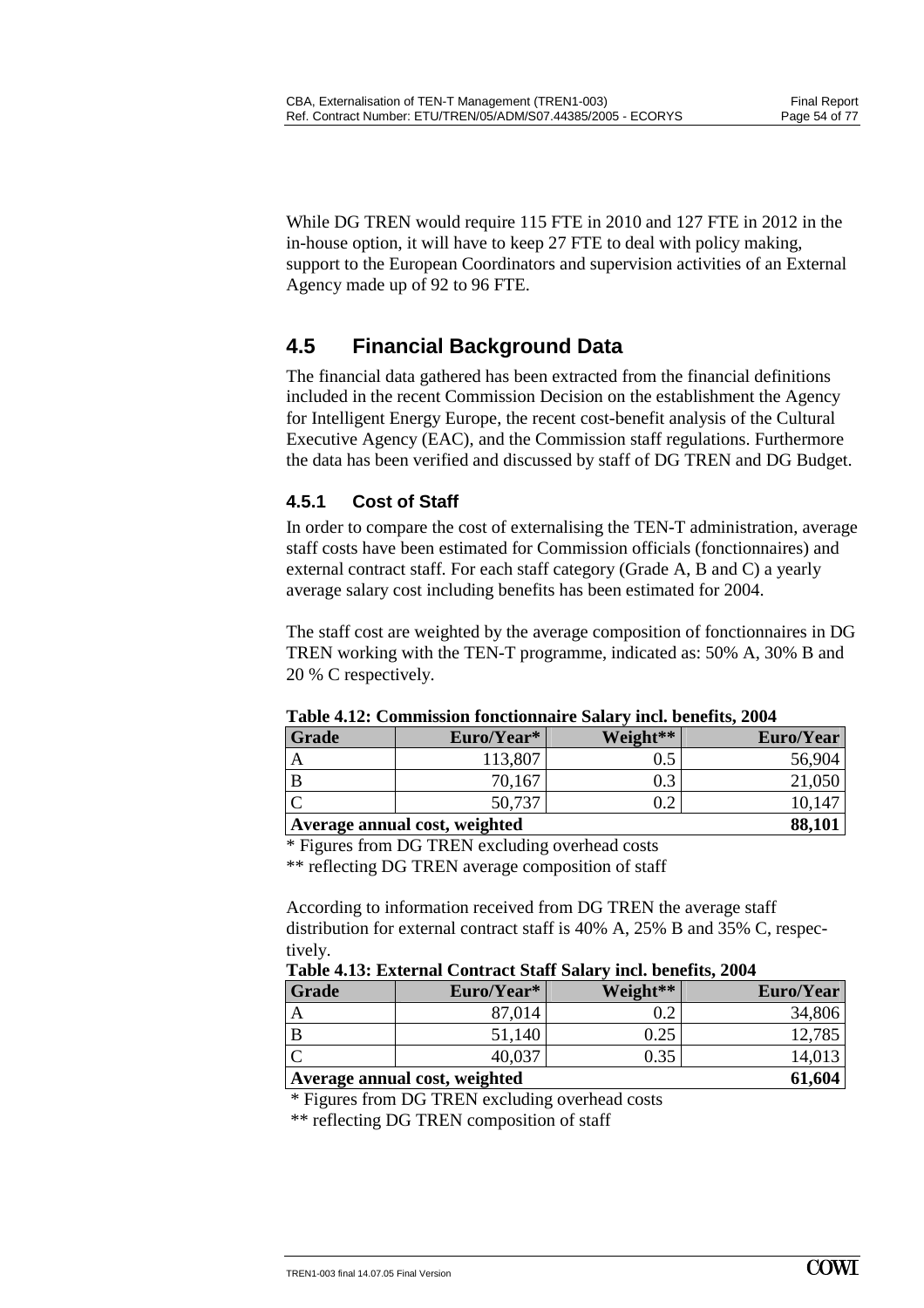While DG TREN would require 115 FTE in 2010 and 127 FTE in 2012 in the in-house option, it will have to keep 27 FTE to deal with policy making, support to the European Coordinators and supervision activities of an External Agency made up of 92 to 96 FTE.

## 4.5 Financial Background Data

The financial data gathered has been extracted from the financial definitions included in the recent Commission Decision on the establishment the Agency for Intelligent Energy Europe, the recent cost-benefit analysis of the Cultural Executive Agency (EAC), and the Commission staff regulations. Furthermore the data has been verified and discussed by staff of DG TREN and DG Budget.

### 4.5.1 Cost of Staff

In order to compare the cost of externalising the TEN-T administration, average staff costs have been estimated for Commission officials (fonctionnaires) and external contract staff. For each staff category (Grade A, B and C) a yearly average salary cost including benefits has been estimated for 2004.

The staff cost are weighted by the average composition of fonctionnaires in DG TREN working with the TEN-T programme, indicated as: 50% A, 30% B and 20 % C respectively.

**Table 4.12: Commission fonctionnaire Salary incl. benefits, 2004**

| Grade | Euro/Year* | Weight** | Euro/Year |
|---|---|---|---|
| A | 113,807 | 0.5 | 56,904 |
| B | 70,167 | 0.3 | 21,050 |
| C | 50,737 | 0.2 | 10,147 |
| **Average annual cost, weighted** | | | **88,101** |

\* Figures from DG TREN excluding overhead costs

** reflecting DG TREN average composition of staff

According to information received from DG TREN the average staff distribution for external contract staff is 40% A, 25% B and 35% C, respectively.

**Table 4.13: External Contract Staff Salary incl. benefits, 2004**

| Grade | Euro/Year* | Weight** | Euro/Year |
|---|---|---|---|
| A | 87,014 | 0.2 | 34,806 |
| B | 51,140 | 0.25 | 12,785 |
| C | 40,037 | 0.35 | 14,013 |
| **Average annual cost, weighted** | | | **61,604** |

\* Figures from DG TREN excluding overhead costs

** reflecting DG TREN composition of staff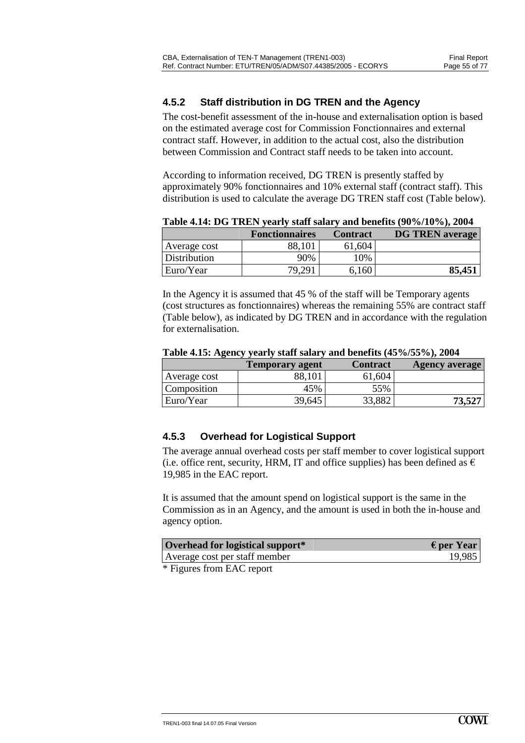### 4.5.2 Staff distribution in DG TREN and the Agency

The cost-benefit assessment of the in-house and externalisation option is based on the estimated average cost for Commission Fonctionnaires and external contract staff. However, in addition to the actual cost, also the distribution between Commission and Contract staff needs to be taken into account.

According to information received, DG TREN is presently staffed by approximately 90% fonctionnaires and 10% external staff (contract staff). This distribution is used to calculate the average DG TREN staff cost (Table below).

**Table 4.14: DG TREN yearly staff salary and benefits (90%/10%), 2004**

| | Fonctionnaires | Contract | DG TREN average |
|---|---|---|---|
| Average cost | 88,101 | 61,604 | |
| Distribution | 90% | 10% | |
| Euro/Year | 79,291 | 6,160 | **85,451** |

In the Agency it is assumed that 45 % of the staff will be Temporary agents (cost structures as fonctionnaires) whereas the remaining 55% are contract staff (Table below), as indicated by DG TREN and in accordance with the regulation for externalisation.

**Table 4.15: Agency yearly staff salary and benefits (45%/55%), 2004**

| | Temporary agent | Contract | Agency average |
|---|---|---|---|
| Average cost | 88,101 | 61,604 | |
| Composition | 45% | 55% | |
| Euro/Year | 39,645 | 33,882 | **73,527** |

### 4.5.3 Overhead for Logistical Support

The average annual overhead costs per staff member to cover logistical support (i.e. office rent, security, HRM, IT and office supplies) has been defined as € 19,985 in the EAC report.

It is assumed that the amount spend on logistical support is the same in the Commission as in an Agency, and the amount is used in both the in-house and agency option.

| Overhead for logistical support* | € per Year |
|---|---|
| Average cost per staff member | 19,985 |

* Figures from EAC report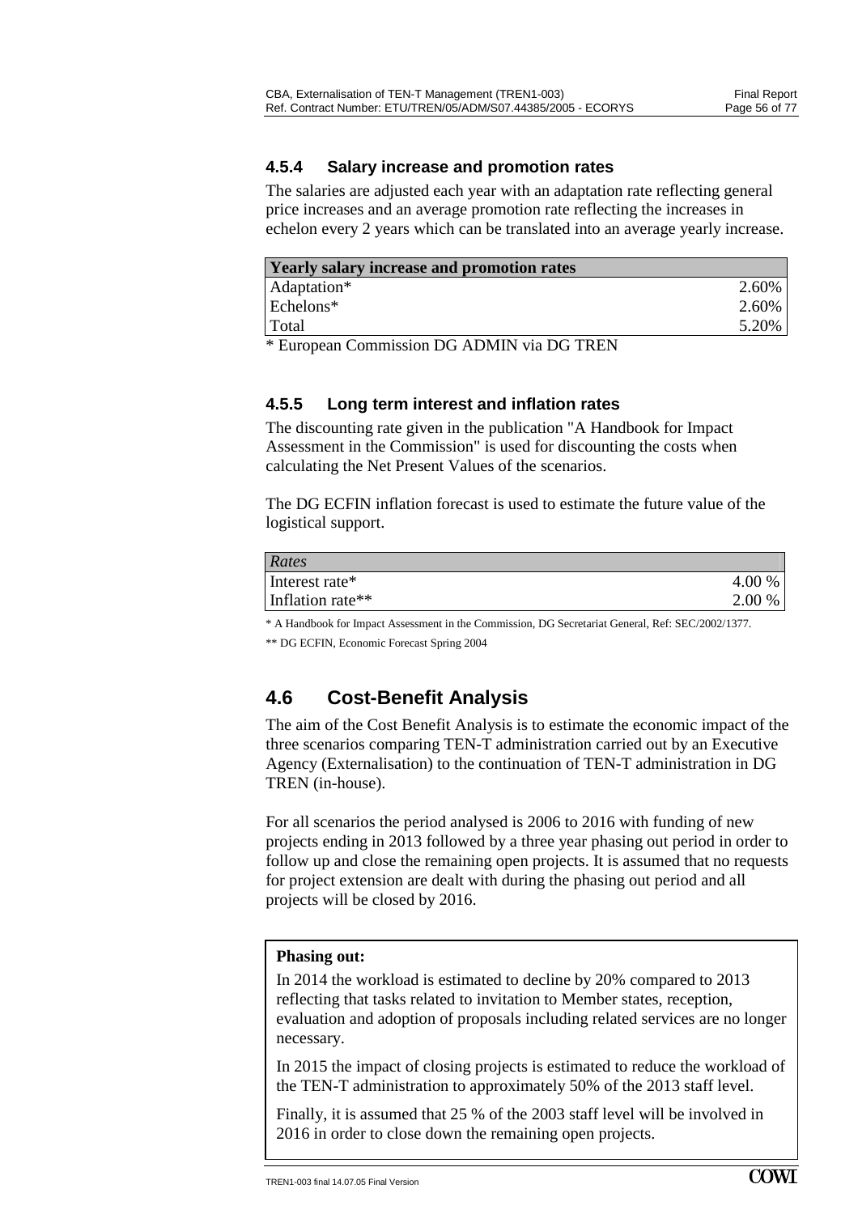### 4.5.4 Salary increase and promotion rates

The salaries are adjusted each year with an adaptation rate reflecting general price increases and an average promotion rate reflecting the increases in echelon every 2 years which can be translated into an average yearly increase.

| **Yearly salary increase and promotion rates** | |
|---|---|
| Adaptation* | 2.60% |
| Echelons* | 2.60% |
| Total | 5.20% |

* European Commission DG ADMIN via DG TREN

### 4.5.5 Long term interest and inflation rates

The discounting rate given in the publication "A Handbook for Impact Assessment in the Commission" is used for discounting the costs when calculating the Net Present Values of the scenarios.

The DG ECFIN inflation forecast is used to estimate the future value of the logistical support.

| *Rates* | |
|---|---|
| Interest rate* | 4.00 % |
| Inflation rate** | 2.00 % |

* A Handbook for Impact Assessment in the Commission, DG Secretariat General, Ref: SEC/2002/1377.

** DG ECFIN, Economic Forecast Spring 2004

## 4.6 Cost-Benefit Analysis

The aim of the Cost Benefit Analysis is to estimate the economic impact of the three scenarios comparing TEN-T administration carried out by an Executive Agency (Externalisation) to the continuation of TEN-T administration in DG TREN (in-house).

For all scenarios the period analysed is 2006 to 2016 with funding of new projects ending in 2013 followed by a three year phasing out period in order to follow up and close the remaining open projects. It is assumed that no requests for project extension are dealt with during the phasing out period and all projects will be closed by 2016.

**Phasing out:**

In 2014 the workload is estimated to decline by 20% compared to 2013 reflecting that tasks related to invitation to Member states, reception, evaluation and adoption of proposals including related services are no longer necessary.

In 2015 the impact of closing projects is estimated to reduce the workload of the TEN-T administration to approximately 50% of the 2013 staff level.

Finally, it is assumed that 25 % of the 2003 staff level will be involved in 2016 in order to close down the remaining open projects.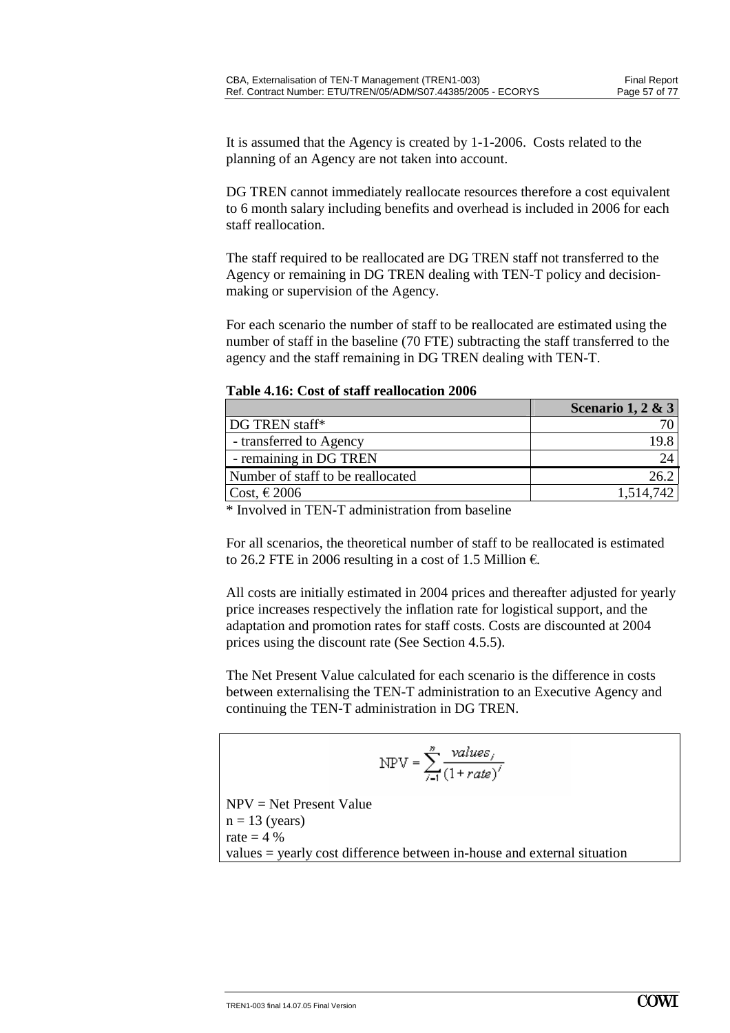It is assumed that the Agency is created by 1-1-2006. Costs related to the planning of an Agency are not taken into account.

DG TREN cannot immediately reallocate resources therefore a cost equivalent to 6 month salary including benefits and overhead is included in 2006 for each staff reallocation.

The staff required to be reallocated are DG TREN staff not transferred to the Agency or remaining in DG TREN dealing with TEN-T policy and decision-making or supervision of the Agency.

For each scenario the number of staff to be reallocated are estimated using the number of staff in the baseline (70 FTE) subtracting the staff transferred to the agency and the staff remaining in DG TREN dealing with TEN-T.

**Table 4.16: Cost of staff reallocation 2006**

| | **Scenario 1, 2 & 3** |
|---|---|
| DG TREN staff* | 70 |
| - transferred to Agency | 19.8 |
| - remaining in DG TREN | 24 |
| Number of staff to be reallocated | 26.2 |
| Cost, € 2006 | 1,514,742 |

* Involved in TEN-T administration from baseline

For all scenarios, the theoretical number of staff to be reallocated is estimated to 26.2 FTE in 2006 resulting in a cost of 1.5 Million €.

All costs are initially estimated in 2004 prices and thereafter adjusted for yearly price increases respectively the inflation rate for logistical support, and the adaptation and promotion rates for staff costs. Costs are discounted at 2004 prices using the discount rate (See Section 4.5.5).

The Net Present Value calculated for each scenario is the difference in costs between externalising the TEN-T administration to an Executive Agency and continuing the TEN-T administration in DG TREN.

$$\text{NPV} = \sum_{i=1}^{n} \frac{values_i}{(1+rate)^i}$$

NPV = Net Present Value
n = 13 (years)
rate = 4 %
values = yearly cost difference between in-house and external situation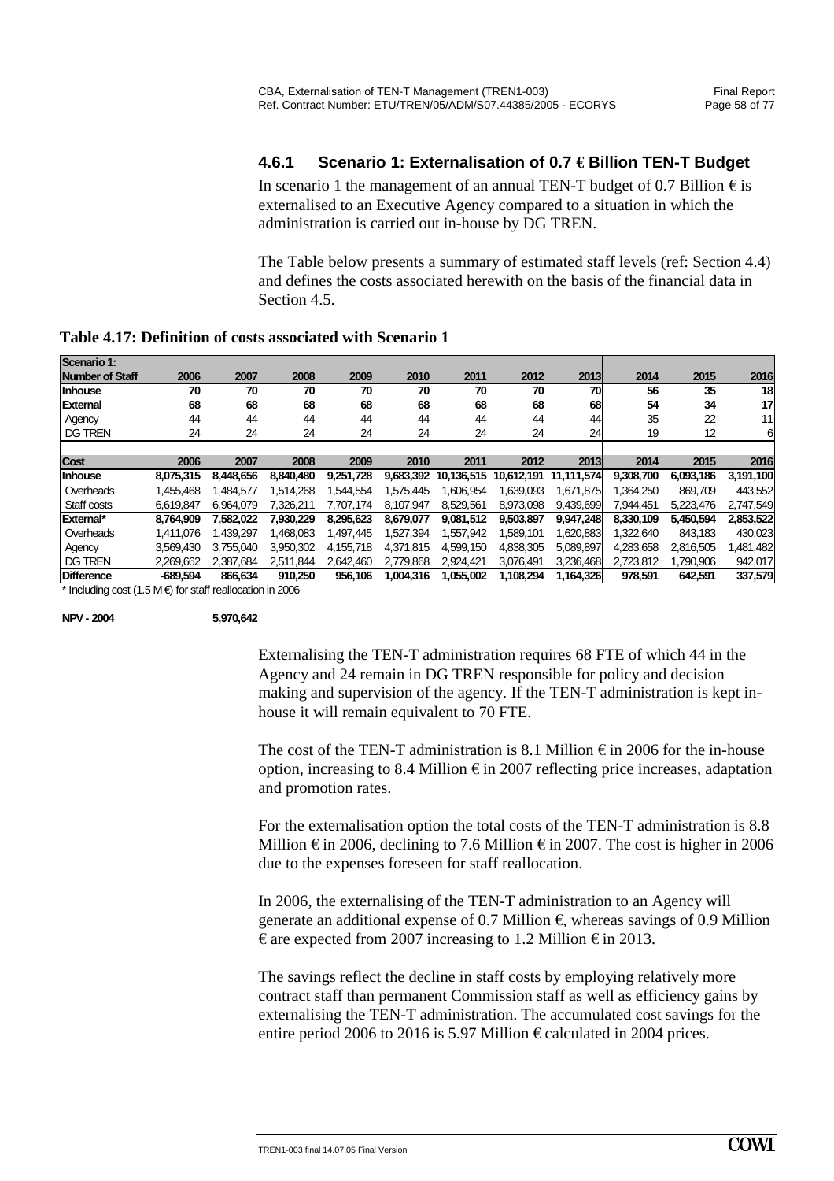### 4.6.1 Scenario 1: Externalisation of 0.7 € Billion TEN-T Budget

In scenario 1 the management of an annual TEN-T budget of 0.7 Billion € is externalised to an Executive Agency compared to a situation in which the administration is carried out in-house by DG TREN.

The Table below presents a summary of estimated staff levels (ref: Section 4.4) and defines the costs associated herewith on the basis of the financial data in Section 4.5.

**Table 4.17: Definition of costs associated with Scenario 1**

| Scenario 1: Number of Staff | 2006 | 2007 | 2008 | 2009 | 2010 | 2011 | 2012 | 2013 | 2014 | 2015 | 2016 |
|---|---|---|---|---|---|---|---|---|---|---|---|
| **Inhouse** | **70** | **70** | **70** | **70** | **70** | **70** | **70** | **70** | **56** | **35** | **18** |
| **External** | **68** | **68** | **68** | **68** | **68** | **68** | **68** | **68** | **54** | **34** | **17** |
| Agency | 44 | 44 | 44 | 44 | 44 | 44 | 44 | 44 | 35 | 22 | 11 |
| DG TREN | 24 | 24 | 24 | 24 | 24 | 24 | 24 | 24 | 19 | 12 | 6 |
| **Cost** | **2006** | **2007** | **2008** | **2009** | **2010** | **2011** | **2012** | **2013** | **2014** | **2015** | **2016** |
| **Inhouse** | **8,075,315** | **8,448,656** | **8,840,480** | **9,251,728** | **9,683,392** | **10,136,515** | **10,612,191** | **11,111,574** | **9,308,700** | **6,093,186** | **3,191,100** |
| Overheads | 1,455,468 | 1,484,577 | 1,514,268 | 1,544,554 | 1,575,445 | 1,606,954 | 1,639,093 | 1,671,875 | 1,364,250 | 869,709 | 443,552 |
| Staff costs | 6,619,847 | 6,964,079 | 7,326,211 | 7,707,174 | 8,107,947 | 8,529,561 | 8,973,098 | 9,439,699 | 7,944,451 | 5,223,476 | 2,747,549 |
| **External*** | **8,764,909** | **7,582,022** | **7,930,229** | **8,295,623** | **8,679,077** | **9,081,512** | **9,503,897** | **9,947,248** | **8,330,109** | **5,450,594** | **2,853,522** |
| Overheads | 1,411,076 | 1,439,297 | 1,468,083 | 1,497,445 | 1,527,394 | 1,557,942 | 1,589,101 | 1,620,883 | 1,322,640 | 843,183 | 430,023 |
| Agency | 3,569,430 | 3,755,040 | 3,950,302 | 4,155,718 | 4,371,815 | 4,599,150 | 4,838,305 | 5,089,897 | 4,283,658 | 2,816,505 | 1,481,482 |
| DG TREN | 2,269,662 | 2,387,684 | 2,511,844 | 2,642,460 | 2,779,868 | 2,924,421 | 3,076,491 | 3,236,468 | 2,723,812 | 1,790,906 | 942,017 |
| **Difference** | **-689,594** | **866,634** | **910,250** | **956,106** | **1,004,316** | **1,055,002** | **1,108,294** | **1,164,326** | **978,591** | **642,591** | **337,579** |

\* Including cost (1.5 M €) for staff reallocation in 2006

**NPV - 2004** **5,970,642**

Externalising the TEN-T administration requires 68 FTE of which 44 in the Agency and 24 remain in DG TREN responsible for policy and decision making and supervision of the agency. If the TEN-T administration is kept in-house it will remain equivalent to 70 FTE.

The cost of the TEN-T administration is 8.1 Million € in 2006 for the in-house option, increasing to 8.4 Million € in 2007 reflecting price increases, adaptation and promotion rates.

For the externalisation option the total costs of the TEN-T administration is 8.8 Million € in 2006, declining to 7.6 Million € in 2007. The cost is higher in 2006 due to the expenses foreseen for staff reallocation.

In 2006, the externalising of the TEN-T administration to an Agency will generate an additional expense of 0.7 Million €, whereas savings of 0.9 Million € are expected from 2007 increasing to 1.2 Million € in 2013.

The savings reflect the decline in staff costs by employing relatively more contract staff than permanent Commission staff as well as efficiency gains by externalising the TEN-T administration. The accumulated cost savings for the entire period 2006 to 2016 is 5.97 Million € calculated in 2004 prices.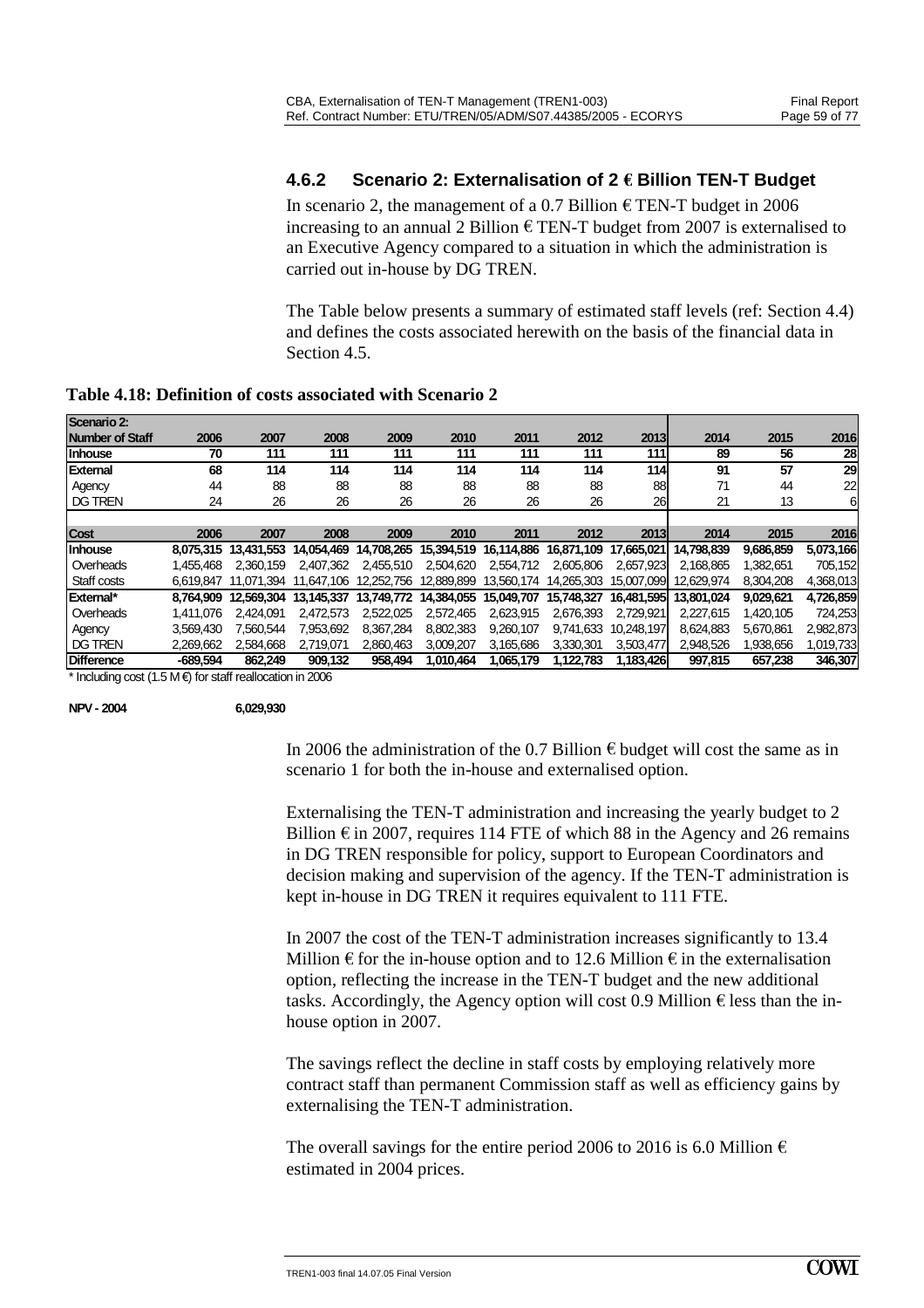### 4.6.2 Scenario 2: Externalisation of 2 € Billion TEN-T Budget

In scenario 2, the management of a 0.7 Billion € TEN-T budget in 2006 increasing to an annual 2 Billion € TEN-T budget from 2007 is externalised to an Executive Agency compared to a situation in which the administration is carried out in-house by DG TREN.

The Table below presents a summary of estimated staff levels (ref: Section 4.4) and defines the costs associated herewith on the basis of the financial data in Section 4.5.

**Table 4.18: Definition of costs associated with Scenario 2**

| Scenario 2: Number of Staff | 2006 | 2007 | 2008 | 2009 | 2010 | 2011 | 2012 | 2013 | 2014 | 2015 | 2016 |
|---|---|---|---|---|---|---|---|---|---|---|---|
| **Inhouse** | **70** | **111** | **111** | **111** | **111** | **111** | **111** | **111** | **89** | **56** | **28** |
| **External** | **68** | **114** | **114** | **114** | **114** | **114** | **114** | **114** | **91** | **57** | **29** |
| Agency | 44 | 88 | 88 | 88 | 88 | 88 | 88 | 88 | 71 | 44 | 22 |
| DG TREN | 24 | 26 | 26 | 26 | 26 | 26 | 26 | 26 | 21 | 13 | 6 |
| | | | | | | | | | | | |
| **Cost** | **2006** | **2007** | **2008** | **2009** | **2010** | **2011** | **2012** | **2013** | **2014** | **2015** | **2016** |
| **Inhouse** | **8,075,315** | **13,431,553** | **14,054,469** | **14,708,265** | **15,394,519** | **16,114,886** | **16,871,109** | **17,665,021** | **14,798,839** | **9,686,859** | **5,073,166** |
| Overheads | 1,455,468 | 2,360,159 | 2,407,362 | 2,455,510 | 2,504,620 | 2,554,712 | 2,605,806 | 2,657,923 | 2,168,865 | 1,382,651 | 705,152 |
| Staff costs | 6,619,847 | 11,071,394 | 11,647,106 | 12,252,756 | 12,889,899 | 13,560,174 | 14,265,303 | 15,007,099 | 12,629,974 | 8,304,208 | 4,368,013 |
| **External*** | **8,764,909** | **12,569,304** | **13,145,337** | **13,749,772** | **14,384,055** | **15,049,707** | **15,748,327** | **16,481,595** | **13,801,024** | **9,029,621** | **4,726,859** |
| Overheads | 1,411,076 | 2,424,091 | 2,472,573 | 2,522,025 | 2,572,465 | 2,623,915 | 2,676,393 | 2,729,921 | 2,227,615 | 1,420,105 | 724,253 |
| Agency | 3,569,430 | 7,560,544 | 7,953,692 | 8,367,284 | 8,802,383 | 9,260,107 | 9,741,633 | 10,248,197 | 8,624,883 | 5,670,861 | 2,982,873 |
| DG TREN | 2,269,662 | 2,584,668 | 2,719,071 | 2,860,463 | 3,009,207 | 3,165,686 | 3,330,301 | 3,503,477 | 2,948,526 | 1,938,656 | 1,019,733 |
| **Difference** | **-689,594** | **862,249** | **909,132** | **958,494** | **1,010,464** | **1,065,179** | **1,122,783** | **1,183,426** | **997,815** | **657,238** | **346,307** |

* Including cost (1.5 M €) for staff reallocation in 2006

**NPV - 2004** **6,029,930**

In 2006 the administration of the 0.7 Billion € budget will cost the same as in scenario 1 for both the in-house and externalised option.

Externalising the TEN-T administration and increasing the yearly budget to 2 Billion € in 2007, requires 114 FTE of which 88 in the Agency and 26 remains in DG TREN responsible for policy, support to European Coordinators and decision making and supervision of the agency. If the TEN-T administration is kept in-house in DG TREN it requires equivalent to 111 FTE.

In 2007 the cost of the TEN-T administration increases significantly to 13.4 Million € for the in-house option and to 12.6 Million € in the externalisation option, reflecting the increase in the TEN-T budget and the new additional tasks. Accordingly, the Agency option will cost 0.9 Million € less than the in-house option in 2007.

The savings reflect the decline in staff costs by employing relatively more contract staff than permanent Commission staff as well as efficiency gains by externalising the TEN-T administration.

The overall savings for the entire period 2006 to 2016 is 6.0 Million € estimated in 2004 prices.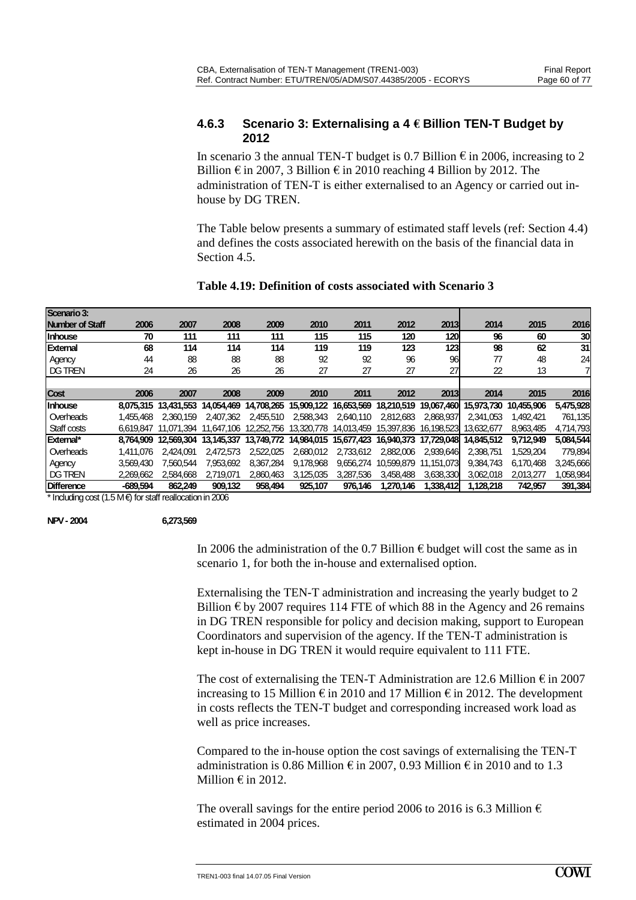### 4.6.3 Scenario 3: Externalising a 4 € Billion TEN-T Budget by 2012

In scenario 3 the annual TEN-T budget is 0.7 Billion € in 2006, increasing to 2 Billion € in 2007, 3 Billion € in 2010 reaching 4 Billion by 2012. The administration of TEN-T is either externalised to an Agency or carried out in-house by DG TREN.

The Table below presents a summary of estimated staff levels (ref: Section 4.4) and defines the costs associated herewith on the basis of the financial data in Section 4.5.

**Table 4.19: Definition of costs associated with Scenario 3**

| Scenario 3: Number of Staff | 2006 | 2007 | 2008 | 2009 | 2010 | 2011 | 2012 | 2013 | 2014 | 2015 | 2016 |
|---|---|---|---|---|---|---|---|---|---|---|---|
| **Inhouse** | **70** | **111** | **111** | **111** | **115** | **115** | **120** | **120** | **96** | **60** | **30** |
| **External** | **68** | **114** | **114** | **114** | **119** | **119** | **123** | **123** | **98** | **62** | **31** |
| Agency | 44 | 88 | 88 | 88 | 92 | 92 | 96 | 96 | 77 | 48 | 24 |
| DG TREN | 24 | 26 | 26 | 26 | 27 | 27 | 27 | 27 | 22 | 13 | 7 |
| | | | | | | | | | | | |
| **Cost** | **2006** | **2007** | **2008** | **2009** | **2010** | **2011** | **2012** | **2013** | **2014** | **2015** | **2016** |
| **Inhouse** | **8,075,315** | **13,431,553** | **14,054,469** | **14,708,265** | **15,909,122** | **16,653,569** | **18,210,519** | **19,067,460** | **15,973,730** | **10,455,906** | **5,475,928** |
| Overheads | 1,455,468 | 2,360,159 | 2,407,362 | 2,455,510 | 2,588,343 | 2,640,110 | 2,812,683 | 2,868,937 | 2,341,053 | 1,492,421 | 761,135 |
| Staff costs | 6,619,847 | 11,071,394 | 11,647,106 | 12,252,756 | 13,320,778 | 14,013,459 | 15,397,836 | 16,198,523 | 13,632,677 | 8,963,485 | 4,714,793 |
| **External*** | **8,764,909** | **12,569,304** | **13,145,337** | **13,749,772** | **14,984,015** | **15,677,423** | **16,940,373** | **17,729,048** | **14,845,512** | **9,712,949** | **5,084,544** |
| Overheads | 1,411,076 | 2,424,091 | 2,472,573 | 2,522,025 | 2,680,012 | 2,733,612 | 2,882,006 | 2,939,646 | 2,398,751 | 1,529,204 | 779,894 |
| Agency | 3,569,430 | 7,560,544 | 7,953,692 | 8,367,284 | 9,178,968 | 9,656,274 | 10,599,879 | 11,151,073 | 9,384,743 | 6,170,468 | 3,245,666 |
| DG TREN | 2,269,662 | 2,584,668 | 2,719,071 | 2,860,463 | 3,125,035 | 3,287,536 | 3,458,488 | 3,638,330 | 3,062,018 | 2,013,277 | 1,058,984 |
| **Difference** | **-689,594** | **862,249** | **909,132** | **958,494** | **925,107** | **976,146** | **1,270,146** | **1,338,412** | **1,128,218** | **742,957** | **391,384** |

\* Including cost (1.5 M €) for staff reallocation in 2006

**NPV - 2004** **6,273,569**

In 2006 the administration of the 0.7 Billion € budget will cost the same as in scenario 1, for both the in-house and externalised option.

Externalising the TEN-T administration and increasing the yearly budget to 2 Billion € by 2007 requires 114 FTE of which 88 in the Agency and 26 remains in DG TREN responsible for policy and decision making, support to European Coordinators and supervision of the agency. If the TEN-T administration is kept in-house in DG TREN it would require equivalent to 111 FTE.

The cost of externalising the TEN-T Administration are 12.6 Million € in 2007 increasing to 15 Million € in 2010 and 17 Million € in 2012. The development in costs reflects the TEN-T budget and corresponding increased work load as well as price increases.

Compared to the in-house option the cost savings of externalising the TEN-T administration is 0.86 Million € in 2007, 0.93 Million € in 2010 and to 1.3 Million € in 2012.

The overall savings for the entire period 2006 to 2016 is 6.3 Million € estimated in 2004 prices.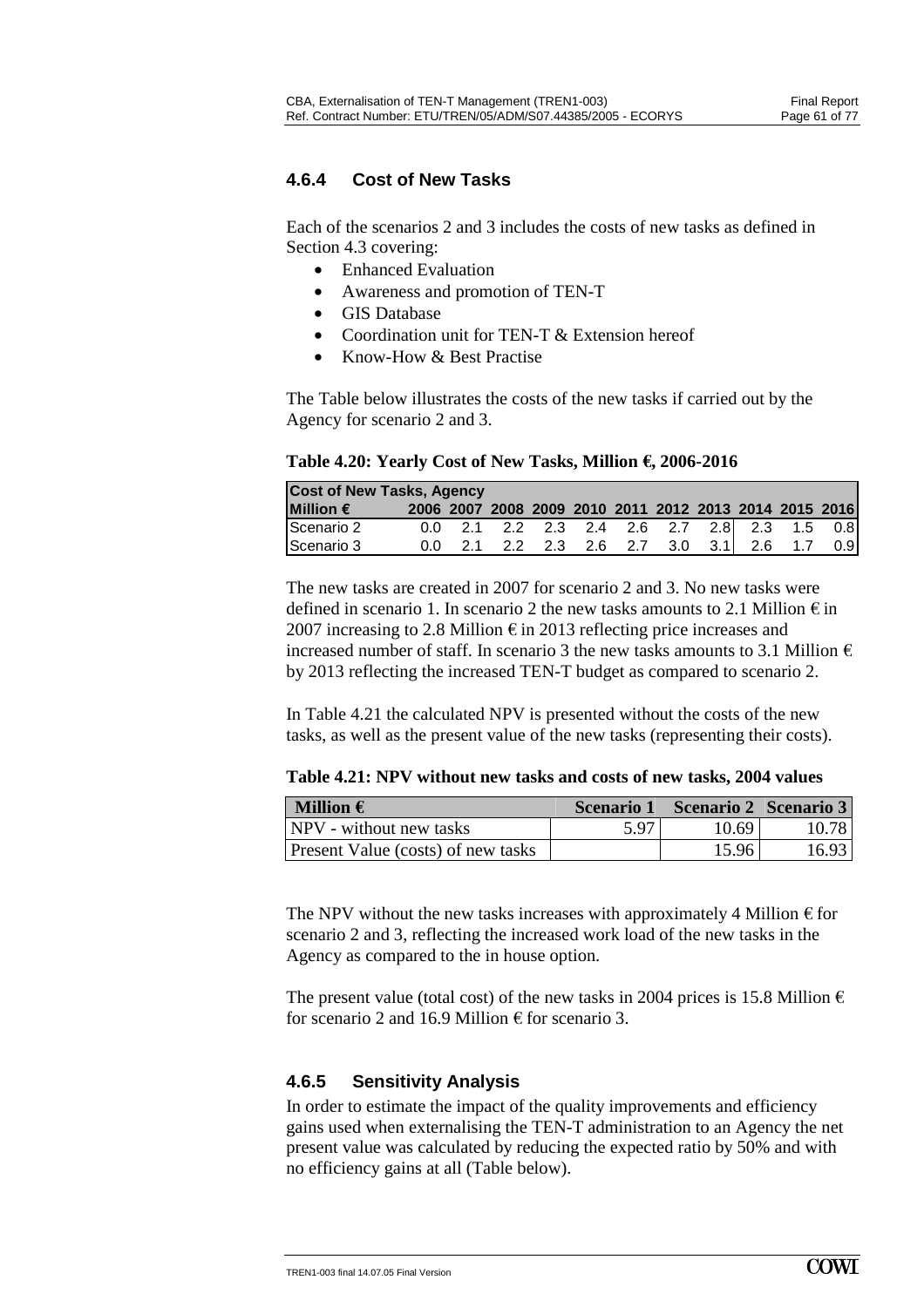### 4.6.4 Cost of New Tasks

Each of the scenarios 2 and 3 includes the costs of new tasks as defined in Section 4.3 covering:

- Enhanced Evaluation
- Awareness and promotion of TEN-T
- GIS Database
- Coordination unit for TEN-T & Extension hereof
- Know-How & Best Practise

The Table below illustrates the costs of the new tasks if carried out by the Agency for scenario 2 and 3.

**Table 4.20: Yearly Cost of New Tasks, Million €, 2006-2016**

| Cost of New Tasks, Agency | | | | | | | | | | | |
|---|---|---|---|---|---|---|---|---|---|---|---|
| Million € | 2006 | 2007 | 2008 | 2009 | 2010 | 2011 | 2012 | 2013 | 2014 | 2015 | 2016 |
| Scenario 2 | 0.0 | 2.1 | 2.2 | 2.3 | 2.4 | 2.6 | 2.7 | 2.8 | 2.3 | 1.5 | 0.8 |
| Scenario 3 | 0.0 | 2.1 | 2.2 | 2.3 | 2.6 | 2.7 | 3.0 | 3.1 | 2.6 | 1.7 | 0.9 |

The new tasks are created in 2007 for scenario 2 and 3. No new tasks were defined in scenario 1. In scenario 2 the new tasks amounts to 2.1 Million € in 2007 increasing to 2.8 Million € in 2013 reflecting price increases and increased number of staff. In scenario 3 the new tasks amounts to 3.1 Million € by 2013 reflecting the increased TEN-T budget as compared to scenario 2.

In Table 4.21 the calculated NPV is presented without the costs of the new tasks, as well as the present value of the new tasks (representing their costs).

**Table 4.21: NPV without new tasks and costs of new tasks, 2004 values**

| Million € | Scenario 1 | Scenario 2 | Scenario 3 |
|---|---|---|---|
| NPV - without new tasks | 5.97 | 10.69 | 10.78 |
| Present Value (costs) of new tasks | | 15.96 | 16.93 |

The NPV without the new tasks increases with approximately 4 Million € for scenario 2 and 3, reflecting the increased work load of the new tasks in the Agency as compared to the in house option.

The present value (total cost) of the new tasks in 2004 prices is 15.8 Million € for scenario 2 and 16.9 Million € for scenario 3.

### 4.6.5 Sensitivity Analysis

In order to estimate the impact of the quality improvements and efficiency gains used when externalising the TEN-T administration to an Agency the net present value was calculated by reducing the expected ratio by 50% and with no efficiency gains at all (Table below).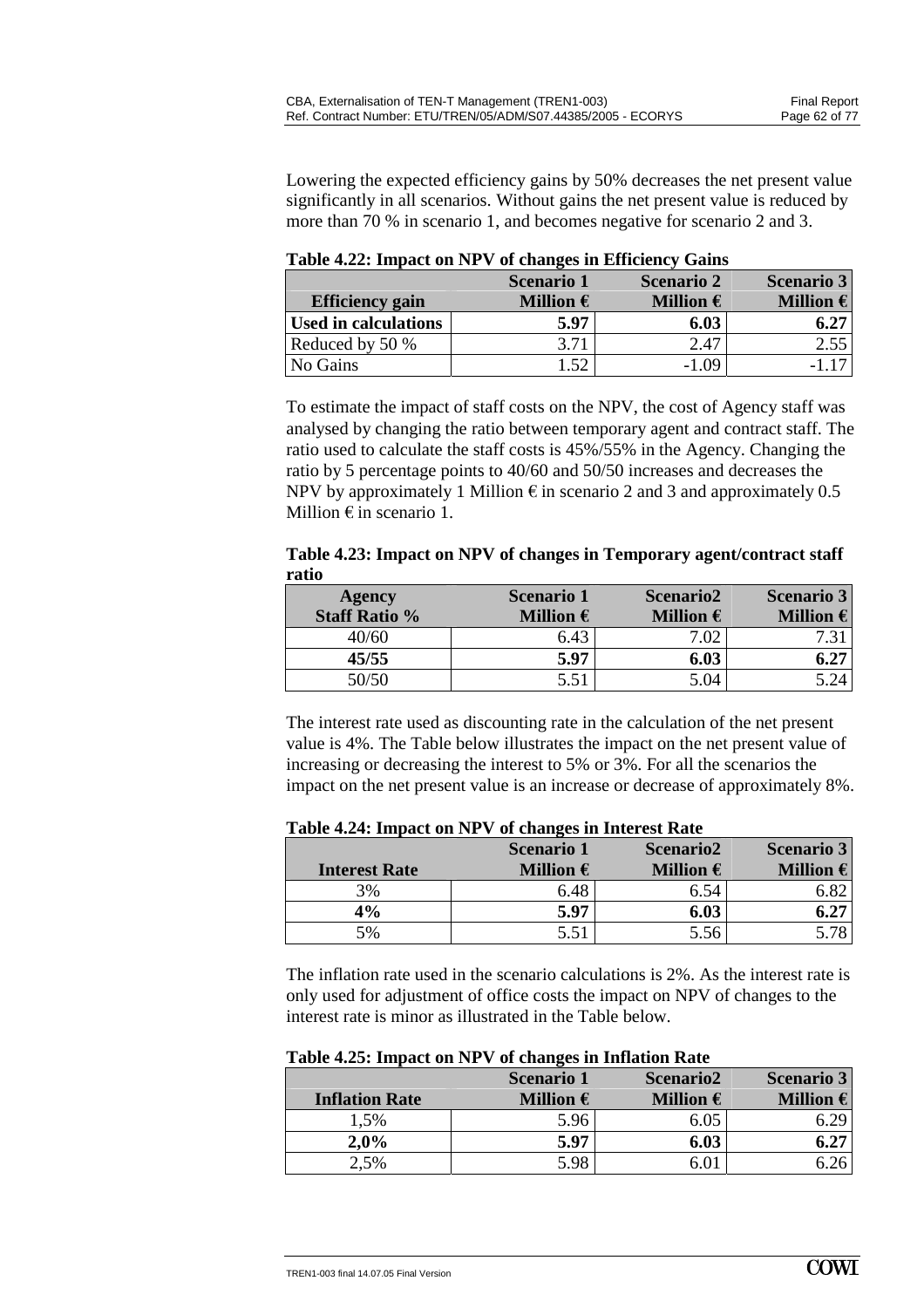Lowering the expected efficiency gains by 50% decreases the net present value significantly in all scenarios. Without gains the net present value is reduced by more than 70 % in scenario 1, and becomes negative for scenario 2 and 3.

**Table 4.22: Impact on NPV of changes in Efficiency Gains**

| Efficiency gain | Scenario 1 Million € | Scenario 2 Million € | Scenario 3 Million € |
|---|---|---|---|
| **Used in calculations** | **5.97** | **6.03** | **6.27** |
| Reduced by 50 % | 3.71 | 2.47 | 2.55 |
| No Gains | 1.52 | -1.09 | -1.17 |

To estimate the impact of staff costs on the NPV, the cost of Agency staff was analysed by changing the ratio between temporary agent and contract staff. The ratio used to calculate the staff costs is 45%/55% in the Agency. Changing the ratio by 5 percentage points to 40/60 and 50/50 increases and decreases the NPV by approximately 1 Million € in scenario 2 and 3 and approximately 0.5 Million € in scenario 1.

**Table 4.23: Impact on NPV of changes in Temporary agent/contract staff ratio**

| Agency Staff Ratio % | Scenario 1 Million € | Scenario2 Million € | Scenario 3 Million € |
|---|---|---|---|
| 40/60 | 6.43 | 7.02 | 7.31 |
| **45/55** | **5.97** | **6.03** | **6.27** |
| 50/50 | 5.51 | 5.04 | 5.24 |

The interest rate used as discounting rate in the calculation of the net present value is 4%. The Table below illustrates the impact on the net present value of increasing or decreasing the interest to 5% or 3%. For all the scenarios the impact on the net present value is an increase or decrease of approximately 8%.

**Table 4.24: Impact on NPV of changes in Interest Rate**

| Interest Rate | Scenario 1 Million € | Scenario2 Million € | Scenario 3 Million € |
|---|---|---|---|
| 3% | 6.48 | 6.54 | 6.82 |
| **4%** | **5.97** | **6.03** | **6.27** |
| 5% | 5.51 | 5.56 | 5.78 |

The inflation rate used in the scenario calculations is 2%. As the interest rate is only used for adjustment of office costs the impact on NPV of changes to the interest rate is minor as illustrated in the Table below.

**Table 4.25: Impact on NPV of changes in Inflation Rate**

| Inflation Rate | Scenario 1 Million € | Scenario2 Million € | Scenario 3 Million € |
|---|---|---|---|
| 1,5% | 5.96 | 6.05 | 6.29 |
| **2,0%** | **5.97** | **6.03** | **6.27** |
| 2,5% | 5.98 | 6.01 | 6.26 |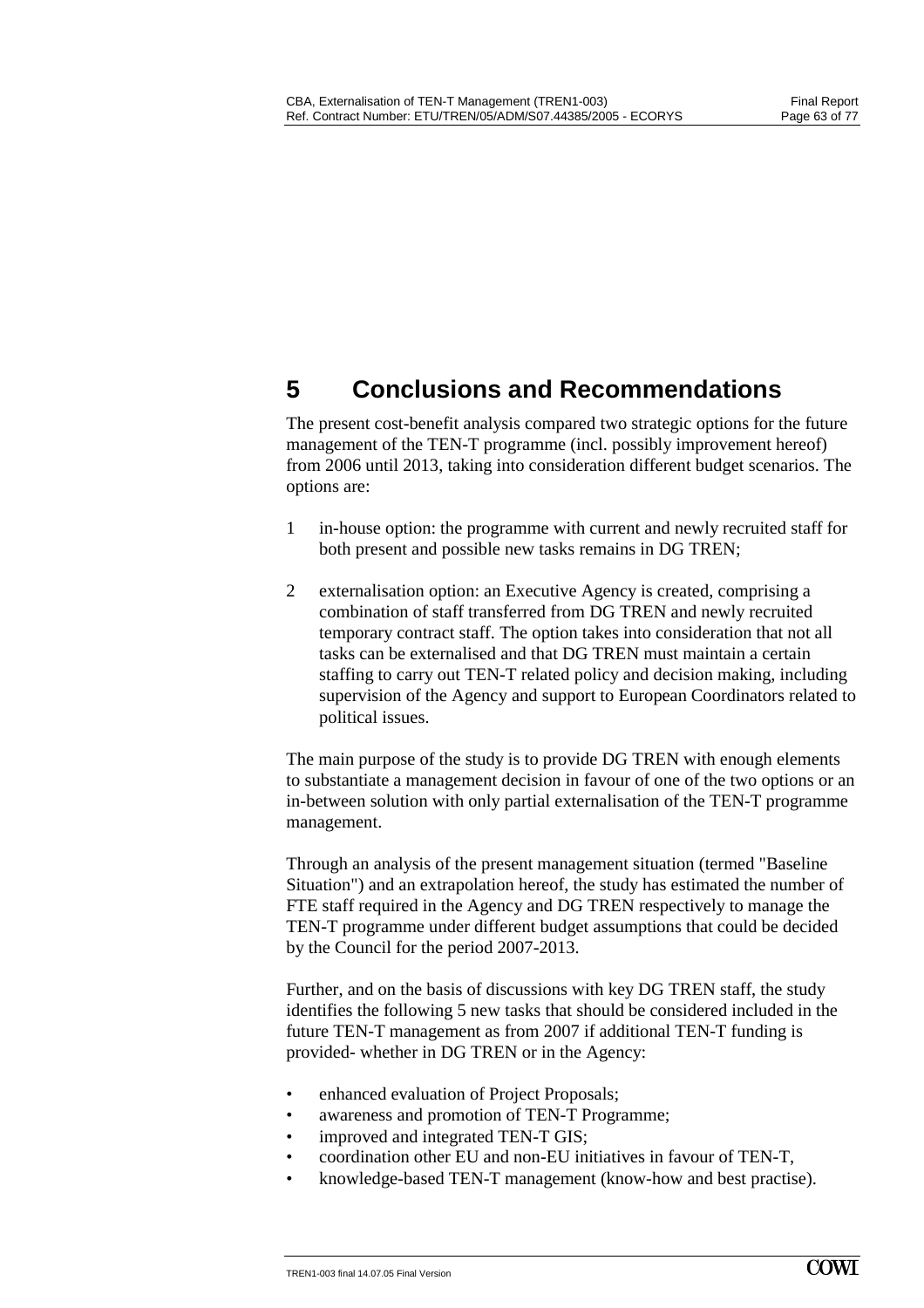# 5 Conclusions and Recommendations

The present cost-benefit analysis compared two strategic options for the future management of the TEN-T programme (incl. possibly improvement hereof) from 2006 until 2013, taking into consideration different budget scenarios. The options are:

1. in-house option: the programme with current and newly recruited staff for both present and possible new tasks remains in DG TREN;

2. externalisation option: an Executive Agency is created, comprising a combination of staff transferred from DG TREN and newly recruited temporary contract staff. The option takes into consideration that not all tasks can be externalised and that DG TREN must maintain a certain staffing to carry out TEN-T related policy and decision making, including supervision of the Agency and support to European Coordinators related to political issues.

The main purpose of the study is to provide DG TREN with enough elements to substantiate a management decision in favour of one of the two options or an in-between solution with only partial externalisation of the TEN-T programme management.

Through an analysis of the present management situation (termed "Baseline Situation") and an extrapolation hereof, the study has estimated the number of FTE staff required in the Agency and DG TREN respectively to manage the TEN-T programme under different budget assumptions that could be decided by the Council for the period 2007-2013.

Further, and on the basis of discussions with key DG TREN staff, the study identifies the following 5 new tasks that should be considered included in the future TEN-T management as from 2007 if additional TEN-T funding is provided- whether in DG TREN or in the Agency:

- enhanced evaluation of Project Proposals;
- awareness and promotion of TEN-T Programme;
- improved and integrated TEN-T GIS;
- coordination other EU and non-EU initiatives in favour of TEN-T,
- knowledge-based TEN-T management (know-how and best practise).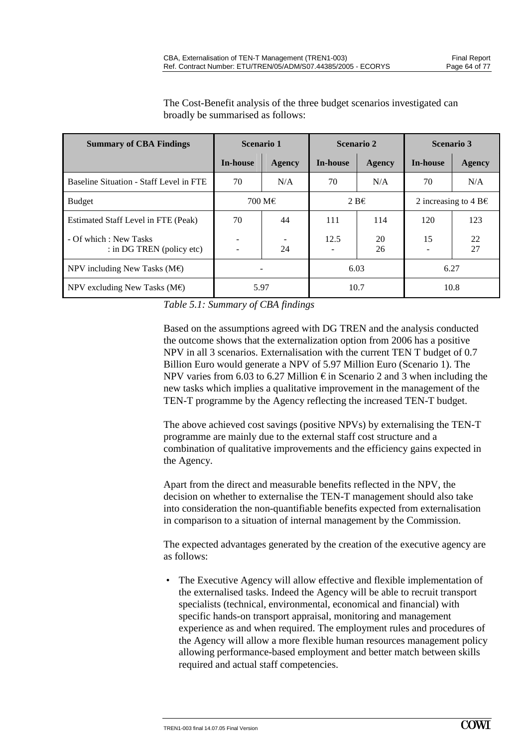The Cost-Benefit analysis of the three budget scenarios investigated can broadly be summarised as follows:

| Summary of CBA Findings | Scenario 1 | | Scenario 2 | | Scenario 3 | |
|---|---|---|---|---|---|---|
| | In-house | Agency | In-house | Agency | In-house | Agency |
| Baseline Situation - Staff Level in FTE | 70 | N/A | 70 | N/A | 70 | N/A |
| Budget | 700 M€ | | 2 B€ | | 2 increasing to 4 B€ | |
| Estimated Staff Level in FTE (Peak) | 70 | 44 | 111 | 114 | 120 | 123 |
| - Of which : New Tasks | - | - | 12.5 | 20 | 15 | 22 |
| : in DG TREN (policy etc) | - | 24 | - | 26 | - | 27 |
| NPV including New Tasks (M€) | - | | 6.03 | | 6.27 | |
| NPV excluding New Tasks (M€) | 5.97 | | 10.7 | | 10.8 | |

*Table 5.1: Summary of CBA findings*

Based on the assumptions agreed with DG TREN and the analysis conducted the outcome shows that the externalization option from 2006 has a positive NPV in all 3 scenarios. Externalisation with the current TEN T budget of 0.7 Billion Euro would generate a NPV of 5.97 Million Euro (Scenario 1). The NPV varies from 6.03 to 6.27 Million € in Scenario 2 and 3 when including the new tasks which implies a qualitative improvement in the management of the TEN-T programme by the Agency reflecting the increased TEN-T budget.

The above achieved cost savings (positive NPVs) by externalising the TEN-T programme are mainly due to the external staff cost structure and a combination of qualitative improvements and the efficiency gains expected in the Agency.

Apart from the direct and measurable benefits reflected in the NPV, the decision on whether to externalise the TEN-T management should also take into consideration the non-quantifiable benefits expected from externalisation in comparison to a situation of internal management by the Commission.

The expected advantages generated by the creation of the executive agency are as follows:

- The Executive Agency will allow effective and flexible implementation of the externalised tasks. Indeed the Agency will be able to recruit transport specialists (technical, environmental, economical and financial) with specific hands-on transport appraisal, monitoring and management experience as and when required. The employment rules and procedures of the Agency will allow a more flexible human resources management policy allowing performance-based employment and better match between skills required and actual staff competencies.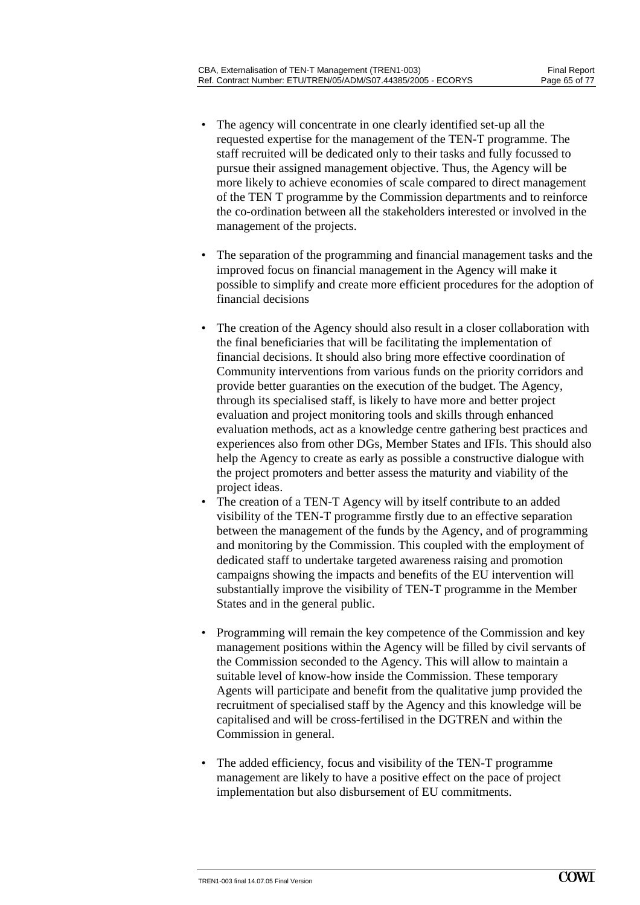- The agency will concentrate in one clearly identified set-up all the requested expertise for the management of the TEN-T programme. The staff recruited will be dedicated only to their tasks and fully focussed to pursue their assigned management objective. Thus, the Agency will be more likely to achieve economies of scale compared to direct management of the TEN T programme by the Commission departments and to reinforce the co-ordination between all the stakeholders interested or involved in the management of the projects.

- The separation of the programming and financial management tasks and the improved focus on financial management in the Agency will make it possible to simplify and create more efficient procedures for the adoption of financial decisions

- The creation of the Agency should also result in a closer collaboration with the final beneficiaries that will be facilitating the implementation of financial decisions. It should also bring more effective coordination of Community interventions from various funds on the priority corridors and provide better guaranties on the execution of the budget. The Agency, through its specialised staff, is likely to have more and better project evaluation and project monitoring tools and skills through enhanced evaluation methods, act as a knowledge centre gathering best practices and experiences also from other DGs, Member States and IFIs. This should also help the Agency to create as early as possible a constructive dialogue with the project promoters and better assess the maturity and viability of the project ideas.
- The creation of a TEN-T Agency will by itself contribute to an added visibility of the TEN-T programme firstly due to an effective separation between the management of the funds by the Agency, and of programming and monitoring by the Commission. This coupled with the employment of dedicated staff to undertake targeted awareness raising and promotion campaigns showing the impacts and benefits of the EU intervention will substantially improve the visibility of TEN-T programme in the Member States and in the general public.

- Programming will remain the key competence of the Commission and key management positions within the Agency will be filled by civil servants of the Commission seconded to the Agency. This will allow to maintain a suitable level of know-how inside the Commission. These temporary Agents will participate and benefit from the qualitative jump provided the recruitment of specialised staff by the Agency and this knowledge will be capitalised and will be cross-fertilised in the DGTREN and within the Commission in general.

- The added efficiency, focus and visibility of the TEN-T programme management are likely to have a positive effect on the pace of project implementation but also disbursement of EU commitments.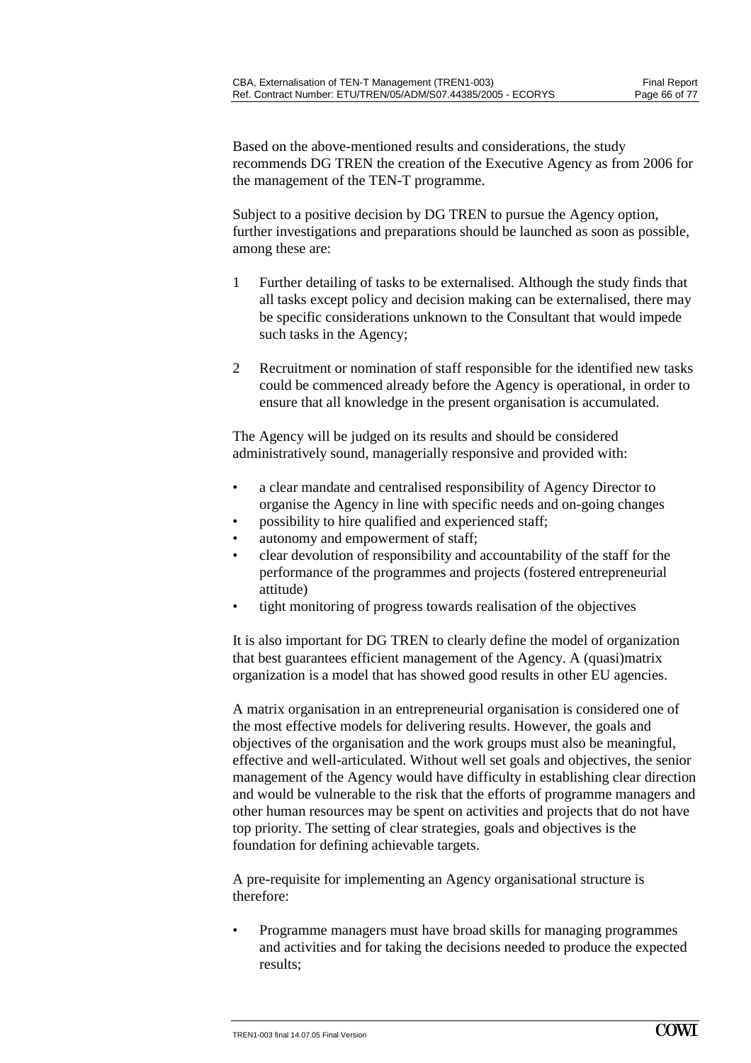Based on the above-mentioned results and considerations, the study recommends DG TREN the creation of the Executive Agency as from 2006 for the management of the TEN-T programme.

Subject to a positive decision by DG TREN to pursue the Agency option, further investigations and preparations should be launched as soon as possible, among these are:

1. Further detailing of tasks to be externalised. Although the study finds that all tasks except policy and decision making can be externalised, there may be specific considerations unknown to the Consultant that would impede such tasks in the Agency;

2. Recruitment or nomination of staff responsible for the identified new tasks could be commenced already before the Agency is operational, in order to ensure that all knowledge in the present organisation is accumulated.

The Agency will be judged on its results and should be considered administratively sound, managerially responsive and provided with:

- a clear mandate and centralised responsibility of Agency Director to organise the Agency in line with specific needs and on-going changes
- possibility to hire qualified and experienced staff;
- autonomy and empowerment of staff;
- clear devolution of responsibility and accountability of the staff for the performance of the programmes and projects (fostered entrepreneurial attitude)
- tight monitoring of progress towards realisation of the objectives

It is also important for DG TREN to clearly define the model of organization that best guarantees efficient management of the Agency. A (quasi)matrix organization is a model that has showed good results in other EU agencies.

A matrix organisation in an entrepreneurial organisation is considered one of the most effective models for delivering results. However, the goals and objectives of the organisation and the work groups must also be meaningful, effective and well-articulated. Without well set goals and objectives, the senior management of the Agency would have difficulty in establishing clear direction and would be vulnerable to the risk that the efforts of programme managers and other human resources may be spent on activities and projects that do not have top priority. The setting of clear strategies, goals and objectives is the foundation for defining achievable targets.

A pre-requisite for implementing an Agency organisational structure is therefore:

- Programme managers must have broad skills for managing programmes and activities and for taking the decisions needed to produce the expected results;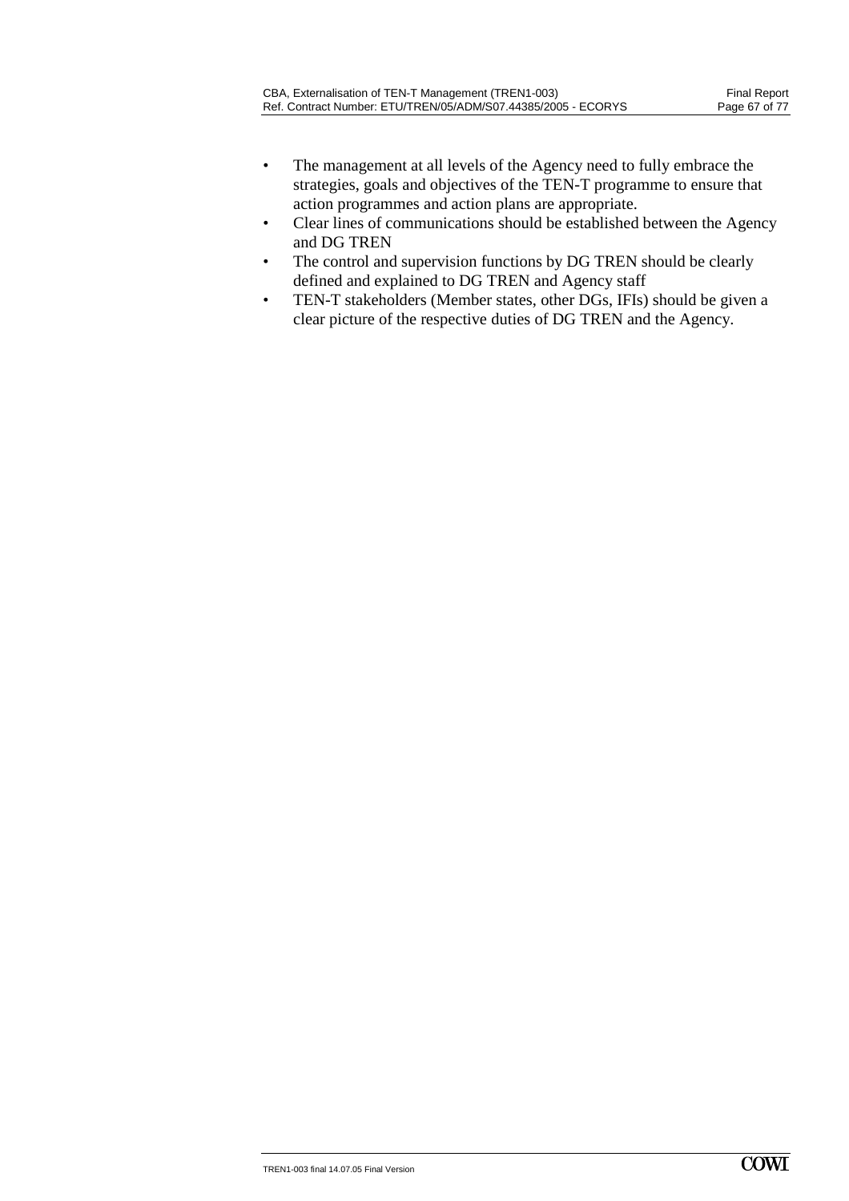- The management at all levels of the Agency need to fully embrace the strategies, goals and objectives of the TEN-T programme to ensure that action programmes and action plans are appropriate.
- Clear lines of communications should be established between the Agency and DG TREN
- The control and supervision functions by DG TREN should be clearly defined and explained to DG TREN and Agency staff
- TEN-T stakeholders (Member states, other DGs, IFIs) should be given a clear picture of the respective duties of DG TREN and the Agency.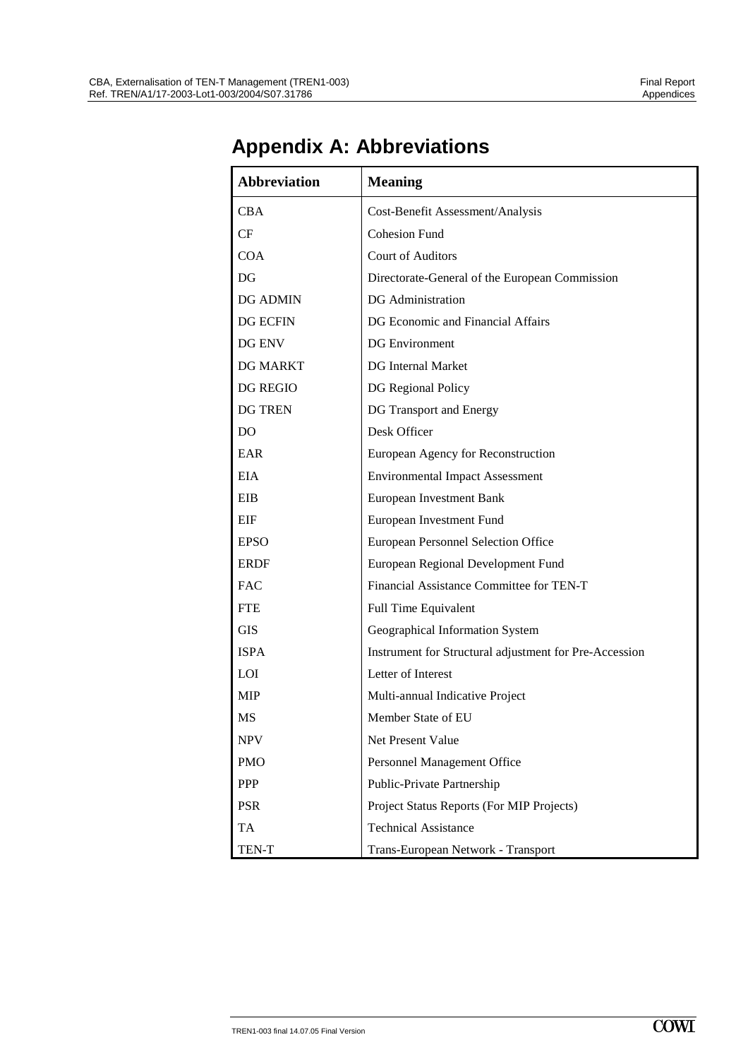# Appendix A: Abbreviations

| Abbreviation | Meaning |
|---|---|
| CBA | Cost-Benefit Assessment/Analysis |
| CF | Cohesion Fund |
| COA | Court of Auditors |
| DG | Directorate-General of the European Commission |
| DG ADMIN | DG Administration |
| DG ECFIN | DG Economic and Financial Affairs |
| DG ENV | DG Environment |
| DG MARKT | DG Internal Market |
| DG REGIO | DG Regional Policy |
| DG TREN | DG Transport and Energy |
| DO | Desk Officer |
| EAR | European Agency for Reconstruction |
| EIA | Environmental Impact Assessment |
| EIB | European Investment Bank |
| EIF | European Investment Fund |
| EPSO | European Personnel Selection Office |
| ERDF | European Regional Development Fund |
| FAC | Financial Assistance Committee for TEN-T |
| FTE | Full Time Equivalent |
| GIS | Geographical Information System |
| ISPA | Instrument for Structural adjustment for Pre-Accession |
| LOI | Letter of Interest |
| MIP | Multi-annual Indicative Project |
| MS | Member State of EU |
| NPV | Net Present Value |
| PMO | Personnel Management Office |
| PPP | Public-Private Partnership |
| PSR | Project Status Reports (For MIP Projects) |
| TA | Technical Assistance |
| TEN-T | Trans-European Network - Transport |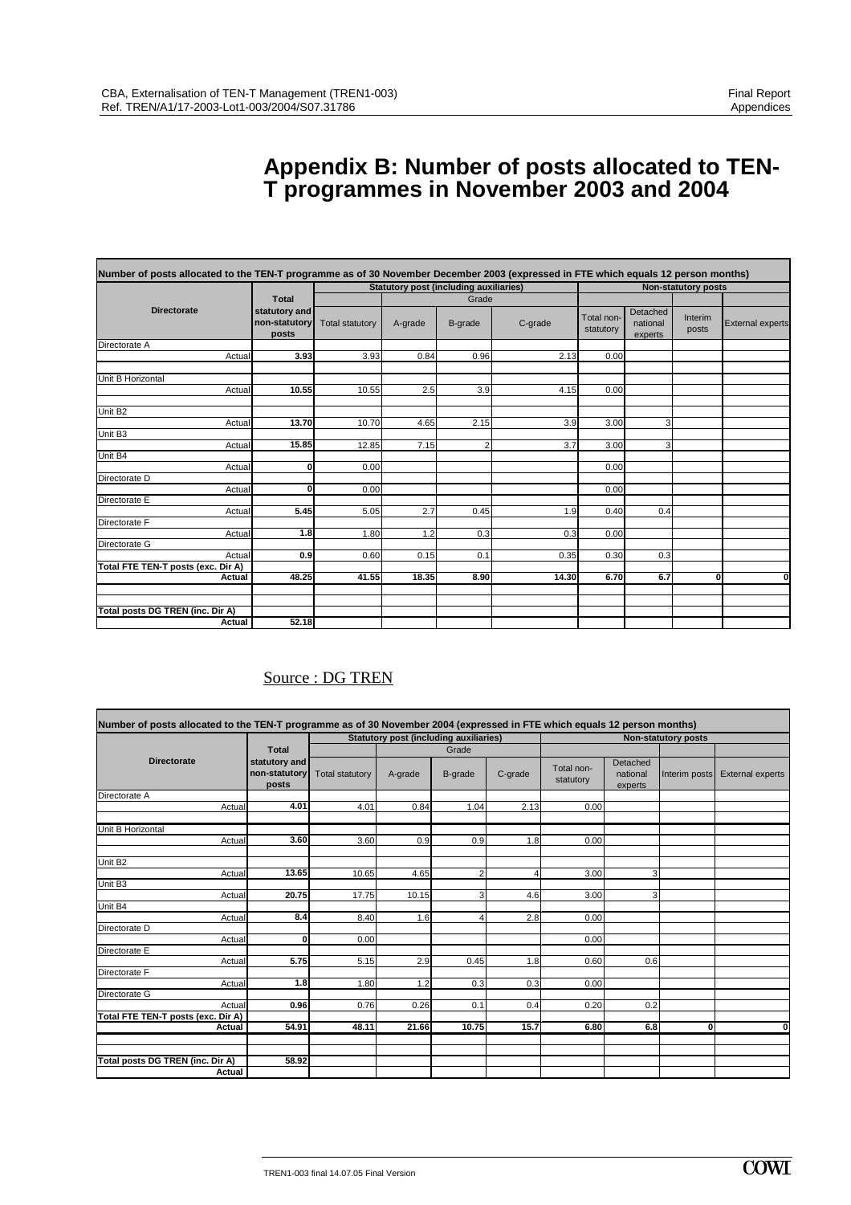# Appendix B: Number of posts allocated to TEN-T programmes in November 2003 and 2004

| Number of posts allocated to the TEN-T programme as of 30 November December 2003 (expressed in FTE which equals 12 person months) | | | | | | | | | | |
|---|---|---|---|---|---|---|---|---|---|---|
| Directorate | Total statutory and non-statutory posts | Statutory post (including auxiliaries) | | | | Non-statutory posts | | | | |
| | | Total statutory | Grade | | | Total non-statutory | Detached national experts | Interim posts | External experts | |
| | | | A-grade | B-grade | C-grade | | | | | |
| Directorate A | | | | | | | | | | |
| Actual | 3.93 | 3.93 | 0.84 | 0.96 | 2.13 | 0.00 | | | | |
| Unit B Horizontal | | | | | | | | | | |
| Actual | 10.55 | 10.55 | 2.5 | 3.9 | 4.15 | 0.00 | | | | |
| Unit B2 | | | | | | | | | | |
| Actual | 13.70 | 10.70 | 4.65 | 2.15 | 3.9 | 3.00 | 3 | | | |
| Unit B3 | | | | | | | | | | |
| Actual | 15.85 | 12.85 | 7.15 | 2 | 3.7 | 3.00 | 3 | | | |
| Unit B4 | | | | | | | | | | |
| Actual | 0 | 0.00 | | | | 0.00 | | | | |
| Directorate D | | | | | | | | | | |
| Actual | 0 | 0.00 | | | | 0.00 | | | | |
| Directorate E | | | | | | | | | | |
| Actual | 5.45 | 5.05 | 2.7 | 0.45 | 1.9 | 0.40 | 0.4 | | | |
| Directorate F | | | | | | | | | | |
| Actual | 1.8 | 1.80 | 1.2 | 0.3 | 0.3 | 0.00 | | | | |
| Directorate G | | | | | | | | | | |
| Actual | 0.9 | 0.60 | 0.15 | 0.1 | 0.35 | 0.30 | 0.3 | | | |
| Total FTE TEN-T posts (exc. Dir A) | | | | | | | | | | |
| Actual | 48.25 | 41.55 | 18.35 | 8.90 | 14.30 | 6.70 | 6.7 | 0 | 0 | |
| Total posts DG TREN (inc. Dir A) | | | | | | | | | | |
| Actual | 52.18 | | | | | | | | | |

Source : DG TREN

| Number of posts allocated to the TEN-T programme as of 30 November 2004 (expressed in FTE which equals 12 person months) | | | | | | | | | |
|---|---|---|---|---|---|---|---|---|---|
| Directorate | Total statutory and non-statutory posts | Statutory post (including auxiliaries) | | | | Non-statutory posts | | | |
| | | Total statutory | Grade | | | Total non-statutory | Detached national experts | Interim posts | External experts |
| | | | A-grade | B-grade | C-grade | | | | |
| Directorate A | | | | | | | | | |
| Actual | 4.01 | 4.01 | 0.84 | 1.04 | 2.13 | 0.00 | | | |
| Unit B Horizontal | | | | | | | | | |
| Actual | 3.60 | 3.60 | 0.9 | 0.9 | 1.8 | 0.00 | | | |
| Unit B2 | | | | | | | | | |
| Actual | 13.65 | 10.65 | 4.65 | 2 | 4 | 3.00 | 3 | | |
| Unit B3 | | | | | | | | | |
| Actual | 20.75 | 17.75 | 10.15 | 3 | 4.6 | 3.00 | 3 | | |
| Unit B4 | | | | | | | | | |
| Actual | 8.4 | 8.40 | 1.6 | 4 | 2.8 | 0.00 | | | |
| Directorate D | | | | | | | | | |
| Actual | 0 | 0.00 | | | | 0.00 | | | |
| Directorate E | | | | | | | | | |
| Actual | 5.75 | 5.15 | 2.9 | 0.45 | 1.8 | 0.60 | 0.6 | | |
| Directorate F | | | | | | | | | |
| Actual | 1.8 | 1.80 | 1.2 | 0.3 | 0.3 | 0.00 | | | |
| Directorate G | | | | | | | | | |
| Actual | 0.96 | 0.76 | 0.26 | 0.1 | 0.4 | 0.20 | 0.2 | | |
| Total FTE TEN-T posts (exc. Dir A) | | | | | | | | | |
| Actual | 54.91 | 48.11 | 21.66 | 10.75 | 15.7 | 6.80 | 6.8 | 0 | 0 |
| Total posts DG TREN (inc. Dir A) | 58.92 | | | | | | | | |
| Actual | | | | | | | | | |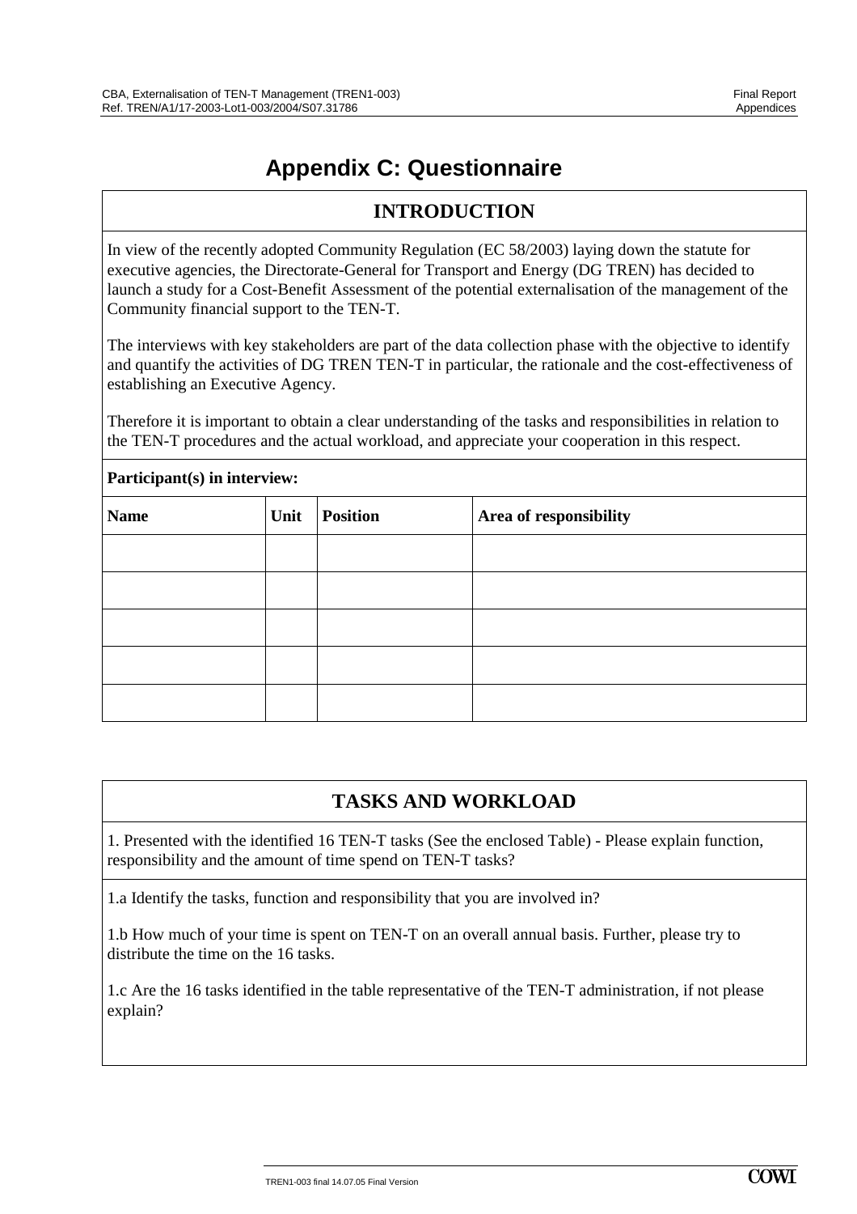# Appendix C: Questionnaire

## INTRODUCTION

In view of the recently adopted Community Regulation (EC 58/2003) laying down the statute for executive agencies, the Directorate-General for Transport and Energy (DG TREN) has decided to launch a study for a Cost-Benefit Assessment of the potential externalisation of the management of the Community financial support to the TEN-T.

The interviews with key stakeholders are part of the data collection phase with the objective to identify and quantify the activities of DG TREN TEN-T in particular, the rationale and the cost-effectiveness of establishing an Executive Agency.

Therefore it is important to obtain a clear understanding of the tasks and responsibilities in relation to the TEN-T procedures and the actual workload, and appreciate your cooperation in this respect.

**Participant(s) in interview:**

| Name | Unit | Position | Area of responsibility |
|---|---|---|---|
| | | | |
| | | | |
| | | | |
| | | | |
| | | | |

## TASKS AND WORKLOAD

1. Presented with the identified 16 TEN-T tasks (See the enclosed Table) - Please explain function, responsibility and the amount of time spend on TEN-T tasks?

1.a Identify the tasks, function and responsibility that you are involved in?

1.b How much of your time is spent on TEN-T on an overall annual basis. Further, please try to distribute the time on the 16 tasks.

1.c Are the 16 tasks identified in the table representative of the TEN-T administration, if not please explain?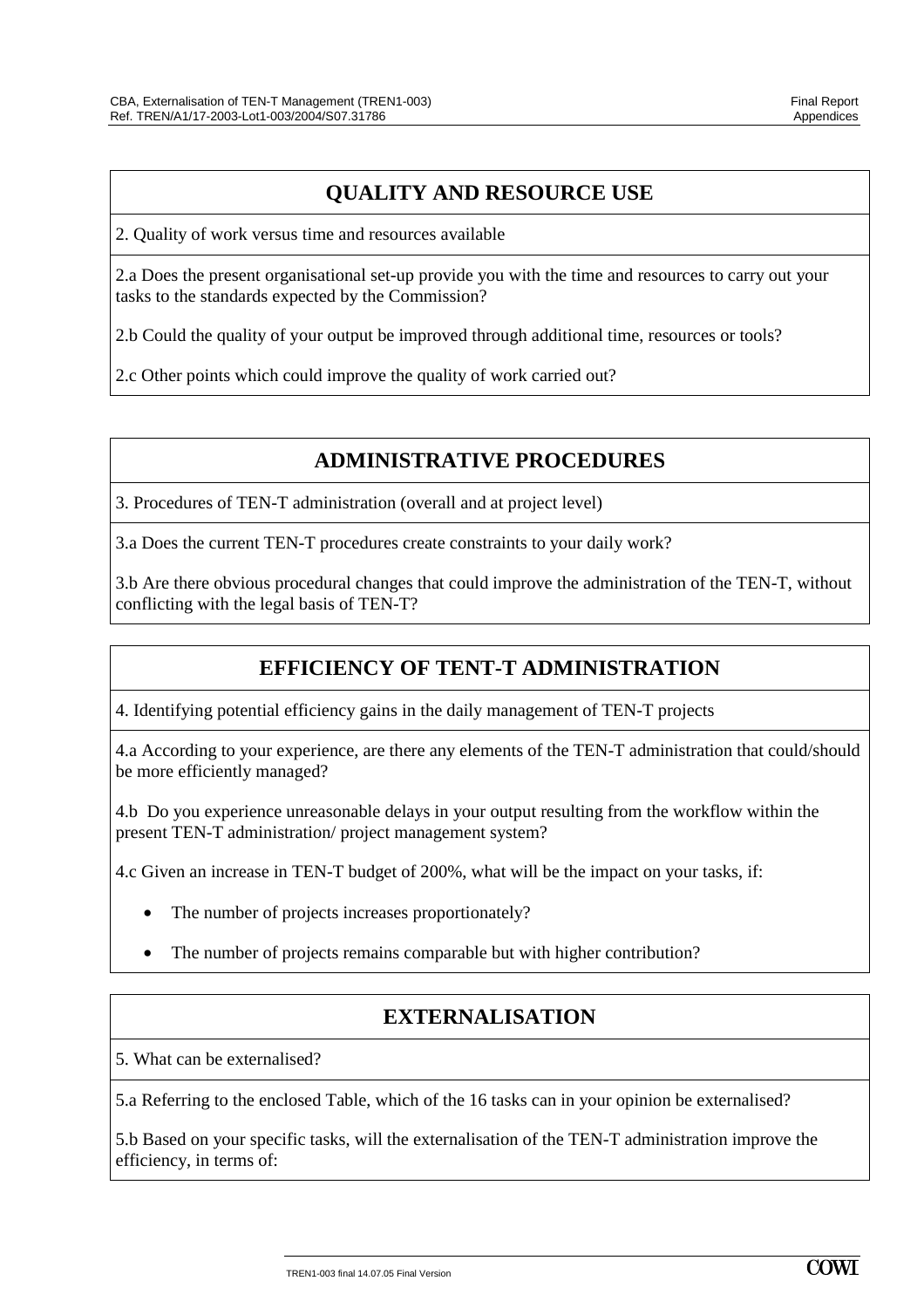## QUALITY AND RESOURCE USE

2. Quality of work versus time and resources available

2.a Does the present organisational set-up provide you with the time and resources to carry out your tasks to the standards expected by the Commission?

2.b Could the quality of your output be improved through additional time, resources or tools?

2.c Other points which could improve the quality of work carried out?

## ADMINISTRATIVE PROCEDURES

3. Procedures of TEN-T administration (overall and at project level)

3.a Does the current TEN-T procedures create constraints to your daily work?

3.b Are there obvious procedural changes that could improve the administration of the TEN-T, without conflicting with the legal basis of TEN-T?

## EFFICIENCY OF TENT-T ADMINISTRATION

4. Identifying potential efficiency gains in the daily management of TEN-T projects

4.a According to your experience, are there any elements of the TEN-T administration that could/should be more efficiently managed?

4.b Do you experience unreasonable delays in your output resulting from the workflow within the present TEN-T administration/ project management system?

4.c Given an increase in TEN-T budget of 200%, what will be the impact on your tasks, if:

- The number of projects increases proportionately?
- The number of projects remains comparable but with higher contribution?

## EXTERNALISATION

5. What can be externalised?

5.a Referring to the enclosed Table, which of the 16 tasks can in your opinion be externalised?

5.b Based on your specific tasks, will the externalisation of the TEN-T administration improve the efficiency, in terms of: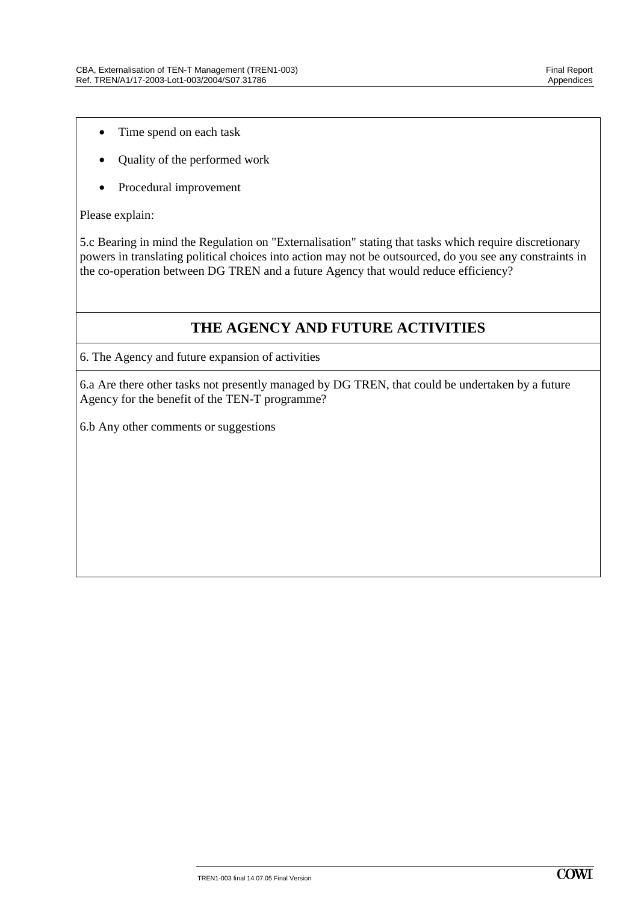- Time spend on each task
- Quality of the performed work
- Procedural improvement

Please explain:

5.c Bearing in mind the Regulation on "Externalisation" stating that tasks which require discretionary powers in translating political choices into action may not be outsourced, do you see any constraints in the co-operation between DG TREN and a future Agency that would reduce efficiency?

## THE AGENCY AND FUTURE ACTIVITIES

6. The Agency and future expansion of activities

6.a Are there other tasks not presently managed by DG TREN, that could be undertaken by a future Agency for the benefit of the TEN-T programme?

6.b Any other comments or suggestions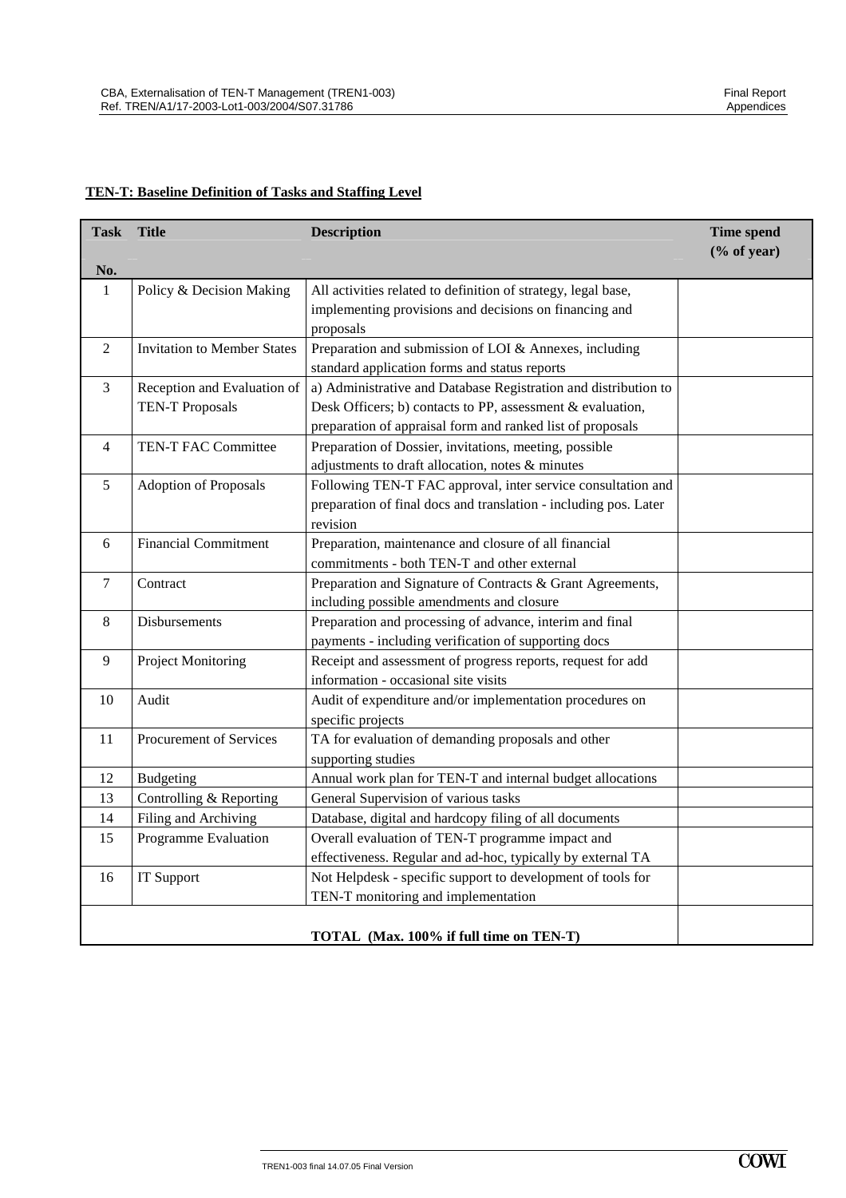**TEN-T: Baseline Definition of Tasks and Staffing Level**

| Task No. | Title | Description | Time spend (% of year) |
|---|---|---|---|
| 1 | Policy & Decision Making | All activities related to definition of strategy, legal base, implementing provisions and decisions on financing and proposals | |
| 2 | Invitation to Member States | Preparation and submission of LOI & Annexes, including standard application forms and status reports | |
| 3 | Reception and Evaluation of TEN-T Proposals | a) Administrative and Database Registration and distribution to Desk Officers; b) contacts to PP, assessment & evaluation, preparation of appraisal form and ranked list of proposals | |
| 4 | TEN-T FAC Committee | Preparation of Dossier, invitations, meeting, possible adjustments to draft allocation, notes & minutes | |
| 5 | Adoption of Proposals | Following TEN-T FAC approval, inter service consultation and preparation of final docs and translation - including pos. Later revision | |
| 6 | Financial Commitment | Preparation, maintenance and closure of all financial commitments - both TEN-T and other external | |
| 7 | Contract | Preparation and Signature of Contracts & Grant Agreements, including possible amendments and closure | |
| 8 | Disbursements | Preparation and processing of advance, interim and final payments - including verification of supporting docs | |
| 9 | Project Monitoring | Receipt and assessment of progress reports, request for add information - occasional site visits | |
| 10 | Audit | Audit of expenditure and/or implementation procedures on specific projects | |
| 11 | Procurement of Services | TA for evaluation of demanding proposals and other supporting studies | |
| 12 | Budgeting | Annual work plan for TEN-T and internal budget allocations | |
| 13 | Controlling & Reporting | General Supervision of various tasks | |
| 14 | Filing and Archiving | Database, digital and hardcopy filing of all documents | |
| 15 | Programme Evaluation | Overall evaluation of TEN-T programme impact and effectiveness. Regular and ad-hoc, typically by external TA | |
| 16 | IT Support | Not Helpdesk - specific support to development of tools for TEN-T monitoring and implementation | |
| | | **TOTAL (Max. 100% if full time on TEN-T)** | |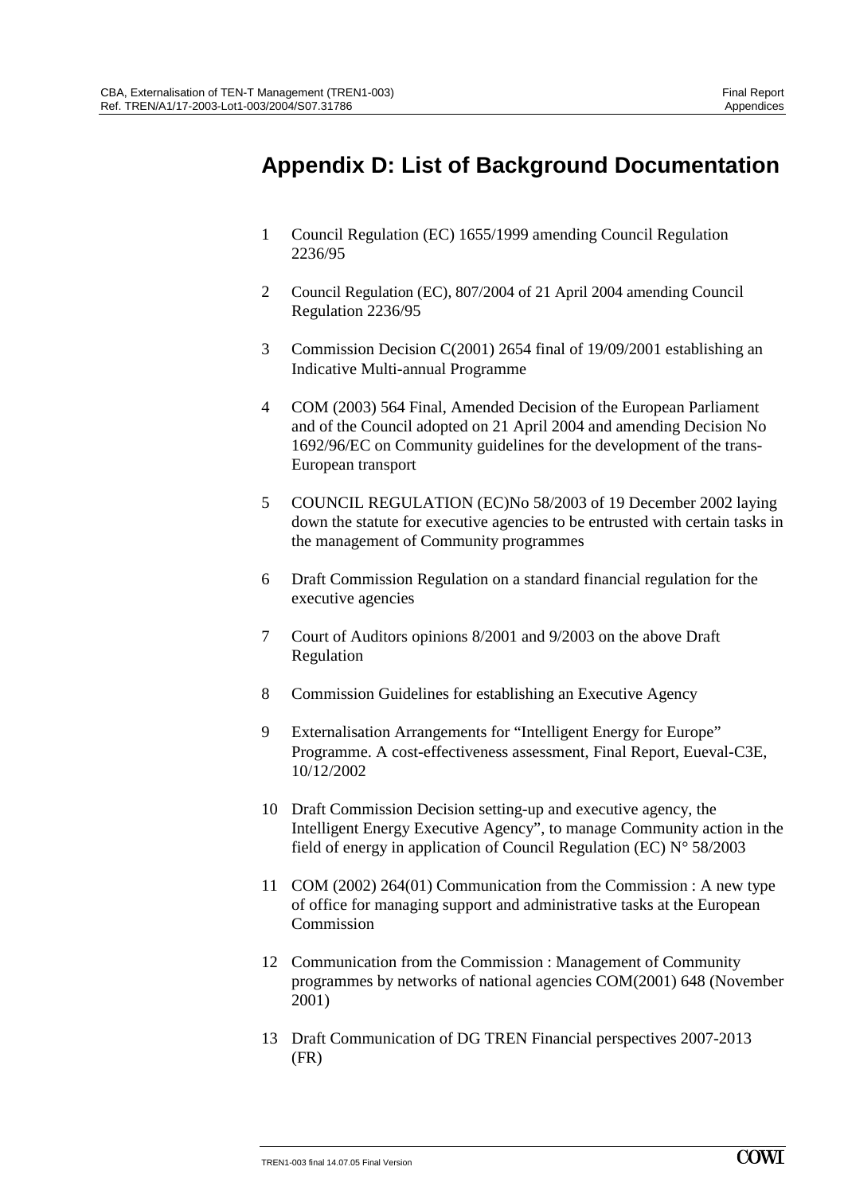# Appendix D: List of Background Documentation

1 Council Regulation (EC) 1655/1999 amending Council Regulation 2236/95

2 Council Regulation (EC), 807/2004 of 21 April 2004 amending Council Regulation 2236/95

3 Commission Decision C(2001) 2654 final of 19/09/2001 establishing an Indicative Multi-annual Programme

4 COM (2003) 564 Final, Amended Decision of the European Parliament and of the Council adopted on 21 April 2004 and amending Decision No 1692/96/EC on Community guidelines for the development of the trans-European transport

5 COUNCIL REGULATION (EC)No 58/2003 of 19 December 2002 laying down the statute for executive agencies to be entrusted with certain tasks in the management of Community programmes

6 Draft Commission Regulation on a standard financial regulation for the executive agencies

7 Court of Auditors opinions 8/2001 and 9/2003 on the above Draft Regulation

8 Commission Guidelines for establishing an Executive Agency

9 Externalisation Arrangements for "Intelligent Energy for Europe" Programme. A cost-effectiveness assessment, Final Report, Eueval-C3E, 10/12/2002

10 Draft Commission Decision setting-up and executive agency, the Intelligent Energy Executive Agency", to manage Community action in the field of energy in application of Council Regulation (EC) N° 58/2003

11 COM (2002) 264(01) Communication from the Commission : A new type of office for managing support and administrative tasks at the European Commission

12 Communication from the Commission : Management of Community programmes by networks of national agencies COM(2001) 648 (November 2001)

13 Draft Communication of DG TREN Financial perspectives 2007-2013 (FR)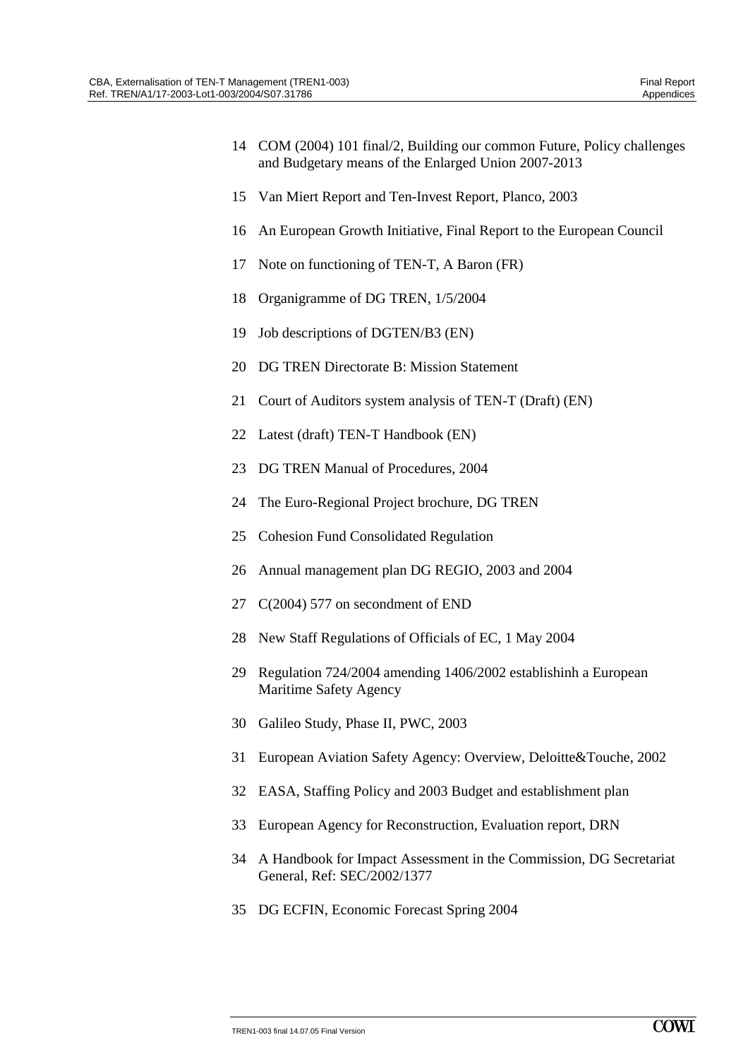14 COM (2004) 101 final/2, Building our common Future, Policy challenges and Budgetary means of the Enlarged Union 2007-2013

15 Van Miert Report and Ten-Invest Report, Planco, 2003

16 An European Growth Initiative, Final Report to the European Council

17 Note on functioning of TEN-T, A Baron (FR)

18 Organigramme of DG TREN, 1/5/2004

19 Job descriptions of DGTEN/B3 (EN)

20 DG TREN Directorate B: Mission Statement

21 Court of Auditors system analysis of TEN-T (Draft) (EN)

22 Latest (draft) TEN-T Handbook (EN)

23 DG TREN Manual of Procedures, 2004

24 The Euro-Regional Project brochure, DG TREN

25 Cohesion Fund Consolidated Regulation

26 Annual management plan DG REGIO, 2003 and 2004

27 C(2004) 577 on secondment of END

28 New Staff Regulations of Officials of EC, 1 May 2004

29 Regulation 724/2004 amending 1406/2002 establishinh a European Maritime Safety Agency

30 Galileo Study, Phase II, PWC, 2003

31 European Aviation Safety Agency: Overview, Deloitte&Touche, 2002

32 EASA, Staffing Policy and 2003 Budget and establishment plan

33 European Agency for Reconstruction, Evaluation report, DRN

34 A Handbook for Impact Assessment in the Commission, DG Secretariat General, Ref: SEC/2002/1377

35 DG ECFIN, Economic Forecast Spring 2004